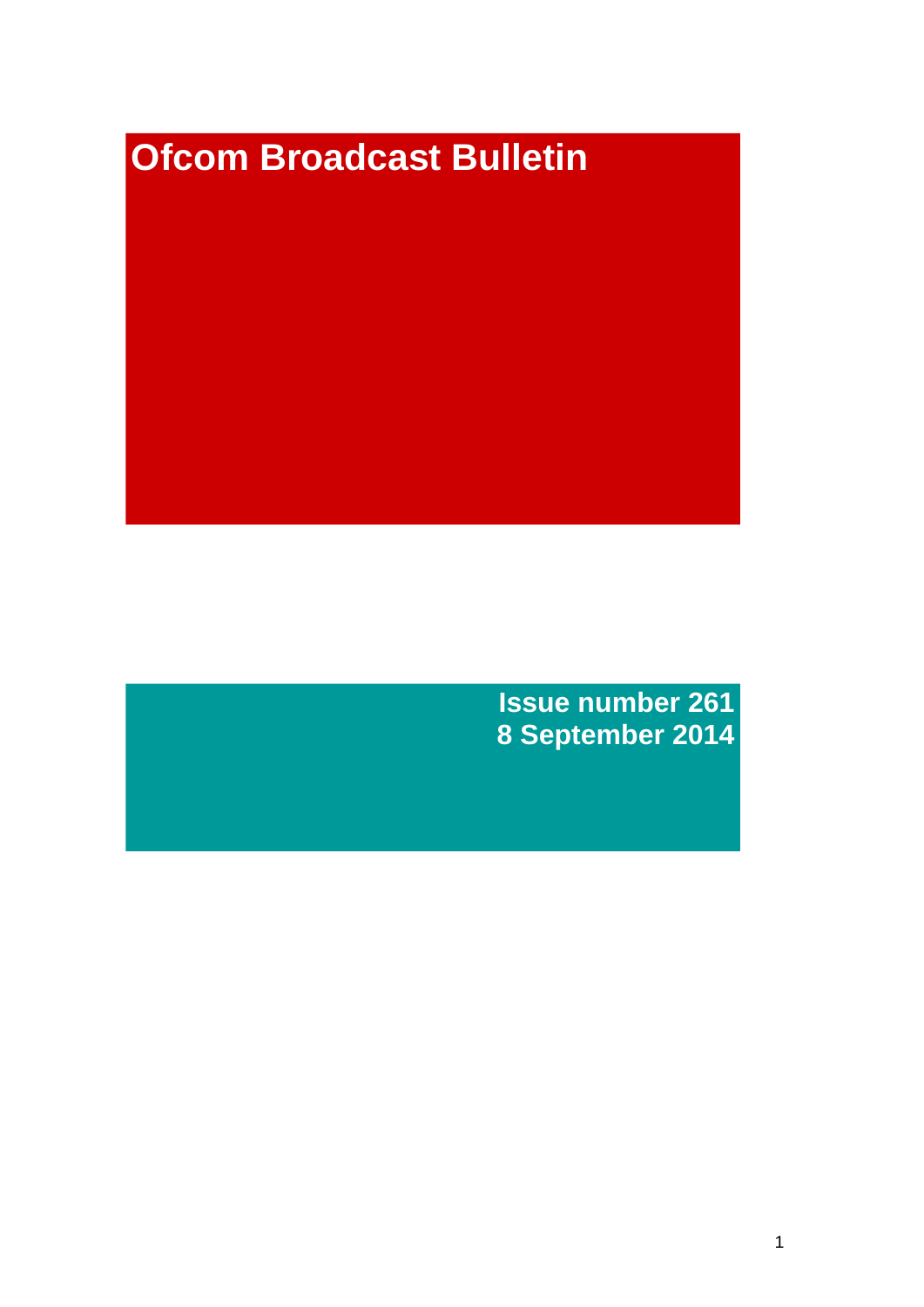# Ofcom Broadcast Bulletin

Issue number 261
8 September 2014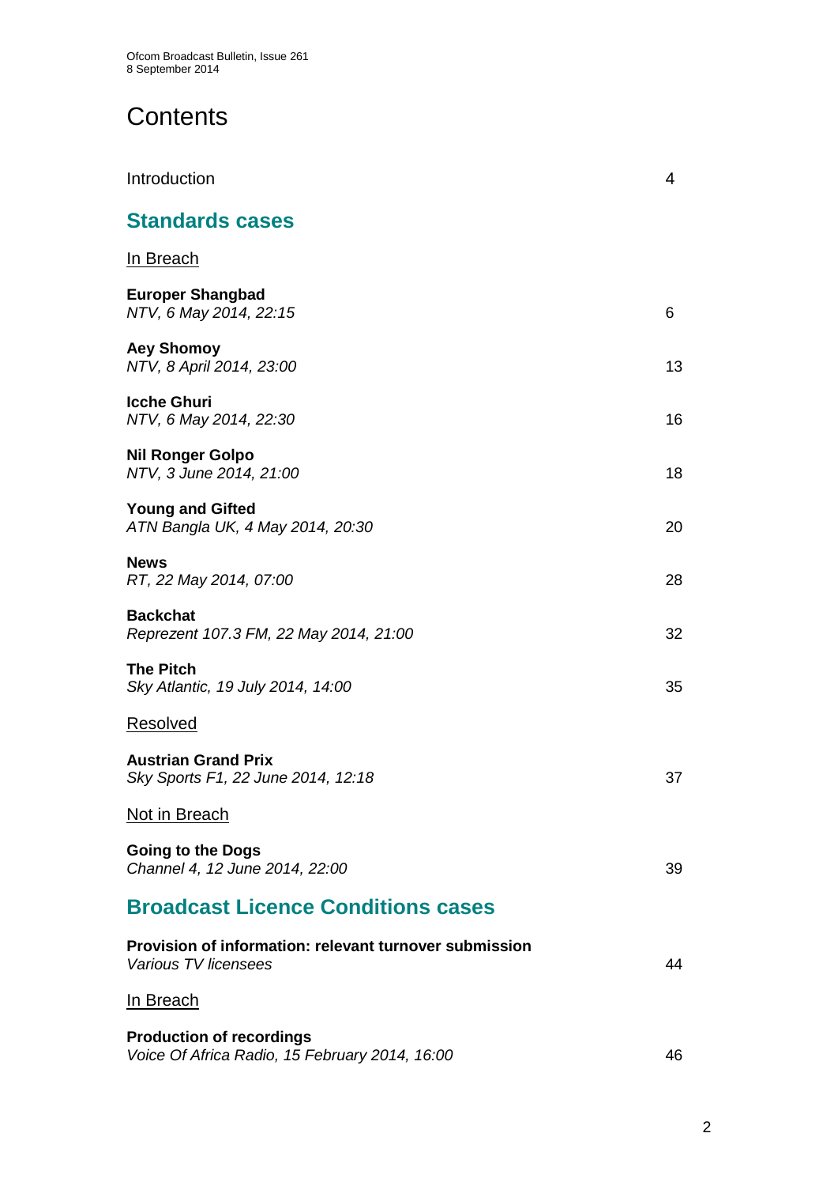# Contents

Introduction 4

## Standards cases

In Breach

**Europer Shangbad**
*NTV, 6 May 2014, 22:15* 6

**Aey Shomoy**
*NTV, 8 April 2014, 23:00* 13

**Icche Ghuri**
*NTV, 6 May 2014, 22:30* 16

**Nil Ronger Golpo**
*NTV, 3 June 2014, 21:00* 18

**Young and Gifted**
*ATN Bangla UK, 4 May 2014, 20:30* 20

**News**
*RT, 22 May 2014, 07:00* 28

**Backchat**
*Reprezent 107.3 FM, 22 May 2014, 21:00* 32

**The Pitch**
*Sky Atlantic, 19 July 2014, 14:00* 35

Resolved

**Austrian Grand Prix**
*Sky Sports F1, 22 June 2014, 12:18* 37

Not in Breach

**Going to the Dogs**
*Channel 4, 12 June 2014, 22:00* 39

## Broadcast Licence Conditions cases

**Provision of information: relevant turnover submission**
*Various TV licensees* 44

In Breach

**Production of recordings**
*Voice Of Africa Radio, 15 February 2014, 16:00* 46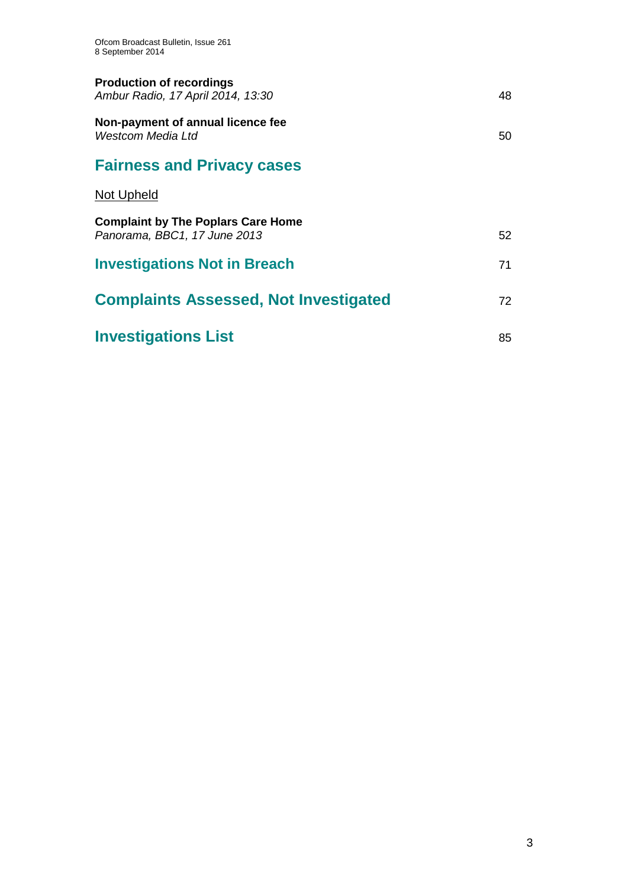**Production of recordings**
*Ambur Radio, 17 April 2014, 13:30* 48

**Non-payment of annual licence fee**
*Westcom Media Ltd* 50

## Fairness and Privacy cases

Not Upheld

**Complaint by The Poplars Care Home**
*Panorama, BBC1, 17 June 2013* 52

## Investigations Not in Breach 71

## Complaints Assessed, Not Investigated 72

## Investigations List 85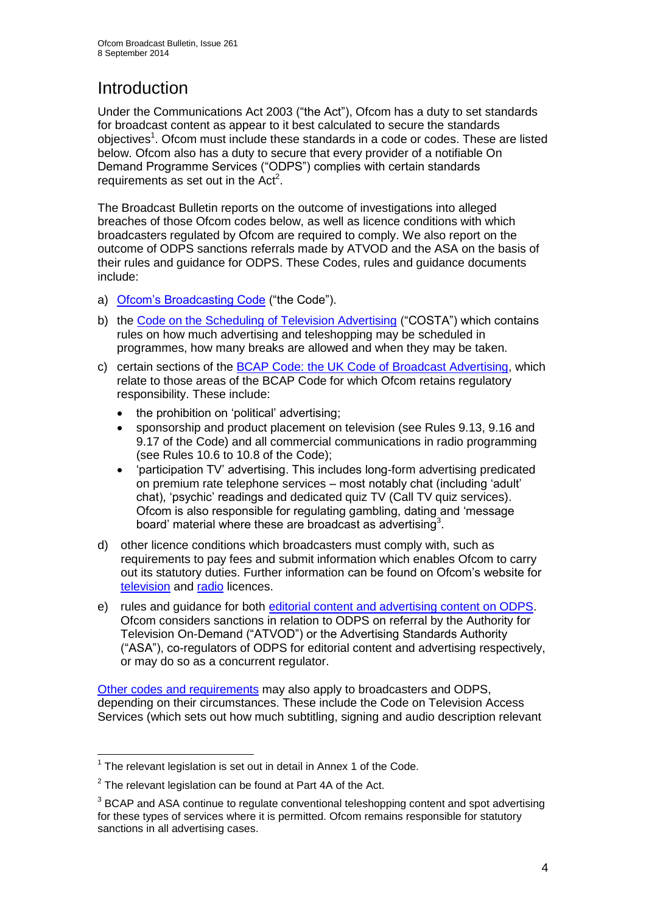# Introduction

Under the Communications Act 2003 ("the Act"), Ofcom has a duty to set standards for broadcast content as appear to it best calculated to secure the standards objectives[1]. Ofcom must include these standards in a code or codes. These are listed below. Ofcom also has a duty to secure that every provider of a notifiable On Demand Programme Services ("ODPS") complies with certain standards requirements as set out in the Act[2].

The Broadcast Bulletin reports on the outcome of investigations into alleged breaches of those Ofcom codes below, as well as licence conditions with which broadcasters regulated by Ofcom are required to comply. We also report on the outcome of ODPS sanctions referrals made by ATVOD and the ASA on the basis of their rules and guidance for ODPS. These Codes, rules and guidance documents include:

a) Ofcom's Broadcasting Code ("the Code").

b) the Code on the Scheduling of Television Advertising ("COSTA") which contains rules on how much advertising and teleshopping may be scheduled in programmes, how many breaks are allowed and when they may be taken.

c) certain sections of the BCAP Code: the UK Code of Broadcast Advertising, which relate to those areas of the BCAP Code for which Ofcom retains regulatory responsibility. These include:
   - the prohibition on 'political' advertising;
   - sponsorship and product placement on television (see Rules 9.13, 9.16 and 9.17 of the Code) and all commercial communications in radio programming (see Rules 10.6 to 10.8 of the Code);
   - 'participation TV' advertising. This includes long-form advertising predicated on premium rate telephone services – most notably chat (including 'adult' chat), 'psychic' readings and dedicated quiz TV (Call TV quiz services). Ofcom is also responsible for regulating gambling, dating and 'message board' material where these are broadcast as advertising[3].

d) other licence conditions which broadcasters must comply with, such as requirements to pay fees and submit information which enables Ofcom to carry out its statutory duties. Further information can be found on Ofcom's website for television and radio licences.

e) rules and guidance for both editorial content and advertising content on ODPS. Ofcom considers sanctions in relation to ODPS on referral by the Authority for Television On-Demand ("ATVOD") or the Advertising Standards Authority ("ASA"), co-regulators of ODPS for editorial content and advertising respectively, or may do so as a concurrent regulator.

Other codes and requirements may also apply to broadcasters and ODPS, depending on their circumstances. These include the Code on Television Access Services (which sets out how much subtitling, signing and audio description relevant

---

[1] The relevant legislation is set out in detail in Annex 1 of the Code.

[2] The relevant legislation can be found at Part 4A of the Act.

[3] BCAP and ASA continue to regulate conventional teleshopping content and spot advertising for these types of services where it is permitted. Ofcom remains responsible for statutory sanctions in all advertising cases.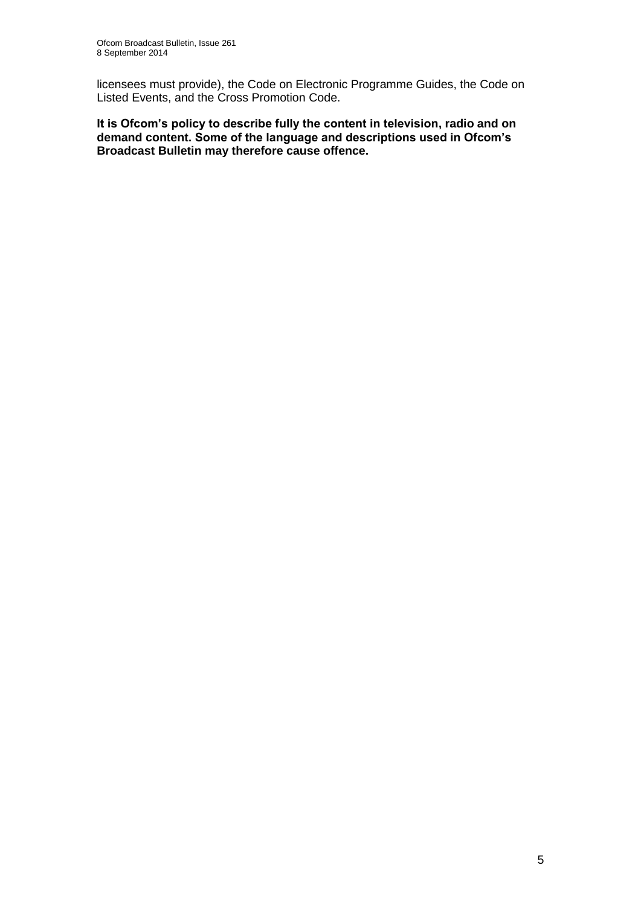licensees must provide), the Code on Electronic Programme Guides, the Code on Listed Events, and the Cross Promotion Code.

**It is Ofcom's policy to describe fully the content in television, radio and on demand content. Some of the language and descriptions used in Ofcom's Broadcast Bulletin may therefore cause offence.**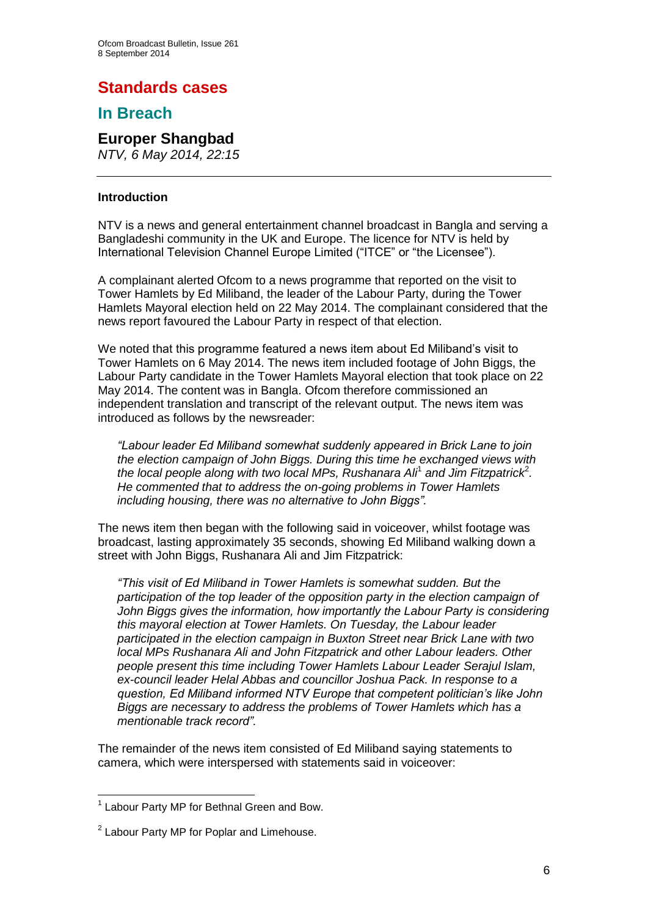# Standards cases

## In Breach

### Europer Shangbad

*NTV, 6 May 2014, 22:15*

---

**Introduction**

NTV is a news and general entertainment channel broadcast in Bangla and serving a Bangladeshi community in the UK and Europe. The licence for NTV is held by International Television Channel Europe Limited ("ITCE" or "the Licensee").

A complainant alerted Ofcom to a news programme that reported on the visit to Tower Hamlets by Ed Miliband, the leader of the Labour Party, during the Tower Hamlets Mayoral election held on 22 May 2014. The complainant considered that the news report favoured the Labour Party in respect of that election.

We noted that this programme featured a news item about Ed Miliband's visit to Tower Hamlets on 6 May 2014. The news item included footage of John Biggs, the Labour Party candidate in the Tower Hamlets Mayoral election that took place on 22 May 2014. The content was in Bangla. Ofcom therefore commissioned an independent translation and transcript of the relevant output. The news item was introduced as follows by the newsreader:

> *"Labour leader Ed Miliband somewhat suddenly appeared in Brick Lane to join the election campaign of John Biggs. During this time he exchanged views with the local people along with two local MPs, Rushanara Ali*[1] *and Jim Fitzpatrick*[2]*. He commented that to address the on-going problems in Tower Hamlets including housing, there was no alternative to John Biggs".*

The news item then began with the following said in voiceover, whilst footage was broadcast, lasting approximately 35 seconds, showing Ed Miliband walking down a street with John Biggs, Rushanara Ali and Jim Fitzpatrick:

> *"This visit of Ed Miliband in Tower Hamlets is somewhat sudden. But the participation of the top leader of the opposition party in the election campaign of John Biggs gives the information, how importantly the Labour Party is considering this mayoral election at Tower Hamlets. On Tuesday, the Labour leader participated in the election campaign in Buxton Street near Brick Lane with two local MPs Rushanara Ali and John Fitzpatrick and other Labour leaders. Other people present this time including Tower Hamlets Labour Leader Serajul Islam, ex-council leader Helal Abbas and councillor Joshua Pack. In response to a question, Ed Miliband informed NTV Europe that competent politician's like John Biggs are necessary to address the problems of Tower Hamlets which has a mentionable track record".*

The remainder of the news item consisted of Ed Miliband saying statements to camera, which were interspersed with statements said in voiceover:

---

[1] Labour Party MP for Bethnal Green and Bow.

[2] Labour Party MP for Poplar and Limehouse.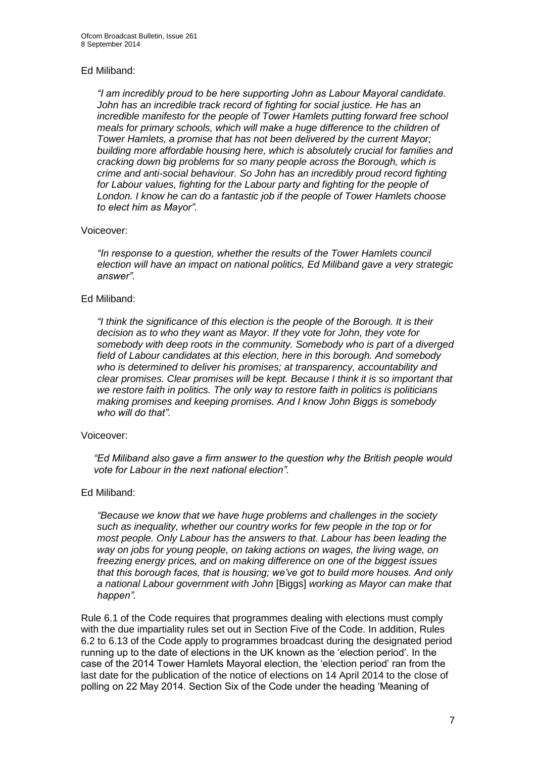Ed Miliband:

> *"I am incredibly proud to be here supporting John as Labour Mayoral candidate. John has an incredible track record of fighting for social justice. He has an incredible manifesto for the people of Tower Hamlets putting forward free school meals for primary schools, which will make a huge difference to the children of Tower Hamlets, a promise that has not been delivered by the current Mayor; building more affordable housing here, which is absolutely crucial for families and cracking down big problems for so many people across the Borough, which is crime and anti-social behaviour. So John has an incredibly proud record fighting for Labour values, fighting for the Labour party and fighting for the people of London. I know he can do a fantastic job if the people of Tower Hamlets choose to elect him as Mayor".*

Voiceover:

> *"In response to a question, whether the results of the Tower Hamlets council election will have an impact on national politics, Ed Miliband gave a very strategic answer".*

Ed Miliband:

> *"I think the significance of this election is the people of the Borough. It is their decision as to who they want as Mayor. If they vote for John, they vote for somebody with deep roots in the community. Somebody who is part of a diverged field of Labour candidates at this election, here in this borough. And somebody who is determined to deliver his promises; at transparency, accountability and clear promises. Clear promises will be kept. Because I think it is so important that we restore faith in politics. The only way to restore faith in politics is politicians making promises and keeping promises. And I know John Biggs is somebody who will do that".*

Voiceover:

> *"Ed Miliband also gave a firm answer to the question why the British people would vote for Labour in the next national election".*

Ed Miliband:

> *"Because we know that we have huge problems and challenges in the society such as inequality, whether our country works for few people in the top or for most people. Only Labour has the answers to that. Labour has been leading the way on jobs for young people, on taking actions on wages, the living wage, on freezing energy prices, and on making difference on one of the biggest issues that this borough faces, that is housing; we've got to build more houses. And only a national Labour government with John* [Biggs] *working as Mayor can make that happen".*

Rule 6.1 of the Code requires that programmes dealing with elections must comply with the due impartiality rules set out in Section Five of the Code. In addition, Rules 6.2 to 6.13 of the Code apply to programmes broadcast during the designated period running up to the date of elections in the UK known as the 'election period'. In the case of the 2014 Tower Hamlets Mayoral election, the 'election period' ran from the last date for the publication of the notice of elections on 14 April 2014 to the close of polling on 22 May 2014. Section Six of the Code under the heading 'Meaning of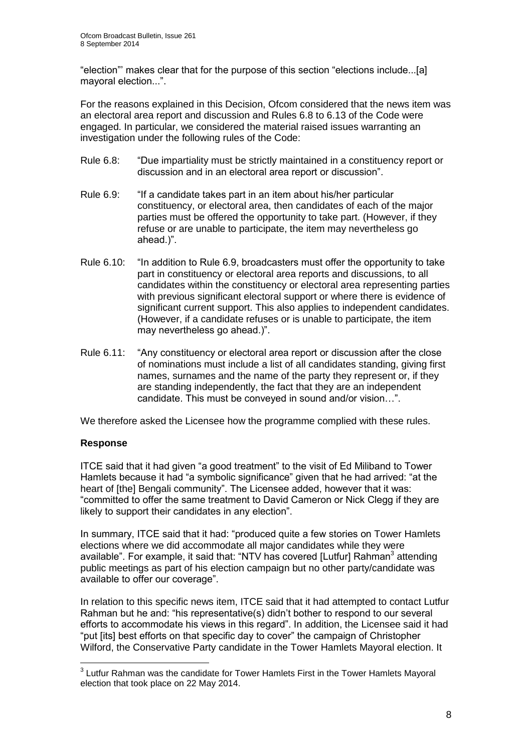"election"' makes clear that for the purpose of this section "elections include...[a] mayoral election...".

For the reasons explained in this Decision, Ofcom considered that the news item was an electoral area report and discussion and Rules 6.8 to 6.13 of the Code were engaged. In particular, we considered the material raised issues warranting an investigation under the following rules of the Code:

Rule 6.8: "Due impartiality must be strictly maintained in a constituency report or discussion and in an electoral area report or discussion".

Rule 6.9: "If a candidate takes part in an item about his/her particular constituency, or electoral area, then candidates of each of the major parties must be offered the opportunity to take part. (However, if they refuse or are unable to participate, the item may nevertheless go ahead.)".

Rule 6.10: "In addition to Rule 6.9, broadcasters must offer the opportunity to take part in constituency or electoral area reports and discussions, to all candidates within the constituency or electoral area representing parties with previous significant electoral support or where there is evidence of significant current support. This also applies to independent candidates. (However, if a candidate refuses or is unable to participate, the item may nevertheless go ahead.)".

Rule 6.11: "Any constituency or electoral area report or discussion after the close of nominations must include a list of all candidates standing, giving first names, surnames and the name of the party they represent or, if they are standing independently, the fact that they are an independent candidate. This must be conveyed in sound and/or vision…".

We therefore asked the Licensee how the programme complied with these rules.

**Response**

ITCE said that it had given "a good treatment" to the visit of Ed Miliband to Tower Hamlets because it had "a symbolic significance" given that he had arrived: "at the heart of [the] Bengali community". The Licensee added, however that it was: "committed to offer the same treatment to David Cameron or Nick Clegg if they are likely to support their candidates in any election".

In summary, ITCE said that it had: "produced quite a few stories on Tower Hamlets elections where we did accommodate all major candidates while they were available". For example, it said that: "NTV has covered [Lutfur] Rahman[3] attending public meetings as part of his election campaign but no other party/candidate was available to offer our coverage".

In relation to this specific news item, ITCE said that it had attempted to contact Lutfur Rahman but he and: "his representative(s) didn't bother to respond to our several efforts to accommodate his views in this regard". In addition, the Licensee said it had "put [its] best efforts on that specific day to cover" the campaign of Christopher Wilford, the Conservative Party candidate in the Tower Hamlets Mayoral election. It

[3] Lutfur Rahman was the candidate for Tower Hamlets First in the Tower Hamlets Mayoral election that took place on 22 May 2014.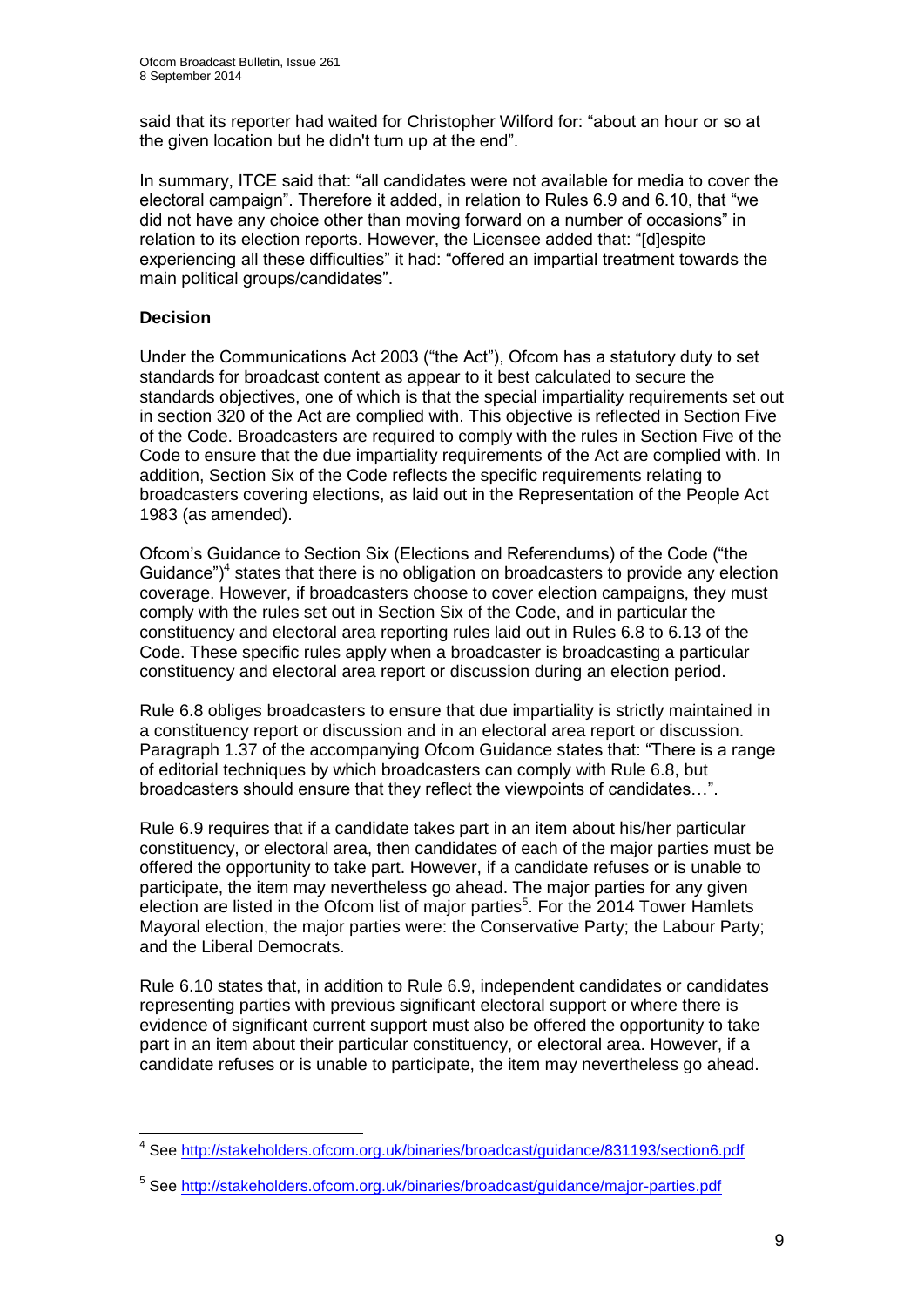said that its reporter had waited for Christopher Wilford for: "about an hour or so at the given location but he didn't turn up at the end".

In summary, ITCE said that: "all candidates were not available for media to cover the electoral campaign". Therefore it added, in relation to Rules 6.9 and 6.10, that "we did not have any choice other than moving forward on a number of occasions" in relation to its election reports. However, the Licensee added that: "[d]espite experiencing all these difficulties" it had: "offered an impartial treatment towards the main political groups/candidates".

**Decision**

Under the Communications Act 2003 ("the Act"), Ofcom has a statutory duty to set standards for broadcast content as appear to it best calculated to secure the standards objectives, one of which is that the special impartiality requirements set out in section 320 of the Act are complied with. This objective is reflected in Section Five of the Code. Broadcasters are required to comply with the rules in Section Five of the Code to ensure that the due impartiality requirements of the Act are complied with. In addition, Section Six of the Code reflects the specific requirements relating to broadcasters covering elections, as laid out in the Representation of the People Act 1983 (as amended).

Ofcom's Guidance to Section Six (Elections and Referendums) of the Code ("the Guidance")[4] states that there is no obligation on broadcasters to provide any election coverage. However, if broadcasters choose to cover election campaigns, they must comply with the rules set out in Section Six of the Code, and in particular the constituency and electoral area reporting rules laid out in Rules 6.8 to 6.13 of the Code. These specific rules apply when a broadcaster is broadcasting a particular constituency and electoral area report or discussion during an election period.

Rule 6.8 obliges broadcasters to ensure that due impartiality is strictly maintained in a constituency report or discussion and in an electoral area report or discussion. Paragraph 1.37 of the accompanying Ofcom Guidance states that: "There is a range of editorial techniques by which broadcasters can comply with Rule 6.8, but broadcasters should ensure that they reflect the viewpoints of candidates…".

Rule 6.9 requires that if a candidate takes part in an item about his/her particular constituency, or electoral area, then candidates of each of the major parties must be offered the opportunity to take part. However, if a candidate refuses or is unable to participate, the item may nevertheless go ahead. The major parties for any given election are listed in the Ofcom list of major parties[5]. For the 2014 Tower Hamlets Mayoral election, the major parties were: the Conservative Party; the Labour Party; and the Liberal Democrats.

Rule 6.10 states that, in addition to Rule 6.9, independent candidates or candidates representing parties with previous significant electoral support or where there is evidence of significant current support must also be offered the opportunity to take part in an item about their particular constituency, or electoral area. However, if a candidate refuses or is unable to participate, the item may nevertheless go ahead.

[4] See http://stakeholders.ofcom.org.uk/binaries/broadcast/guidance/831193/section6.pdf

[5] See http://stakeholders.ofcom.org.uk/binaries/broadcast/guidance/major-parties.pdf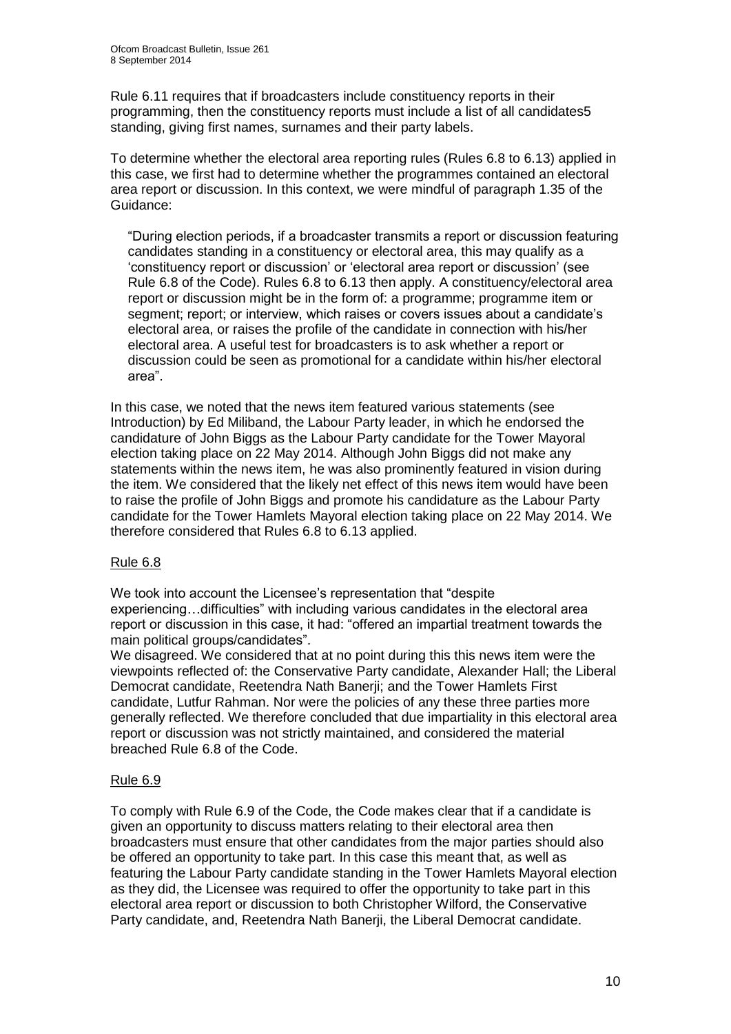Rule 6.11 requires that if broadcasters include constituency reports in their programming, then the constituency reports must include a list of all candidates[5] standing, giving first names, surnames and their party labels.

To determine whether the electoral area reporting rules (Rules 6.8 to 6.13) applied in this case, we first had to determine whether the programmes contained an electoral area report or discussion. In this context, we were mindful of paragraph 1.35 of the Guidance:

> "During election periods, if a broadcaster transmits a report or discussion featuring candidates standing in a constituency or electoral area, this may qualify as a 'constituency report or discussion' or 'electoral area report or discussion' (see Rule 6.8 of the Code). Rules 6.8 to 6.13 then apply. A constituency/electoral area report or discussion might be in the form of: a programme; programme item or segment; report; or interview, which raises or covers issues about a candidate's electoral area, or raises the profile of the candidate in connection with his/her electoral area. A useful test for broadcasters is to ask whether a report or discussion could be seen as promotional for a candidate within his/her electoral area".

In this case, we noted that the news item featured various statements (see Introduction) by Ed Miliband, the Labour Party leader, in which he endorsed the candidature of John Biggs as the Labour Party candidate for the Tower Mayoral election taking place on 22 May 2014. Although John Biggs did not make any statements within the news item, he was also prominently featured in vision during the item. We considered that the likely net effect of this news item would have been to raise the profile of John Biggs and promote his candidature as the Labour Party candidate for the Tower Hamlets Mayoral election taking place on 22 May 2014. We therefore considered that Rules 6.8 to 6.13 applied.

Rule 6.8

We took into account the Licensee's representation that "despite experiencing…difficulties" with including various candidates in the electoral area report or discussion in this case, it had: "offered an impartial treatment towards the main political groups/candidates".

We disagreed. We considered that at no point during this this news item were the viewpoints reflected of: the Conservative Party candidate, Alexander Hall; the Liberal Democrat candidate, Reetendra Nath Banerji; and the Tower Hamlets First candidate, Lutfur Rahman. Nor were the policies of any these three parties more generally reflected. We therefore concluded that due impartiality in this electoral area report or discussion was not strictly maintained, and considered the material breached Rule 6.8 of the Code.

Rule 6.9

To comply with Rule 6.9 of the Code, the Code makes clear that if a candidate is given an opportunity to discuss matters relating to their electoral area then broadcasters must ensure that other candidates from the major parties should also be offered an opportunity to take part. In this case this meant that, as well as featuring the Labour Party candidate standing in the Tower Hamlets Mayoral election as they did, the Licensee was required to offer the opportunity to take part in this electoral area report or discussion to both Christopher Wilford, the Conservative Party candidate, and, Reetendra Nath Banerji, the Liberal Democrat candidate.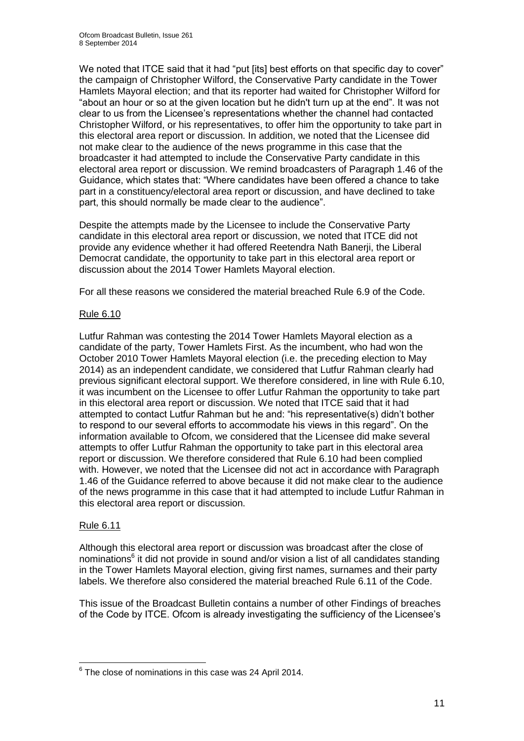We noted that ITCE said that it had "put [its] best efforts on that specific day to cover" the campaign of Christopher Wilford, the Conservative Party candidate in the Tower Hamlets Mayoral election; and that its reporter had waited for Christopher Wilford for "about an hour or so at the given location but he didn't turn up at the end". It was not clear to us from the Licensee's representations whether the channel had contacted Christopher Wilford, or his representatives, to offer him the opportunity to take part in this electoral area report or discussion. In addition, we noted that the Licensee did not make clear to the audience of the news programme in this case that the broadcaster it had attempted to include the Conservative Party candidate in this electoral area report or discussion. We remind broadcasters of Paragraph 1.46 of the Guidance, which states that: "Where candidates have been offered a chance to take part in a constituency/electoral area report or discussion, and have declined to take part, this should normally be made clear to the audience".

Despite the attempts made by the Licensee to include the Conservative Party candidate in this electoral area report or discussion, we noted that ITCE did not provide any evidence whether it had offered Reetendra Nath Banerji, the Liberal Democrat candidate, the opportunity to take part in this electoral area report or discussion about the 2014 Tower Hamlets Mayoral election.

For all these reasons we considered the material breached Rule 6.9 of the Code.

Rule 6.10

Lutfur Rahman was contesting the 2014 Tower Hamlets Mayoral election as a candidate of the party, Tower Hamlets First. As the incumbent, who had won the October 2010 Tower Hamlets Mayoral election (i.e. the preceding election to May 2014) as an independent candidate, we considered that Lutfur Rahman clearly had previous significant electoral support. We therefore considered, in line with Rule 6.10, it was incumbent on the Licensee to offer Lutfur Rahman the opportunity to take part in this electoral area report or discussion. We noted that ITCE said that it had attempted to contact Lutfur Rahman but he and: "his representative(s) didn't bother to respond to our several efforts to accommodate his views in this regard". On the information available to Ofcom, we considered that the Licensee did make several attempts to offer Lutfur Rahman the opportunity to take part in this electoral area report or discussion. We therefore considered that Rule 6.10 had been complied with. However, we noted that the Licensee did not act in accordance with Paragraph 1.46 of the Guidance referred to above because it did not make clear to the audience of the news programme in this case that it had attempted to include Lutfur Rahman in this electoral area report or discussion.

Rule 6.11

Although this electoral area report or discussion was broadcast after the close of nominations[6] it did not provide in sound and/or vision a list of all candidates standing in the Tower Hamlets Mayoral election, giving first names, surnames and their party labels. We therefore also considered the material breached Rule 6.11 of the Code.

This issue of the Broadcast Bulletin contains a number of other Findings of breaches of the Code by ITCE. Ofcom is already investigating the sufficiency of the Licensee's

---

[6] The close of nominations in this case was 24 April 2014.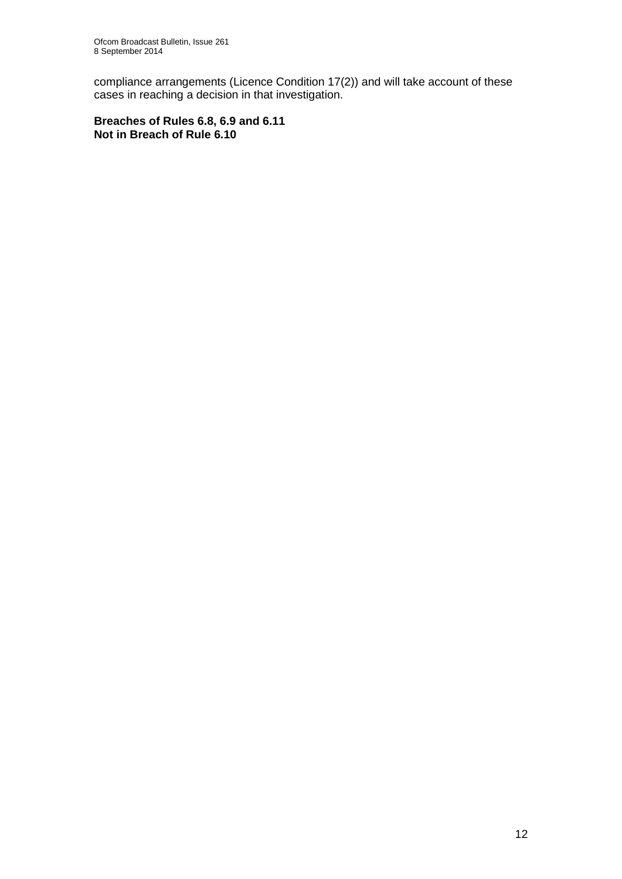compliance arrangements (Licence Condition 17(2)) and will take account of these cases in reaching a decision in that investigation.

**Breaches of Rules 6.8, 6.9 and 6.11**
**Not in Breach of Rule 6.10**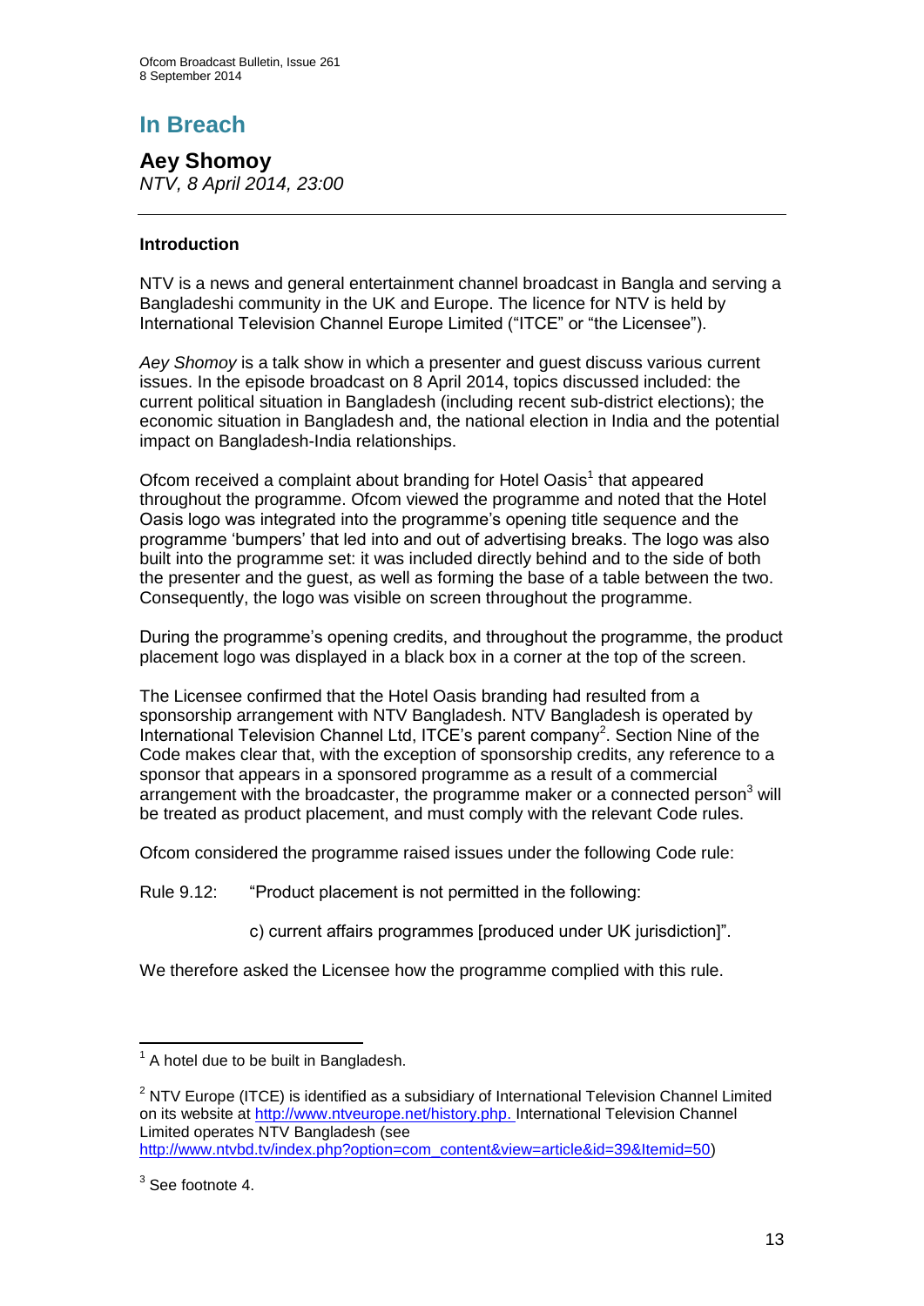# In Breach

## Aey Shomoy

*NTV, 8 April 2014, 23:00*

---

### Introduction

NTV is a news and general entertainment channel broadcast in Bangla and serving a Bangladeshi community in the UK and Europe. The licence for NTV is held by International Television Channel Europe Limited ("ITCE" or "the Licensee").

*Aey Shomoy* is a talk show in which a presenter and guest discuss various current issues. In the episode broadcast on 8 April 2014, topics discussed included: the current political situation in Bangladesh (including recent sub-district elections); the economic situation in Bangladesh and, the national election in India and the potential impact on Bangladesh-India relationships.

Ofcom received a complaint about branding for Hotel Oasis[1] that appeared throughout the programme. Ofcom viewed the programme and noted that the Hotel Oasis logo was integrated into the programme's opening title sequence and the programme 'bumpers' that led into and out of advertising breaks. The logo was also built into the programme set: it was included directly behind and to the side of both the presenter and the guest, as well as forming the base of a table between the two. Consequently, the logo was visible on screen throughout the programme.

During the programme's opening credits, and throughout the programme, the product placement logo was displayed in a black box in a corner at the top of the screen.

The Licensee confirmed that the Hotel Oasis branding had resulted from a sponsorship arrangement with NTV Bangladesh. NTV Bangladesh is operated by International Television Channel Ltd, ITCE's parent company[2]. Section Nine of the Code makes clear that, with the exception of sponsorship credits, any reference to a sponsor that appears in a sponsored programme as a result of a commercial arrangement with the broadcaster, the programme maker or a connected person[3] will be treated as product placement, and must comply with the relevant Code rules.

Ofcom considered the programme raised issues under the following Code rule:

Rule 9.12: "Product placement is not permitted in the following:

c) current affairs programmes [produced under UK jurisdiction]".

We therefore asked the Licensee how the programme complied with this rule.

---

[1] A hotel due to be built in Bangladesh.

[2] NTV Europe (ITCE) is identified as a subsidiary of International Television Channel Limited on its website at http://www.ntveurope.net/history.php. International Television Channel Limited operates NTV Bangladesh (see http://www.ntvbd.tv/index.php?option=com_content&view=article&id=39&Itemid=50)

[3] See footnote 4.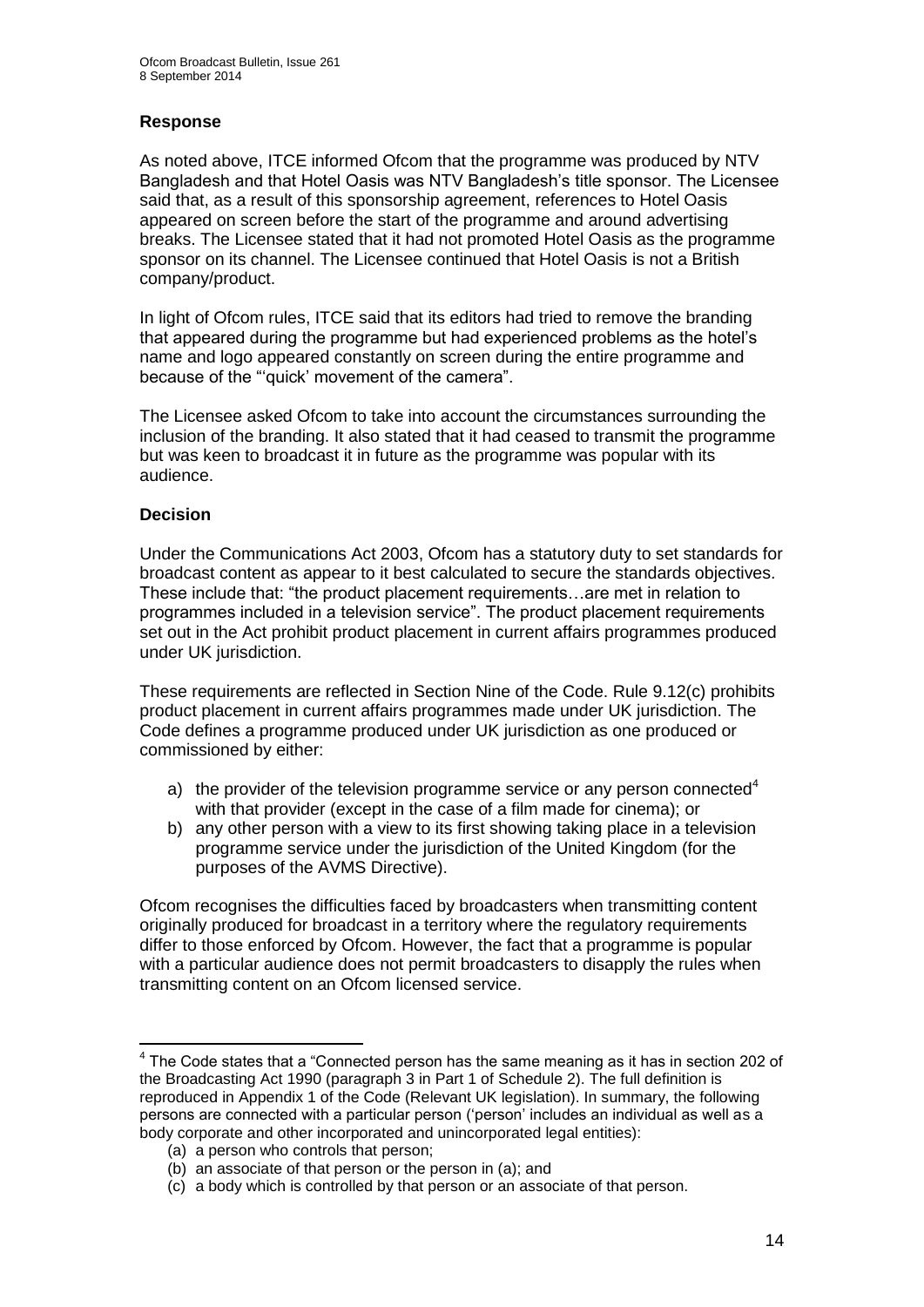**Response**

As noted above, ITCE informed Ofcom that the programme was produced by NTV Bangladesh and that Hotel Oasis was NTV Bangladesh's title sponsor. The Licensee said that, as a result of this sponsorship agreement, references to Hotel Oasis appeared on screen before the start of the programme and around advertising breaks. The Licensee stated that it had not promoted Hotel Oasis as the programme sponsor on its channel. The Licensee continued that Hotel Oasis is not a British company/product.

In light of Ofcom rules, ITCE said that its editors had tried to remove the branding that appeared during the programme but had experienced problems as the hotel's name and logo appeared constantly on screen during the entire programme and because of the "'quick' movement of the camera".

The Licensee asked Ofcom to take into account the circumstances surrounding the inclusion of the branding. It also stated that it had ceased to transmit the programme but was keen to broadcast it in future as the programme was popular with its audience.

**Decision**

Under the Communications Act 2003, Ofcom has a statutory duty to set standards for broadcast content as appear to it best calculated to secure the standards objectives. These include that: "the product placement requirements…are met in relation to programmes included in a television service". The product placement requirements set out in the Act prohibit product placement in current affairs programmes produced under UK jurisdiction.

These requirements are reflected in Section Nine of the Code. Rule 9.12(c) prohibits product placement in current affairs programmes made under UK jurisdiction. The Code defines a programme produced under UK jurisdiction as one produced or commissioned by either:

a) the provider of the television programme service or any person connected[4] with that provider (except in the case of a film made for cinema); or
b) any other person with a view to its first showing taking place in a television programme service under the jurisdiction of the United Kingdom (for the purposes of the AVMS Directive).

Ofcom recognises the difficulties faced by broadcasters when transmitting content originally produced for broadcast in a territory where the regulatory requirements differ to those enforced by Ofcom. However, the fact that a programme is popular with a particular audience does not permit broadcasters to disapply the rules when transmitting content on an Ofcom licensed service.

---

[4] The Code states that a "Connected person has the same meaning as it has in section 202 of the Broadcasting Act 1990 (paragraph 3 in Part 1 of Schedule 2). The full definition is reproduced in Appendix 1 of the Code (Relevant UK legislation). In summary, the following persons are connected with a particular person ('person' includes an individual as well as a body corporate and other incorporated and unincorporated legal entities):

(a) a person who controls that person;
(b) an associate of that person or the person in (a); and
(c) a body which is controlled by that person or an associate of that person.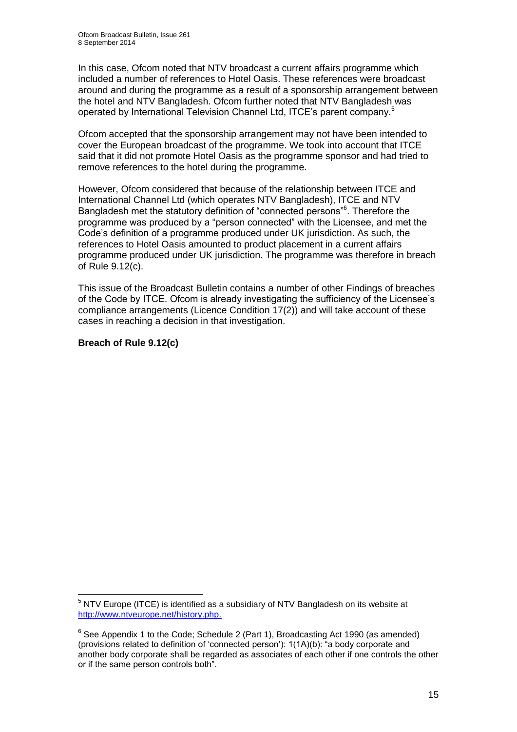In this case, Ofcom noted that NTV broadcast a current affairs programme which included a number of references to Hotel Oasis. These references were broadcast around and during the programme as a result of a sponsorship arrangement between the hotel and NTV Bangladesh. Ofcom further noted that NTV Bangladesh was operated by International Television Channel Ltd, ITCE's parent company.[5]

Ofcom accepted that the sponsorship arrangement may not have been intended to cover the European broadcast of the programme. We took into account that ITCE said that it did not promote Hotel Oasis as the programme sponsor and had tried to remove references to the hotel during the programme.

However, Ofcom considered that because of the relationship between ITCE and International Channel Ltd (which operates NTV Bangladesh), ITCE and NTV Bangladesh met the statutory definition of "connected persons"[6]. Therefore the programme was produced by a "person connected" with the Licensee, and met the Code's definition of a programme produced under UK jurisdiction. As such, the references to Hotel Oasis amounted to product placement in a current affairs programme produced under UK jurisdiction. The programme was therefore in breach of Rule 9.12(c).

This issue of the Broadcast Bulletin contains a number of other Findings of breaches of the Code by ITCE. Ofcom is already investigating the sufficiency of the Licensee's compliance arrangements (Licence Condition 17(2)) and will take account of these cases in reaching a decision in that investigation.

**Breach of Rule 9.12(c)**

---

[5] NTV Europe (ITCE) is identified as a subsidiary of NTV Bangladesh on its website at http://www.ntveurope.net/history.php.

[6] See Appendix 1 to the Code; Schedule 2 (Part 1), Broadcasting Act 1990 (as amended) (provisions related to definition of 'connected person'): 1(1A)(b): "a body corporate and another body corporate shall be regarded as associates of each other if one controls the other or if the same person controls both".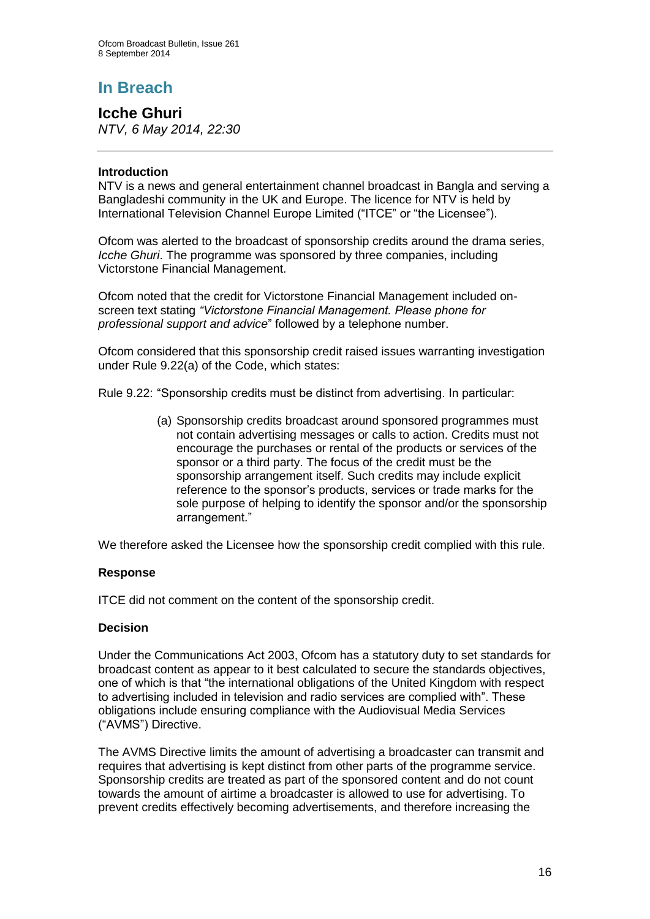# In Breach

## Icche Ghuri

*NTV, 6 May 2014, 22:30*

---

### Introduction

NTV is a news and general entertainment channel broadcast in Bangla and serving a Bangladeshi community in the UK and Europe. The licence for NTV is held by International Television Channel Europe Limited ("ITCE" or "the Licensee").

Ofcom was alerted to the broadcast of sponsorship credits around the drama series, *Icche Ghuri*. The programme was sponsored by three companies, including Victorstone Financial Management.

Ofcom noted that the credit for Victorstone Financial Management included on-screen text stating *"Victorstone Financial Management. Please phone for professional support and advice*" followed by a telephone number.

Ofcom considered that this sponsorship credit raised issues warranting investigation under Rule 9.22(a) of the Code, which states:

Rule 9.22: "Sponsorship credits must be distinct from advertising. In particular:

> (a) Sponsorship credits broadcast around sponsored programmes must not contain advertising messages or calls to action. Credits must not encourage the purchases or rental of the products or services of the sponsor or a third party. The focus of the credit must be the sponsorship arrangement itself. Such credits may include explicit reference to the sponsor's products, services or trade marks for the sole purpose of helping to identify the sponsor and/or the sponsorship arrangement."

We therefore asked the Licensee how the sponsorship credit complied with this rule.

### Response

ITCE did not comment on the content of the sponsorship credit.

### Decision

Under the Communications Act 2003, Ofcom has a statutory duty to set standards for broadcast content as appear to it best calculated to secure the standards objectives, one of which is that "the international obligations of the United Kingdom with respect to advertising included in television and radio services are complied with". These obligations include ensuring compliance with the Audiovisual Media Services ("AVMS") Directive.

The AVMS Directive limits the amount of advertising a broadcaster can transmit and requires that advertising is kept distinct from other parts of the programme service. Sponsorship credits are treated as part of the sponsored content and do not count towards the amount of airtime a broadcaster is allowed to use for advertising. To prevent credits effectively becoming advertisements, and therefore increasing the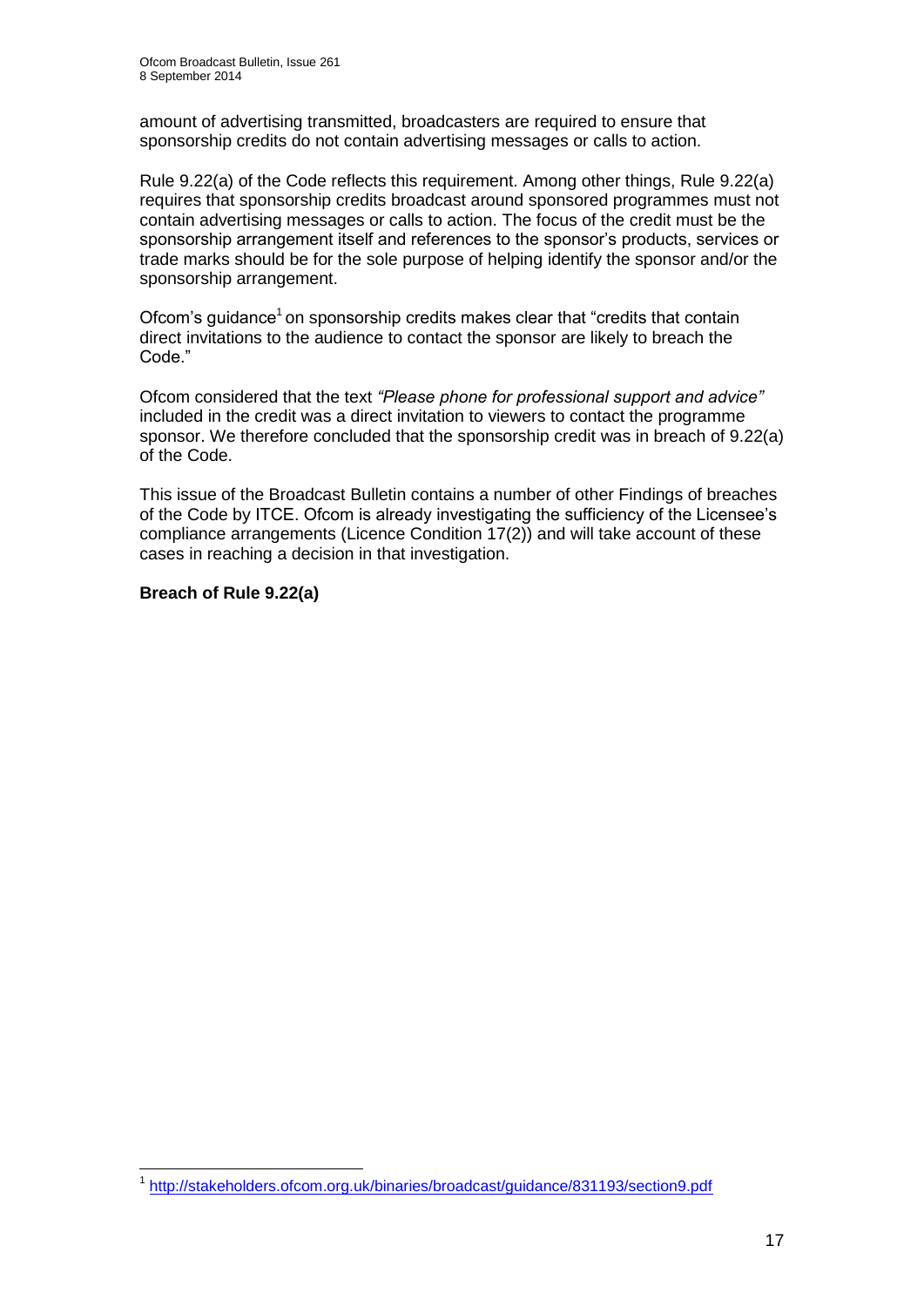amount of advertising transmitted, broadcasters are required to ensure that sponsorship credits do not contain advertising messages or calls to action.

Rule 9.22(a) of the Code reflects this requirement. Among other things, Rule 9.22(a) requires that sponsorship credits broadcast around sponsored programmes must not contain advertising messages or calls to action. The focus of the credit must be the sponsorship arrangement itself and references to the sponsor's products, services or trade marks should be for the sole purpose of helping identify the sponsor and/or the sponsorship arrangement.

Ofcom's guidance[1] on sponsorship credits makes clear that "credits that contain direct invitations to the audience to contact the sponsor are likely to breach the Code."

Ofcom considered that the text *"Please phone for professional support and advice"* included in the credit was a direct invitation to viewers to contact the programme sponsor. We therefore concluded that the sponsorship credit was in breach of 9.22(a) of the Code.

This issue of the Broadcast Bulletin contains a number of other Findings of breaches of the Code by ITCE. Ofcom is already investigating the sufficiency of the Licensee's compliance arrangements (Licence Condition 17(2)) and will take account of these cases in reaching a decision in that investigation.

**Breach of Rule 9.22(a)**

[1] http://stakeholders.ofcom.org.uk/binaries/broadcast/guidance/831193/section9.pdf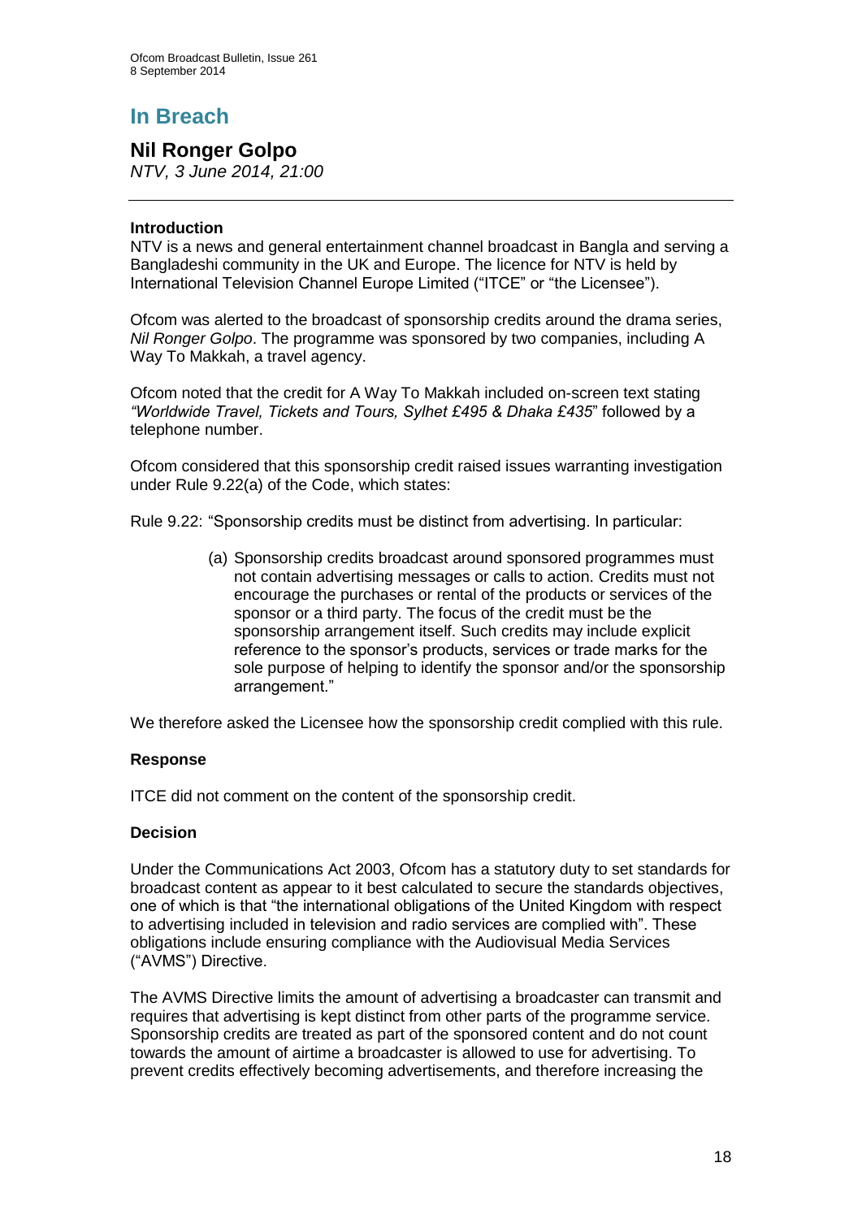# In Breach

## Nil Ronger Golpo

*NTV, 3 June 2014, 21:00*

---

### Introduction

NTV is a news and general entertainment channel broadcast in Bangla and serving a Bangladeshi community in the UK and Europe. The licence for NTV is held by International Television Channel Europe Limited ("ITCE" or "the Licensee").

Ofcom was alerted to the broadcast of sponsorship credits around the drama series, *Nil Ronger Golpo*. The programme was sponsored by two companies, including A Way To Makkah, a travel agency.

Ofcom noted that the credit for A Way To Makkah included on-screen text stating *"Worldwide Travel, Tickets and Tours, Sylhet £495 & Dhaka £435*" followed by a telephone number.

Ofcom considered that this sponsorship credit raised issues warranting investigation under Rule 9.22(a) of the Code, which states:

Rule 9.22: "Sponsorship credits must be distinct from advertising. In particular:

> (a) Sponsorship credits broadcast around sponsored programmes must not contain advertising messages or calls to action. Credits must not encourage the purchases or rental of the products or services of the sponsor or a third party. The focus of the credit must be the sponsorship arrangement itself. Such credits may include explicit reference to the sponsor's products, services or trade marks for the sole purpose of helping to identify the sponsor and/or the sponsorship arrangement."

We therefore asked the Licensee how the sponsorship credit complied with this rule.

### Response

ITCE did not comment on the content of the sponsorship credit.

### Decision

Under the Communications Act 2003, Ofcom has a statutory duty to set standards for broadcast content as appear to it best calculated to secure the standards objectives, one of which is that "the international obligations of the United Kingdom with respect to advertising included in television and radio services are complied with". These obligations include ensuring compliance with the Audiovisual Media Services ("AVMS") Directive.

The AVMS Directive limits the amount of advertising a broadcaster can transmit and requires that advertising is kept distinct from other parts of the programme service. Sponsorship credits are treated as part of the sponsored content and do not count towards the amount of airtime a broadcaster is allowed to use for advertising. To prevent credits effectively becoming advertisements, and therefore increasing the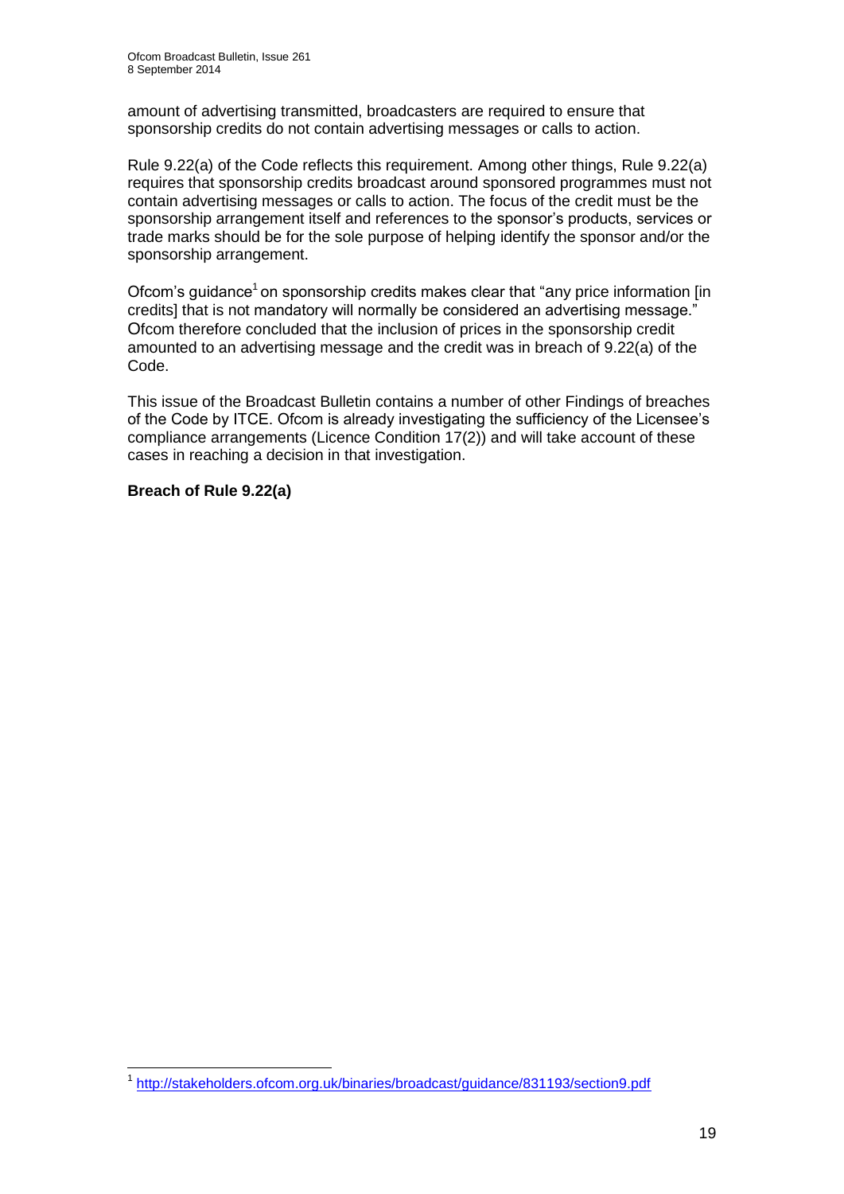amount of advertising transmitted, broadcasters are required to ensure that sponsorship credits do not contain advertising messages or calls to action.

Rule 9.22(a) of the Code reflects this requirement. Among other things, Rule 9.22(a) requires that sponsorship credits broadcast around sponsored programmes must not contain advertising messages or calls to action. The focus of the credit must be the sponsorship arrangement itself and references to the sponsor's products, services or trade marks should be for the sole purpose of helping identify the sponsor and/or the sponsorship arrangement.

Ofcom's guidance[1] on sponsorship credits makes clear that "any price information [in credits] that is not mandatory will normally be considered an advertising message." Ofcom therefore concluded that the inclusion of prices in the sponsorship credit amounted to an advertising message and the credit was in breach of 9.22(a) of the Code.

This issue of the Broadcast Bulletin contains a number of other Findings of breaches of the Code by ITCE. Ofcom is already investigating the sufficiency of the Licensee's compliance arrangements (Licence Condition 17(2)) and will take account of these cases in reaching a decision in that investigation.

**Breach of Rule 9.22(a)**

[1] http://stakeholders.ofcom.org.uk/binaries/broadcast/guidance/831193/section9.pdf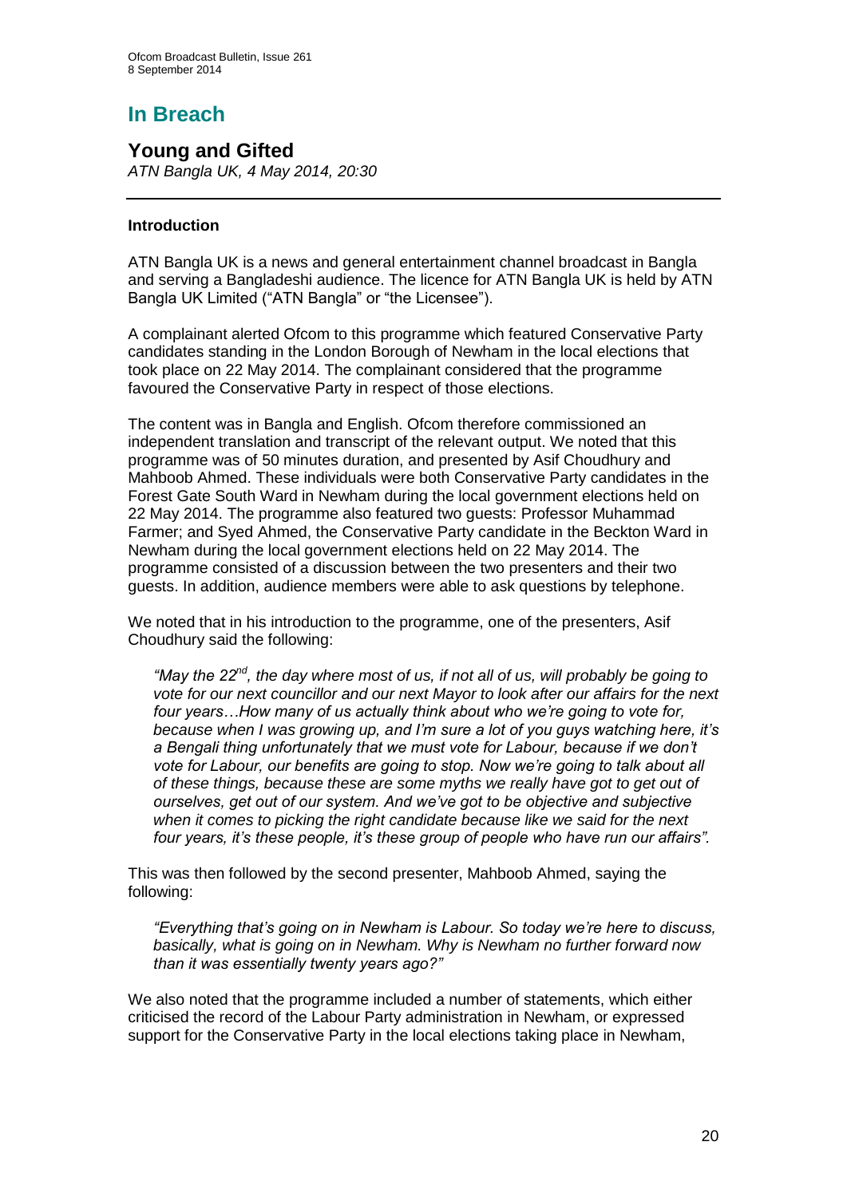# In Breach

## Young and Gifted

*ATN Bangla UK, 4 May 2014, 20:30*

---

### Introduction

ATN Bangla UK is a news and general entertainment channel broadcast in Bangla and serving a Bangladeshi audience. The licence for ATN Bangla UK is held by ATN Bangla UK Limited ("ATN Bangla" or "the Licensee").

A complainant alerted Ofcom to this programme which featured Conservative Party candidates standing in the London Borough of Newham in the local elections that took place on 22 May 2014. The complainant considered that the programme favoured the Conservative Party in respect of those elections.

The content was in Bangla and English. Ofcom therefore commissioned an independent translation and transcript of the relevant output. We noted that this programme was of 50 minutes duration, and presented by Asif Choudhury and Mahboob Ahmed. These individuals were both Conservative Party candidates in the Forest Gate South Ward in Newham during the local government elections held on 22 May 2014. The programme also featured two guests: Professor Muhammad Farmer; and Syed Ahmed, the Conservative Party candidate in the Beckton Ward in Newham during the local government elections held on 22 May 2014. The programme consisted of a discussion between the two presenters and their two guests. In addition, audience members were able to ask questions by telephone.

We noted that in his introduction to the programme, one of the presenters, Asif Choudhury said the following:

> *"May the 22nd, the day where most of us, if not all of us, will probably be going to vote for our next councillor and our next Mayor to look after our affairs for the next four years…How many of us actually think about who we're going to vote for, because when I was growing up, and I'm sure a lot of you guys watching here, it's a Bengali thing unfortunately that we must vote for Labour, because if we don't vote for Labour, our benefits are going to stop. Now we're going to talk about all of these things, because these are some myths we really have got to get out of ourselves, get out of our system. And we've got to be objective and subjective when it comes to picking the right candidate because like we said for the next four years, it's these people, it's these group of people who have run our affairs".*

This was then followed by the second presenter, Mahboob Ahmed, saying the following:

> *"Everything that's going on in Newham is Labour. So today we're here to discuss, basically, what is going on in Newham. Why is Newham no further forward now than it was essentially twenty years ago?"*

We also noted that the programme included a number of statements, which either criticised the record of the Labour Party administration in Newham, or expressed support for the Conservative Party in the local elections taking place in Newham,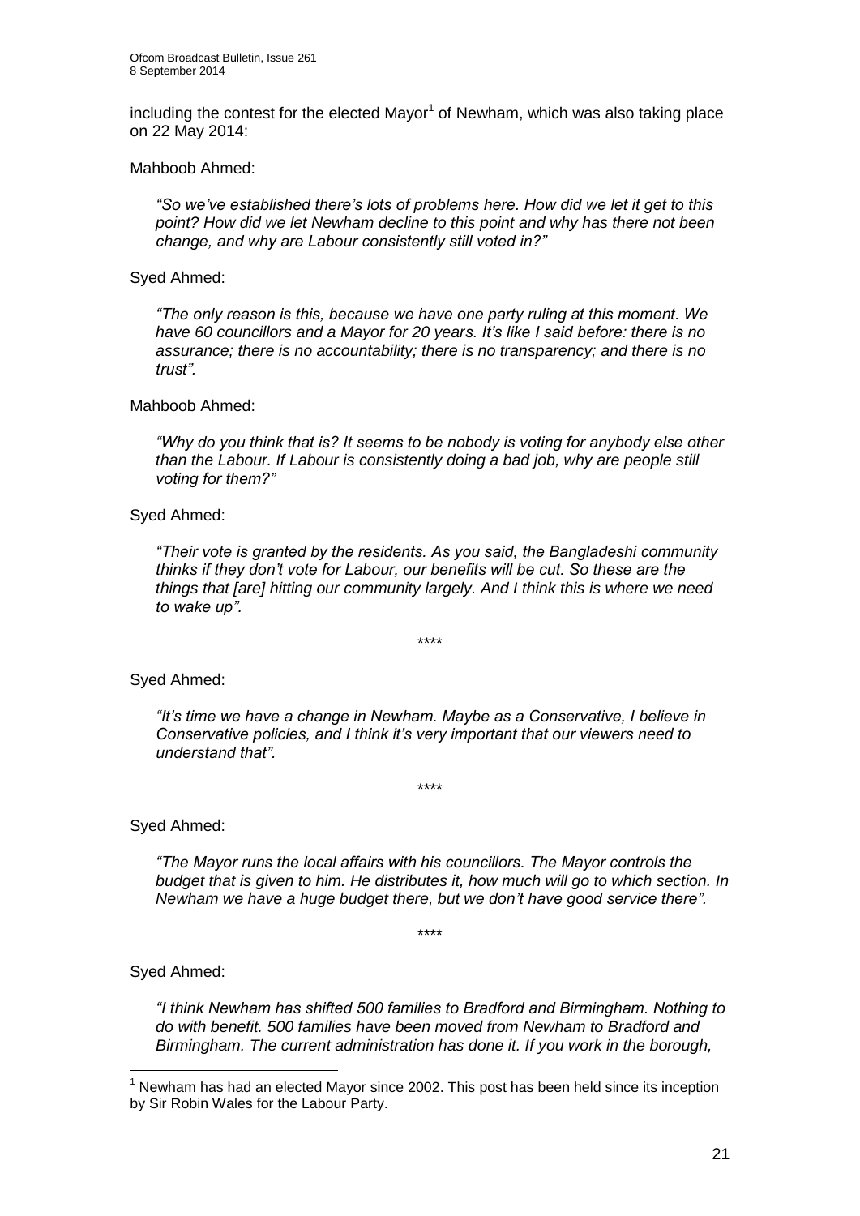including the contest for the elected Mayor[1] of Newham, which was also taking place on 22 May 2014:

Mahboob Ahmed:

> *"So we've established there's lots of problems here. How did we let it get to this point? How did we let Newham decline to this point and why has there not been change, and why are Labour consistently still voted in?"*

Syed Ahmed:

> *"The only reason is this, because we have one party ruling at this moment. We have 60 councillors and a Mayor for 20 years. It's like I said before: there is no assurance; there is no accountability; there is no transparency; and there is no trust".*

Mahboob Ahmed:

> *"Why do you think that is? It seems to be nobody is voting for anybody else other than the Labour. If Labour is consistently doing a bad job, why are people still voting for them?"*

Syed Ahmed:

> *"Their vote is granted by the residents. As you said, the Bangladeshi community thinks if they don't vote for Labour, our benefits will be cut. So these are the things that [are] hitting our community largely. And I think this is where we need to wake up".*

\*\*\*\*

Syed Ahmed:

> *"It's time we have a change in Newham. Maybe as a Conservative, I believe in Conservative policies, and I think it's very important that our viewers need to understand that".*

\*\*\*\*

Syed Ahmed:

> *"The Mayor runs the local affairs with his councillors. The Mayor controls the budget that is given to him. He distributes it, how much will go to which section. In Newham we have a huge budget there, but we don't have good service there".*

\*\*\*\*

Syed Ahmed:

> *"I think Newham has shifted 500 families to Bradford and Birmingham. Nothing to do with benefit. 500 families have been moved from Newham to Bradford and Birmingham. The current administration has done it. If you work in the borough,*

---

[1] Newham has had an elected Mayor since 2002. This post has been held since its inception by Sir Robin Wales for the Labour Party.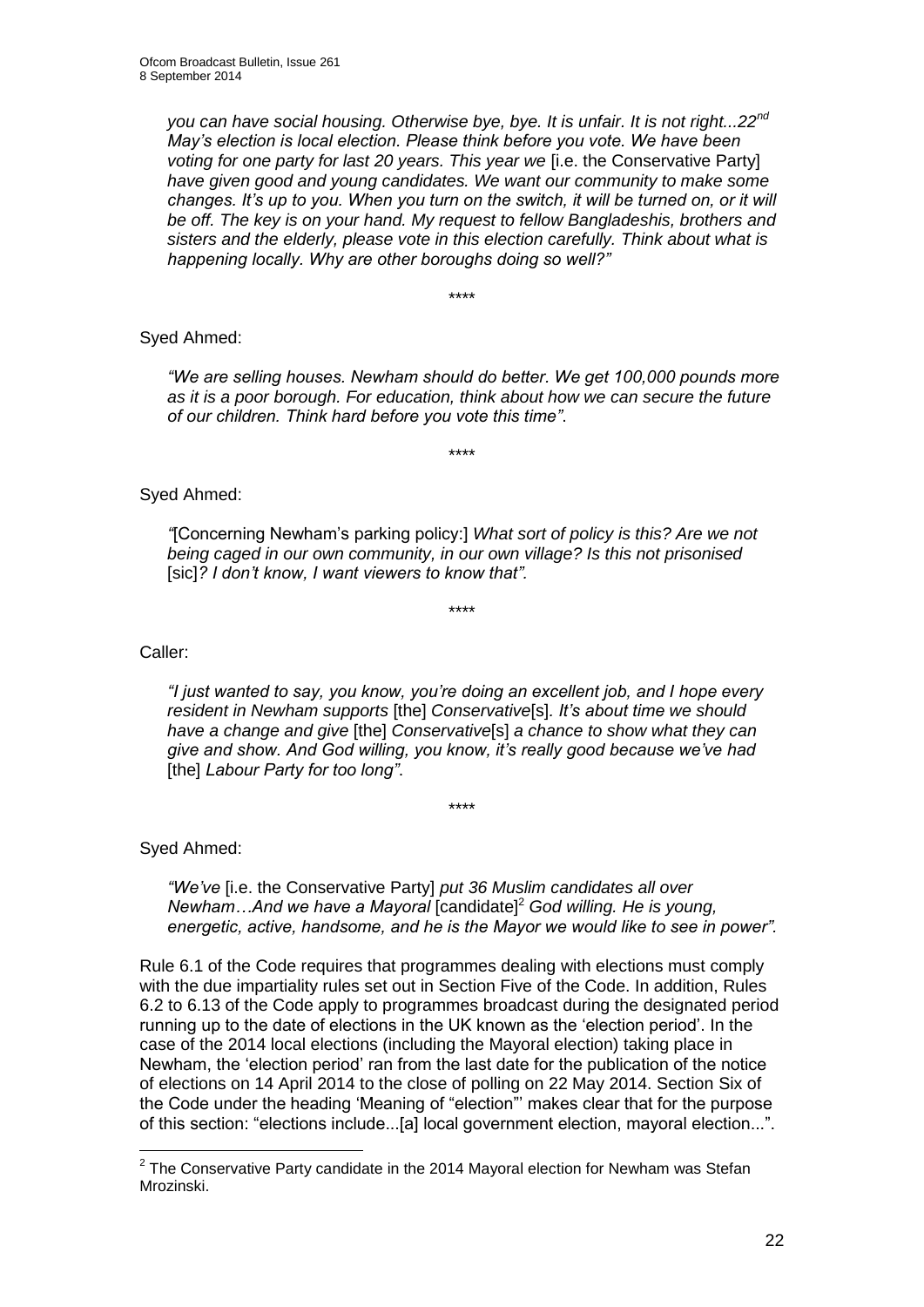*you can have social housing. Otherwise bye, bye. It is unfair. It is not right...22nd May's election is local election. Please think before you vote. We have been voting for one party for last 20 years. This year we* [i.e. the Conservative Party] *have given good and young candidates. We want our community to make some changes. It's up to you. When you turn on the switch, it will be turned on, or it will be off. The key is on your hand. My request to fellow Bangladeshis, brothers and sisters and the elderly, please vote in this election carefully. Think about what is happening locally. Why are other boroughs doing so well?"*

\*\*\*\*

Syed Ahmed:

> *"We are selling houses. Newham should do better. We get 100,000 pounds more as it is a poor borough. For education, think about how we can secure the future of our children. Think hard before you vote this time"*.

\*\*\*\*

Syed Ahmed:

> *"*[Concerning Newham's parking policy:] *What sort of policy is this? Are we not being caged in our own community, in our own village? Is this not prisonised* [sic]*? I don't know, I want viewers to know that".*

\*\*\*\*

Caller:

> *"I just wanted to say, you know, you're doing an excellent job, and I hope every resident in Newham supports* [the] *Conservative*[s]*. It's about time we should have a change and give* [the] *Conservative*[s] *a chance to show what they can give and show. And God willing, you know, it's really good because we've had* [the] *Labour Party for too long"*.

\*\*\*\*

Syed Ahmed:

> *"We've* [i.e. the Conservative Party] *put 36 Muslim candidates all over Newham…And we have a Mayoral* [candidate][2] *God willing. He is young, energetic, active, handsome, and he is the Mayor we would like to see in power".*

Rule 6.1 of the Code requires that programmes dealing with elections must comply with the due impartiality rules set out in Section Five of the Code. In addition, Rules 6.2 to 6.13 of the Code apply to programmes broadcast during the designated period running up to the date of elections in the UK known as the 'election period'. In the case of the 2014 local elections (including the Mayoral election) taking place in Newham, the 'election period' ran from the last date for the publication of the notice of elections on 14 April 2014 to the close of polling on 22 May 2014. Section Six of the Code under the heading 'Meaning of "election"' makes clear that for the purpose of this section: "elections include...[a] local government election, mayoral election...".

[2] The Conservative Party candidate in the 2014 Mayoral election for Newham was Stefan Mrozinski.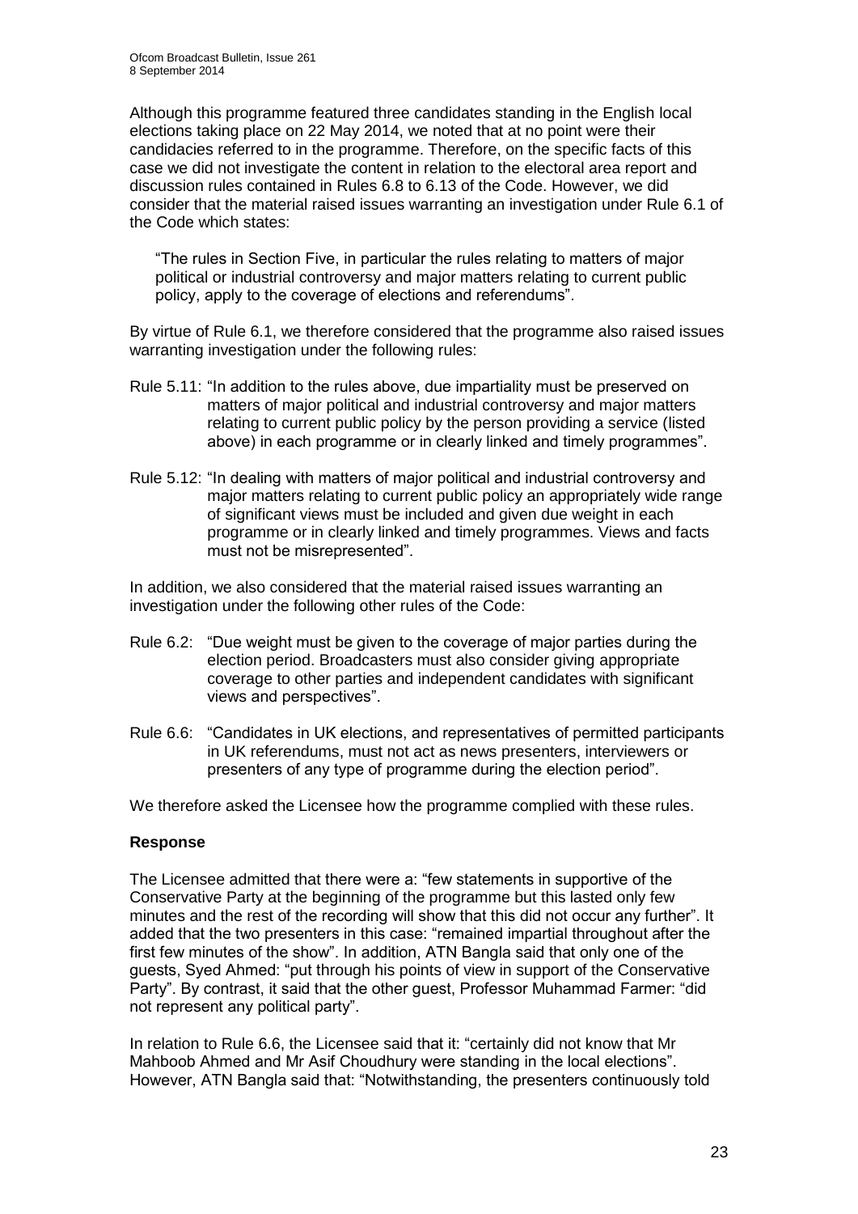Although this programme featured three candidates standing in the English local elections taking place on 22 May 2014, we noted that at no point were their candidacies referred to in the programme. Therefore, on the specific facts of this case we did not investigate the content in relation to the electoral area report and discussion rules contained in Rules 6.8 to 6.13 of the Code. However, we did consider that the material raised issues warranting an investigation under Rule 6.1 of the Code which states:

> "The rules in Section Five, in particular the rules relating to matters of major political or industrial controversy and major matters relating to current public policy, apply to the coverage of elections and referendums".

By virtue of Rule 6.1, we therefore considered that the programme also raised issues warranting investigation under the following rules:

Rule 5.11: "In addition to the rules above, due impartiality must be preserved on matters of major political and industrial controversy and major matters relating to current public policy by the person providing a service (listed above) in each programme or in clearly linked and timely programmes".

Rule 5.12: "In dealing with matters of major political and industrial controversy and major matters relating to current public policy an appropriately wide range of significant views must be included and given due weight in each programme or in clearly linked and timely programmes. Views and facts must not be misrepresented".

In addition, we also considered that the material raised issues warranting an investigation under the following other rules of the Code:

Rule 6.2: "Due weight must be given to the coverage of major parties during the election period. Broadcasters must also consider giving appropriate coverage to other parties and independent candidates with significant views and perspectives".

Rule 6.6: "Candidates in UK elections, and representatives of permitted participants in UK referendums, must not act as news presenters, interviewers or presenters of any type of programme during the election period".

We therefore asked the Licensee how the programme complied with these rules.

**Response**

The Licensee admitted that there were a: "few statements in supportive of the Conservative Party at the beginning of the programme but this lasted only few minutes and the rest of the recording will show that this did not occur any further". It added that the two presenters in this case: "remained impartial throughout after the first few minutes of the show". In addition, ATN Bangla said that only one of the guests, Syed Ahmed: "put through his points of view in support of the Conservative Party". By contrast, it said that the other guest, Professor Muhammad Farmer: "did not represent any political party".

In relation to Rule 6.6, the Licensee said that it: "certainly did not know that Mr Mahboob Ahmed and Mr Asif Choudhury were standing in the local elections". However, ATN Bangla said that: "Notwithstanding, the presenters continuously told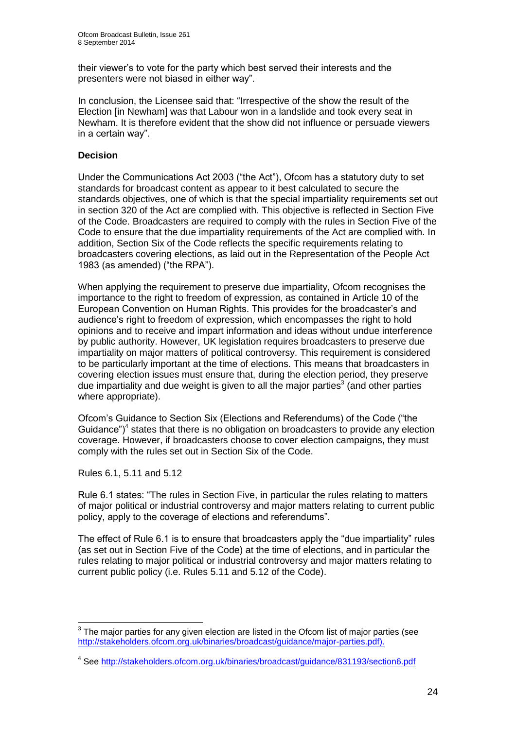their viewer's to vote for the party which best served their interests and the presenters were not biased in either way".

In conclusion, the Licensee said that: "Irrespective of the show the result of the Election [in Newham] was that Labour won in a landslide and took every seat in Newham. It is therefore evident that the show did not influence or persuade viewers in a certain way".

### Decision

Under the Communications Act 2003 ("the Act"), Ofcom has a statutory duty to set standards for broadcast content as appear to it best calculated to secure the standards objectives, one of which is that the special impartiality requirements set out in section 320 of the Act are complied with. This objective is reflected in Section Five of the Code. Broadcasters are required to comply with the rules in Section Five of the Code to ensure that the due impartiality requirements of the Act are complied with. In addition, Section Six of the Code reflects the specific requirements relating to broadcasters covering elections, as laid out in the Representation of the People Act 1983 (as amended) ("the RPA").

When applying the requirement to preserve due impartiality, Ofcom recognises the importance to the right to freedom of expression, as contained in Article 10 of the European Convention on Human Rights. This provides for the broadcaster's and audience's right to freedom of expression, which encompasses the right to hold opinions and to receive and impart information and ideas without undue interference by public authority. However, UK legislation requires broadcasters to preserve due impartiality on major matters of political controversy. This requirement is considered to be particularly important at the time of elections. This means that broadcasters in covering election issues must ensure that, during the election period, they preserve due impartiality and due weight is given to all the major parties[3] (and other parties where appropriate).

Ofcom's Guidance to Section Six (Elections and Referendums) of the Code ("the Guidance")[4] states that there is no obligation on broadcasters to provide any election coverage. However, if broadcasters choose to cover election campaigns, they must comply with the rules set out in Section Six of the Code.

Rules 6.1, 5.11 and 5.12

Rule 6.1 states: "The rules in Section Five, in particular the rules relating to matters of major political or industrial controversy and major matters relating to current public policy, apply to the coverage of elections and referendums".

The effect of Rule 6.1 is to ensure that broadcasters apply the "due impartiality" rules (as set out in Section Five of the Code) at the time of elections, and in particular the rules relating to major political or industrial controversy and major matters relating to current public policy (i.e. Rules 5.11 and 5.12 of the Code).

---

[3] The major parties for any given election are listed in the Ofcom list of major parties (see http://stakeholders.ofcom.org.uk/binaries/broadcast/guidance/major-parties.pdf).

[4] See http://stakeholders.ofcom.org.uk/binaries/broadcast/guidance/831193/section6.pdf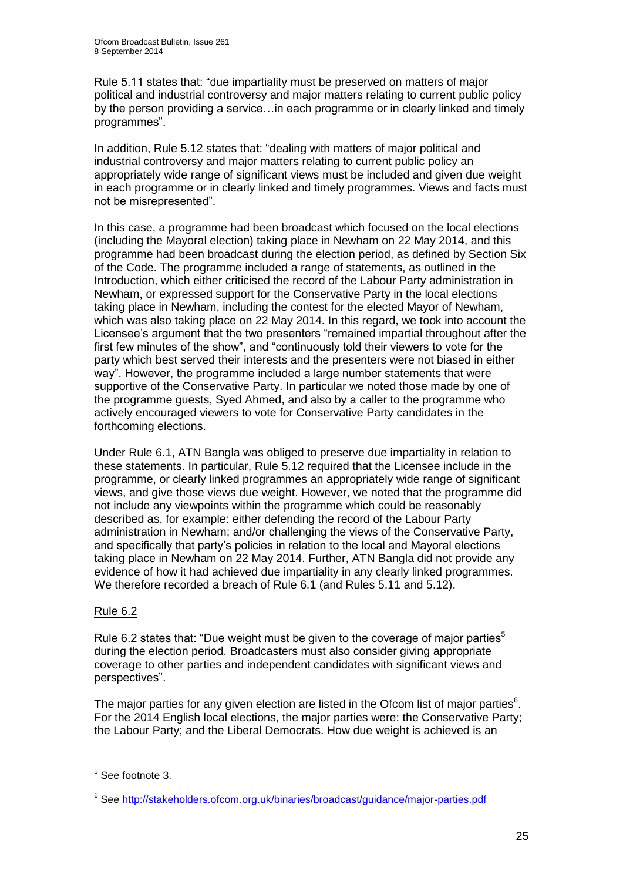Rule 5.11 states that: "due impartiality must be preserved on matters of major political and industrial controversy and major matters relating to current public policy by the person providing a service…in each programme or in clearly linked and timely programmes".

In addition, Rule 5.12 states that: "dealing with matters of major political and industrial controversy and major matters relating to current public policy an appropriately wide range of significant views must be included and given due weight in each programme or in clearly linked and timely programmes. Views and facts must not be misrepresented".

In this case, a programme had been broadcast which focused on the local elections (including the Mayoral election) taking place in Newham on 22 May 2014, and this programme had been broadcast during the election period, as defined by Section Six of the Code. The programme included a range of statements, as outlined in the Introduction, which either criticised the record of the Labour Party administration in Newham, or expressed support for the Conservative Party in the local elections taking place in Newham, including the contest for the elected Mayor of Newham, which was also taking place on 22 May 2014. In this regard, we took into account the Licensee's argument that the two presenters "remained impartial throughout after the first few minutes of the show", and "continuously told their viewers to vote for the party which best served their interests and the presenters were not biased in either way". However, the programme included a large number statements that were supportive of the Conservative Party. In particular we noted those made by one of the programme guests, Syed Ahmed, and also by a caller to the programme who actively encouraged viewers to vote for Conservative Party candidates in the forthcoming elections.

Under Rule 6.1, ATN Bangla was obliged to preserve due impartiality in relation to these statements. In particular, Rule 5.12 required that the Licensee include in the programme, or clearly linked programmes an appropriately wide range of significant views, and give those views due weight. However, we noted that the programme did not include any viewpoints within the programme which could be reasonably described as, for example: either defending the record of the Labour Party administration in Newham; and/or challenging the views of the Conservative Party, and specifically that party's policies in relation to the local and Mayoral elections taking place in Newham on 22 May 2014. Further, ATN Bangla did not provide any evidence of how it had achieved due impartiality in any clearly linked programmes. We therefore recorded a breach of Rule 6.1 (and Rules 5.11 and 5.12).

<u>Rule 6.2</u>

Rule 6.2 states that: "Due weight must be given to the coverage of major parties[5] during the election period. Broadcasters must also consider giving appropriate coverage to other parties and independent candidates with significant views and perspectives".

The major parties for any given election are listed in the Ofcom list of major parties[6]. For the 2014 English local elections, the major parties were: the Conservative Party; the Labour Party; and the Liberal Democrats. How due weight is achieved is an

---

[5] See footnote 3.

[6] See http://stakeholders.ofcom.org.uk/binaries/broadcast/guidance/major-parties.pdf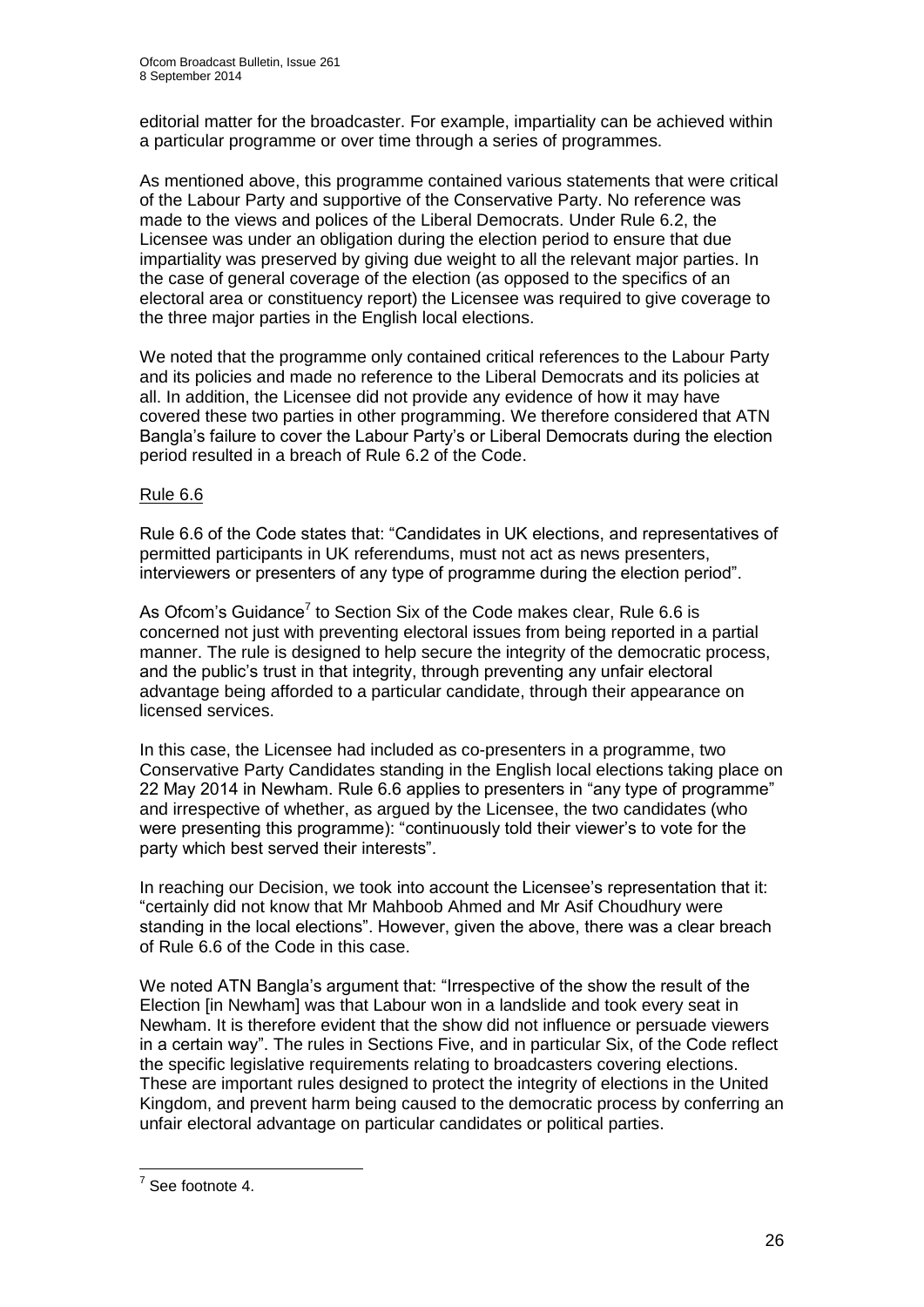editorial matter for the broadcaster. For example, impartiality can be achieved within a particular programme or over time through a series of programmes.

As mentioned above, this programme contained various statements that were critical of the Labour Party and supportive of the Conservative Party. No reference was made to the views and polices of the Liberal Democrats. Under Rule 6.2, the Licensee was under an obligation during the election period to ensure that due impartiality was preserved by giving due weight to all the relevant major parties. In the case of general coverage of the election (as opposed to the specifics of an electoral area or constituency report) the Licensee was required to give coverage to the three major parties in the English local elections.

We noted that the programme only contained critical references to the Labour Party and its policies and made no reference to the Liberal Democrats and its policies at all. In addition, the Licensee did not provide any evidence of how it may have covered these two parties in other programming. We therefore considered that ATN Bangla's failure to cover the Labour Party's or Liberal Democrats during the election period resulted in a breach of Rule 6.2 of the Code.

Rule 6.6

Rule 6.6 of the Code states that: "Candidates in UK elections, and representatives of permitted participants in UK referendums, must not act as news presenters, interviewers or presenters of any type of programme during the election period".

As Ofcom's Guidance[7] to Section Six of the Code makes clear, Rule 6.6 is concerned not just with preventing electoral issues from being reported in a partial manner. The rule is designed to help secure the integrity of the democratic process, and the public's trust in that integrity, through preventing any unfair electoral advantage being afforded to a particular candidate, through their appearance on licensed services.

In this case, the Licensee had included as co-presenters in a programme, two Conservative Party Candidates standing in the English local elections taking place on 22 May 2014 in Newham. Rule 6.6 applies to presenters in "any type of programme" and irrespective of whether, as argued by the Licensee, the two candidates (who were presenting this programme): "continuously told their viewer's to vote for the party which best served their interests".

In reaching our Decision, we took into account the Licensee's representation that it: "certainly did not know that Mr Mahboob Ahmed and Mr Asif Choudhury were standing in the local elections". However, given the above, there was a clear breach of Rule 6.6 of the Code in this case.

We noted ATN Bangla's argument that: "Irrespective of the show the result of the Election [in Newham] was that Labour won in a landslide and took every seat in Newham. It is therefore evident that the show did not influence or persuade viewers in a certain way". The rules in Sections Five, and in particular Six, of the Code reflect the specific legislative requirements relating to broadcasters covering elections. These are important rules designed to protect the integrity of elections in the United Kingdom, and prevent harm being caused to the democratic process by conferring an unfair electoral advantage on particular candidates or political parties.

[7] See footnote 4.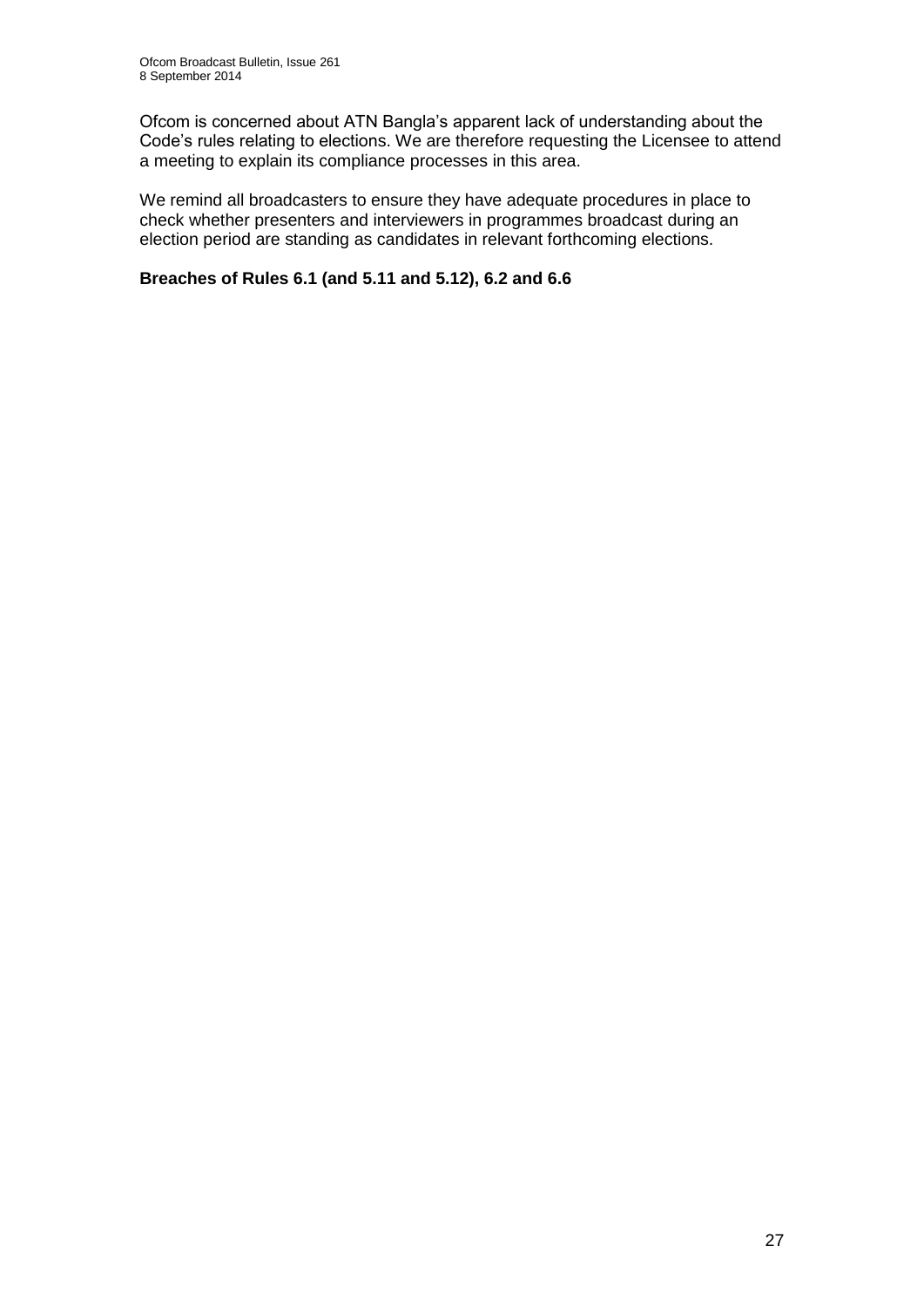Ofcom is concerned about ATN Bangla's apparent lack of understanding about the Code's rules relating to elections. We are therefore requesting the Licensee to attend a meeting to explain its compliance processes in this area.

We remind all broadcasters to ensure they have adequate procedures in place to check whether presenters and interviewers in programmes broadcast during an election period are standing as candidates in relevant forthcoming elections.

**Breaches of Rules 6.1 (and 5.11 and 5.12), 6.2 and 6.6**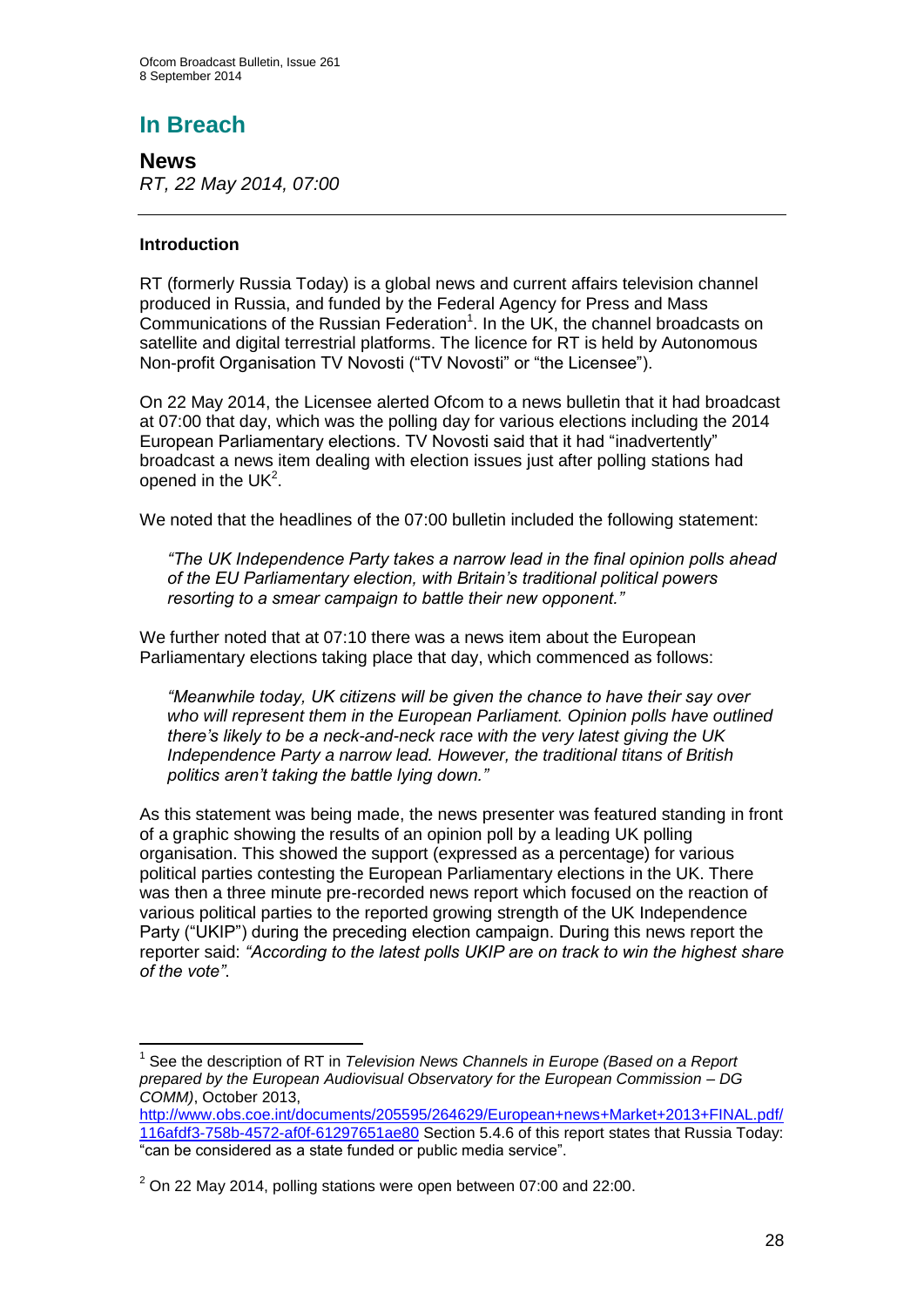# In Breach

## News

*RT, 22 May 2014, 07:00*

### Introduction

RT (formerly Russia Today) is a global news and current affairs television channel produced in Russia, and funded by the Federal Agency for Press and Mass Communications of the Russian Federation[1]. In the UK, the channel broadcasts on satellite and digital terrestrial platforms. The licence for RT is held by Autonomous Non-profit Organisation TV Novosti ("TV Novosti" or "the Licensee").

On 22 May 2014, the Licensee alerted Ofcom to a news bulletin that it had broadcast at 07:00 that day, which was the polling day for various elections including the 2014 European Parliamentary elections. TV Novosti said that it had "inadvertently" broadcast a news item dealing with election issues just after polling stations had opened in the UK[2].

We noted that the headlines of the 07:00 bulletin included the following statement:

> *"The UK Independence Party takes a narrow lead in the final opinion polls ahead of the EU Parliamentary election, with Britain's traditional political powers resorting to a smear campaign to battle their new opponent."*

We further noted that at 07:10 there was a news item about the European Parliamentary elections taking place that day, which commenced as follows:

> *"Meanwhile today, UK citizens will be given the chance to have their say over who will represent them in the European Parliament. Opinion polls have outlined there's likely to be a neck-and-neck race with the very latest giving the UK Independence Party a narrow lead. However, the traditional titans of British politics aren't taking the battle lying down."*

As this statement was being made, the news presenter was featured standing in front of a graphic showing the results of an opinion poll by a leading UK polling organisation. This showed the support (expressed as a percentage) for various political parties contesting the European Parliamentary elections in the UK. There was then a three minute pre-recorded news report which focused on the reaction of various political parties to the reported growing strength of the UK Independence Party ("UKIP") during the preceding election campaign. During this news report the reporter said: *"According to the latest polls UKIP are on track to win the highest share of the vote"*.

---

[1] See the description of RT in *Television News Channels in Europe (Based on a Report prepared by the European Audiovisual Observatory for the European Commission – DG COMM)*, October 2013, http://www.obs.coe.int/documents/205595/264629/European+news+Market+2013+FINAL.pdf/116afdf3-758b-4572-af0f-61297651ae80 Section 5.4.6 of this report states that Russia Today: "can be considered as a state funded or public media service".

[2] On 22 May 2014, polling stations were open between 07:00 and 22:00.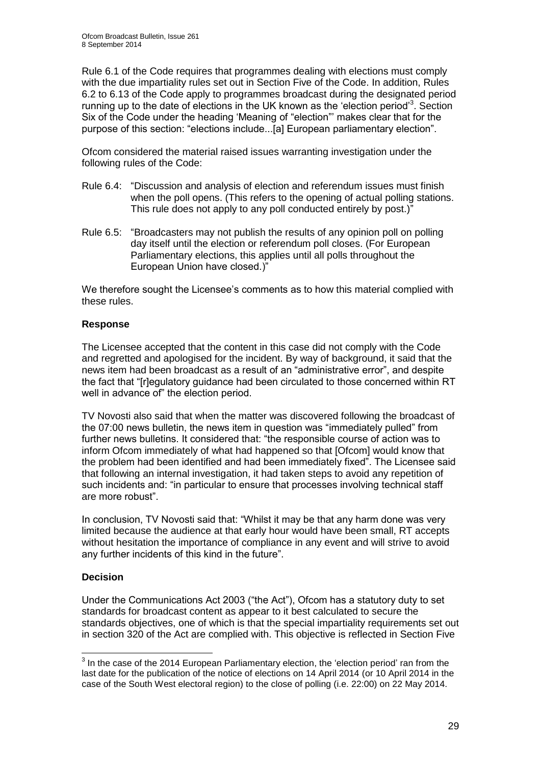Rule 6.1 of the Code requires that programmes dealing with elections must comply with the due impartiality rules set out in Section Five of the Code. In addition, Rules 6.2 to 6.13 of the Code apply to programmes broadcast during the designated period running up to the date of elections in the UK known as the 'election period'[3]. Section Six of the Code under the heading 'Meaning of "election"' makes clear that for the purpose of this section: "elections include...[a] European parliamentary election".

Ofcom considered the material raised issues warranting investigation under the following rules of the Code:

Rule 6.4: "Discussion and analysis of election and referendum issues must finish when the poll opens. (This refers to the opening of actual polling stations. This rule does not apply to any poll conducted entirely by post.)"

Rule 6.5: "Broadcasters may not publish the results of any opinion poll on polling day itself until the election or referendum poll closes. (For European Parliamentary elections, this applies until all polls throughout the European Union have closed.)"

We therefore sought the Licensee's comments as to how this material complied with these rules.

### Response

The Licensee accepted that the content in this case did not comply with the Code and regretted and apologised for the incident. By way of background, it said that the news item had been broadcast as a result of an "administrative error", and despite the fact that "[r]egulatory guidance had been circulated to those concerned within RT well in advance of" the election period.

TV Novosti also said that when the matter was discovered following the broadcast of the 07:00 news bulletin, the news item in question was "immediately pulled" from further news bulletins. It considered that: "the responsible course of action was to inform Ofcom immediately of what had happened so that [Ofcom] would know that the problem had been identified and had been immediately fixed". The Licensee said that following an internal investigation, it had taken steps to avoid any repetition of such incidents and: "in particular to ensure that processes involving technical staff are more robust".

In conclusion, TV Novosti said that: "Whilst it may be that any harm done was very limited because the audience at that early hour would have been small, RT accepts without hesitation the importance of compliance in any event and will strive to avoid any further incidents of this kind in the future".

### Decision

Under the Communications Act 2003 ("the Act"), Ofcom has a statutory duty to set standards for broadcast content as appear to it best calculated to secure the standards objectives, one of which is that the special impartiality requirements set out in section 320 of the Act are complied with. This objective is reflected in Section Five

---

[3] In the case of the 2014 European Parliamentary election, the 'election period' ran from the last date for the publication of the notice of elections on 14 April 2014 (or 10 April 2014 in the case of the South West electoral region) to the close of polling (i.e. 22:00) on 22 May 2014.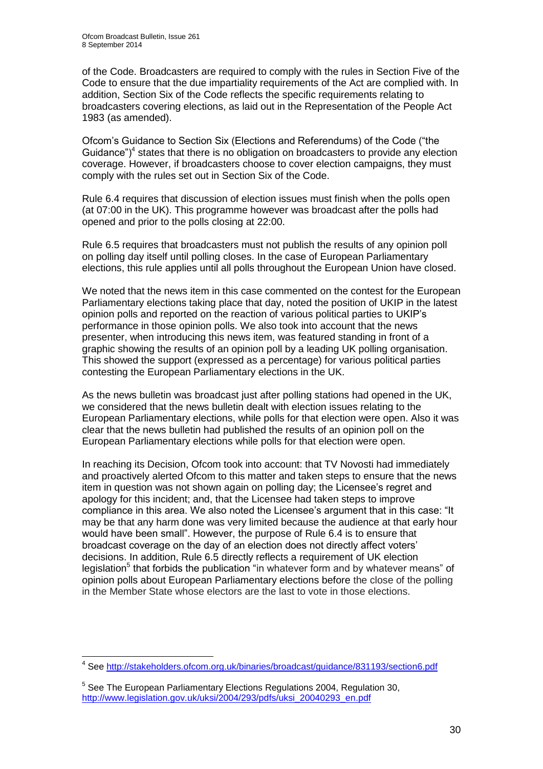of the Code. Broadcasters are required to comply with the rules in Section Five of the Code to ensure that the due impartiality requirements of the Act are complied with. In addition, Section Six of the Code reflects the specific requirements relating to broadcasters covering elections, as laid out in the Representation of the People Act 1983 (as amended).

Ofcom's Guidance to Section Six (Elections and Referendums) of the Code ("the Guidance")[4] states that there is no obligation on broadcasters to provide any election coverage. However, if broadcasters choose to cover election campaigns, they must comply with the rules set out in Section Six of the Code.

Rule 6.4 requires that discussion of election issues must finish when the polls open (at 07:00 in the UK). This programme however was broadcast after the polls had opened and prior to the polls closing at 22:00.

Rule 6.5 requires that broadcasters must not publish the results of any opinion poll on polling day itself until polling closes. In the case of European Parliamentary elections, this rule applies until all polls throughout the European Union have closed.

We noted that the news item in this case commented on the contest for the European Parliamentary elections taking place that day, noted the position of UKIP in the latest opinion polls and reported on the reaction of various political parties to UKIP's performance in those opinion polls. We also took into account that the news presenter, when introducing this news item, was featured standing in front of a graphic showing the results of an opinion poll by a leading UK polling organisation. This showed the support (expressed as a percentage) for various political parties contesting the European Parliamentary elections in the UK.

As the news bulletin was broadcast just after polling stations had opened in the UK, we considered that the news bulletin dealt with election issues relating to the European Parliamentary elections, while polls for that election were open. Also it was clear that the news bulletin had published the results of an opinion poll on the European Parliamentary elections while polls for that election were open.

In reaching its Decision, Ofcom took into account: that TV Novosti had immediately and proactively alerted Ofcom to this matter and taken steps to ensure that the news item in question was not shown again on polling day; the Licensee's regret and apology for this incident; and, that the Licensee had taken steps to improve compliance in this area. We also noted the Licensee's argument that in this case: "It may be that any harm done was very limited because the audience at that early hour would have been small". However, the purpose of Rule 6.4 is to ensure that broadcast coverage on the day of an election does not directly affect voters' decisions. In addition, Rule 6.5 directly reflects a requirement of UK election legislation[5] that forbids the publication "in whatever form and by whatever means" of opinion polls about European Parliamentary elections before the close of the polling in the Member State whose electors are the last to vote in those elections.

---

[4] See http://stakeholders.ofcom.org.uk/binaries/broadcast/guidance/831193/section6.pdf

[5] See The European Parliamentary Elections Regulations 2004, Regulation 30, http://www.legislation.gov.uk/uksi/2004/293/pdfs/uksi_20040293_en.pdf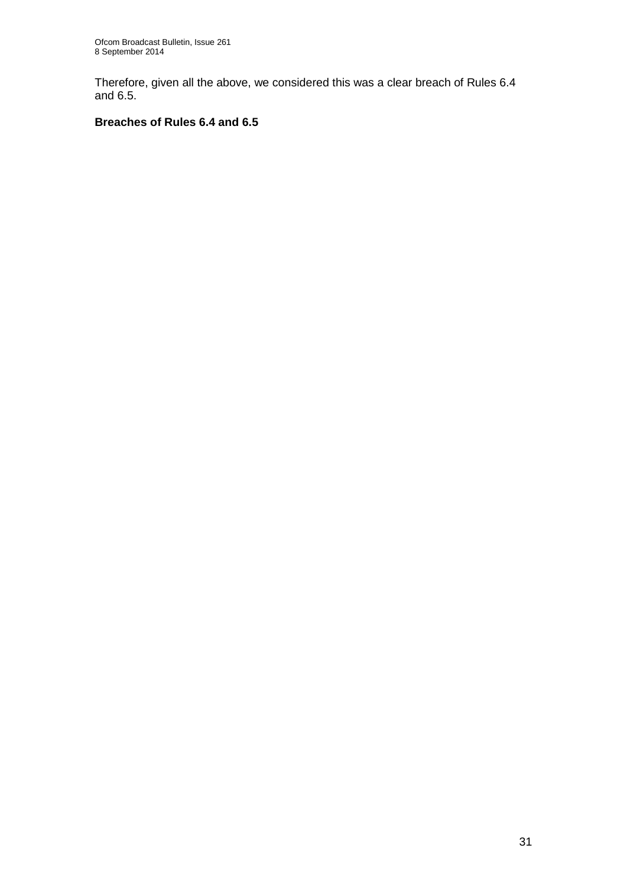Therefore, given all the above, we considered this was a clear breach of Rules 6.4 and 6.5.

**Breaches of Rules 6.4 and 6.5**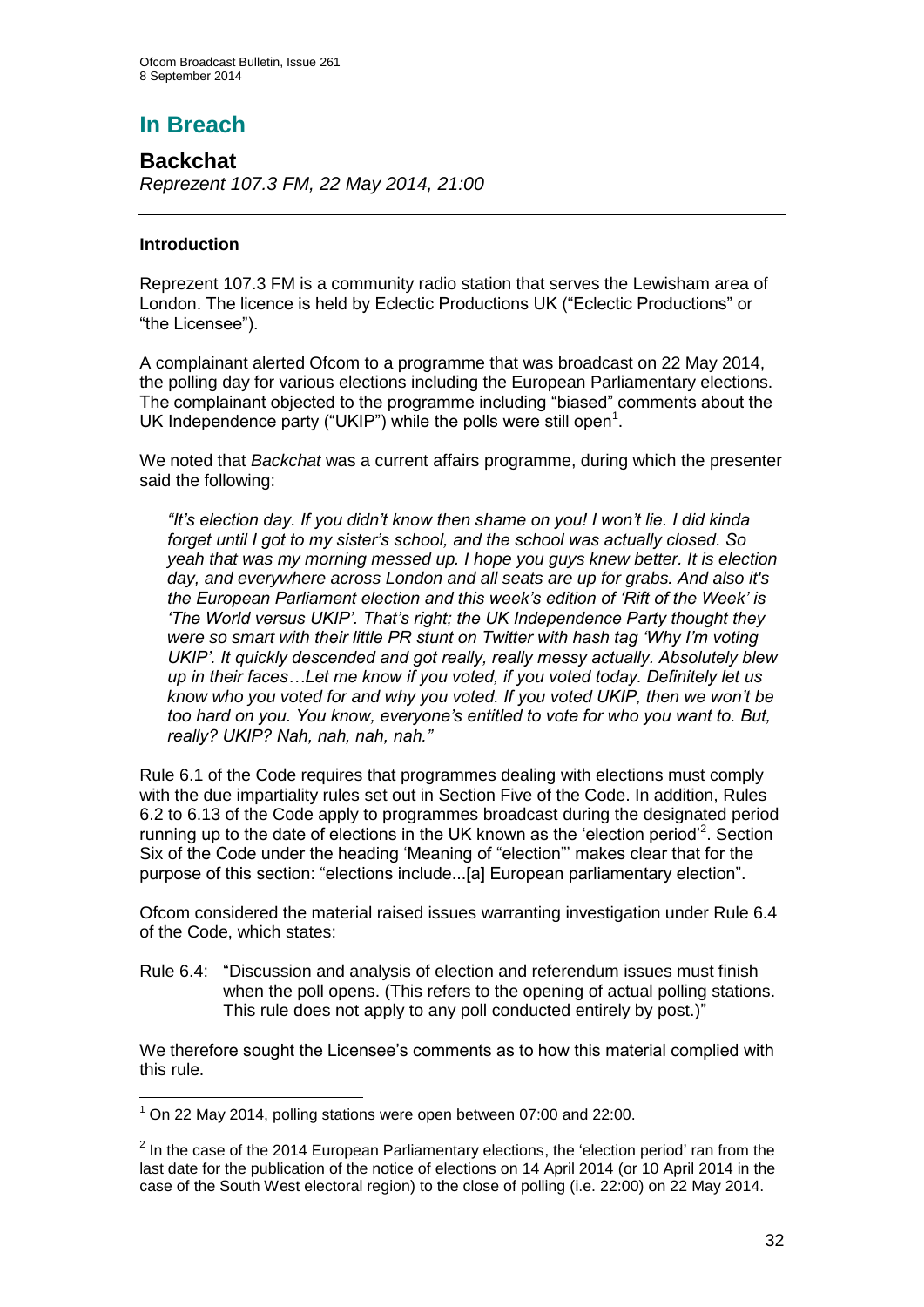# In Breach

## Backchat

*Reprezent 107.3 FM, 22 May 2014, 21:00*

### Introduction

Reprezent 107.3 FM is a community radio station that serves the Lewisham area of London. The licence is held by Eclectic Productions UK ("Eclectic Productions" or "the Licensee").

A complainant alerted Ofcom to a programme that was broadcast on 22 May 2014, the polling day for various elections including the European Parliamentary elections. The complainant objected to the programme including "biased" comments about the UK Independence party ("UKIP") while the polls were still open[1].

We noted that *Backchat* was a current affairs programme, during which the presenter said the following:

> *"It's election day. If you didn't know then shame on you! I won't lie. I did kinda forget until I got to my sister's school, and the school was actually closed. So yeah that was my morning messed up. I hope you guys knew better. It is election day, and everywhere across London and all seats are up for grabs. And also it's the European Parliament election and this week's edition of 'Rift of the Week' is 'The World versus UKIP'. That's right; the UK Independence Party thought they were so smart with their little PR stunt on Twitter with hash tag 'Why I'm voting UKIP'. It quickly descended and got really, really messy actually. Absolutely blew up in their faces…Let me know if you voted, if you voted today. Definitely let us know who you voted for and why you voted. If you voted UKIP, then we won't be too hard on you. You know, everyone's entitled to vote for who you want to. But, really? UKIP? Nah, nah, nah, nah."*

Rule 6.1 of the Code requires that programmes dealing with elections must comply with the due impartiality rules set out in Section Five of the Code. In addition, Rules 6.2 to 6.13 of the Code apply to programmes broadcast during the designated period running up to the date of elections in the UK known as the 'election period'[2]. Section Six of the Code under the heading 'Meaning of "election"' makes clear that for the purpose of this section: "elections include...[a] European parliamentary election".

Ofcom considered the material raised issues warranting investigation under Rule 6.4 of the Code, which states:

Rule 6.4: "Discussion and analysis of election and referendum issues must finish when the poll opens. (This refers to the opening of actual polling stations. This rule does not apply to any poll conducted entirely by post.)"

We therefore sought the Licensee's comments as to how this material complied with this rule.

---

[1] On 22 May 2014, polling stations were open between 07:00 and 22:00.

[2] In the case of the 2014 European Parliamentary elections, the 'election period' ran from the last date for the publication of the notice of elections on 14 April 2014 (or 10 April 2014 in the case of the South West electoral region) to the close of polling (i.e. 22:00) on 22 May 2014.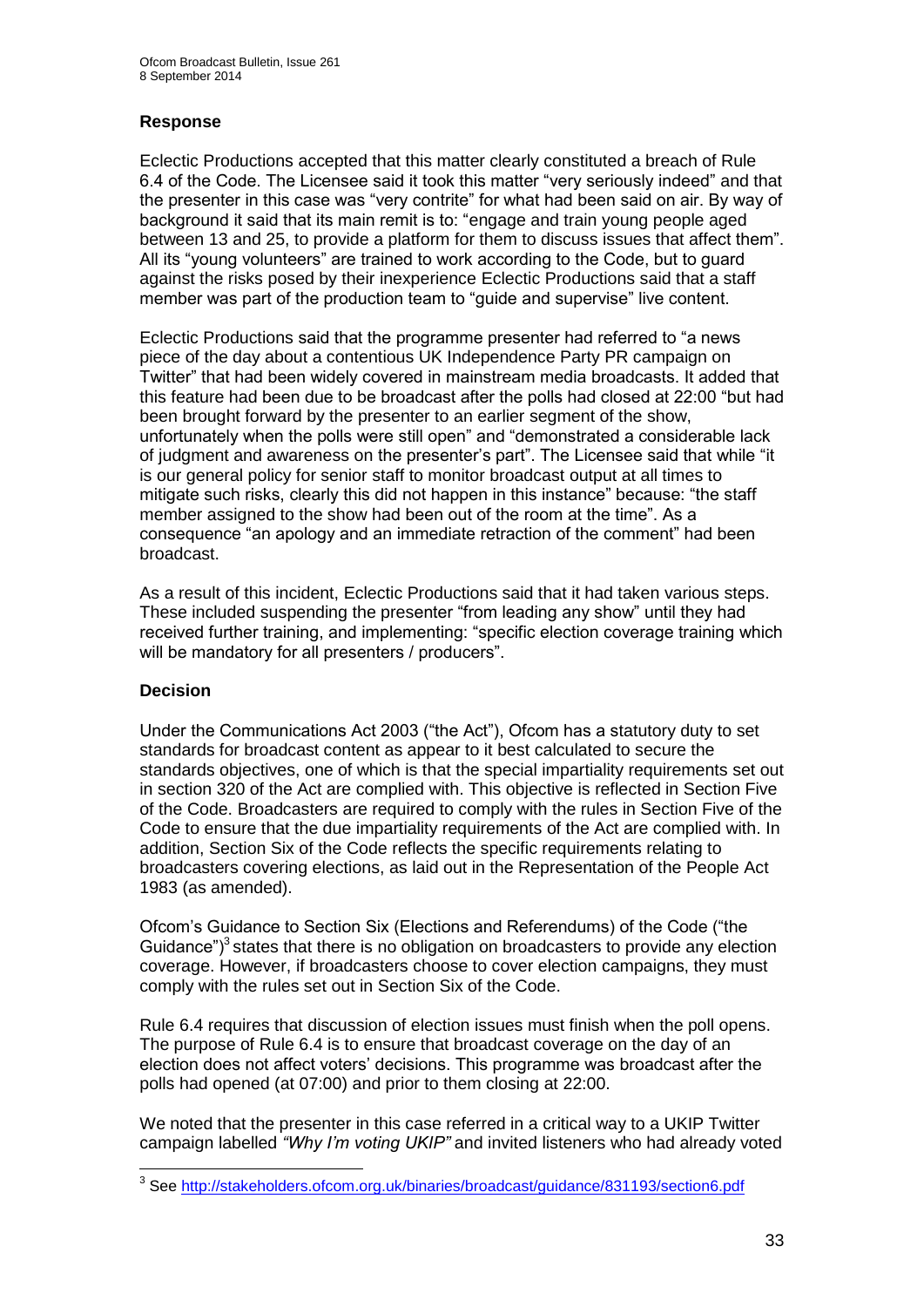### Response

Eclectic Productions accepted that this matter clearly constituted a breach of Rule 6.4 of the Code. The Licensee said it took this matter "very seriously indeed" and that the presenter in this case was "very contrite" for what had been said on air. By way of background it said that its main remit is to: "engage and train young people aged between 13 and 25, to provide a platform for them to discuss issues that affect them". All its "young volunteers" are trained to work according to the Code, but to guard against the risks posed by their inexperience Eclectic Productions said that a staff member was part of the production team to "guide and supervise" live content.

Eclectic Productions said that the programme presenter had referred to "a news piece of the day about a contentious UK Independence Party PR campaign on Twitter" that had been widely covered in mainstream media broadcasts. It added that this feature had been due to be broadcast after the polls had closed at 22:00 "but had been brought forward by the presenter to an earlier segment of the show, unfortunately when the polls were still open" and "demonstrated a considerable lack of judgment and awareness on the presenter's part". The Licensee said that while "it is our general policy for senior staff to monitor broadcast output at all times to mitigate such risks, clearly this did not happen in this instance" because: "the staff member assigned to the show had been out of the room at the time". As a consequence "an apology and an immediate retraction of the comment" had been broadcast.

As a result of this incident, Eclectic Productions said that it had taken various steps. These included suspending the presenter "from leading any show" until they had received further training, and implementing: "specific election coverage training which will be mandatory for all presenters / producers".

### Decision

Under the Communications Act 2003 ("the Act"), Ofcom has a statutory duty to set standards for broadcast content as appear to it best calculated to secure the standards objectives, one of which is that the special impartiality requirements set out in section 320 of the Act are complied with. This objective is reflected in Section Five of the Code. Broadcasters are required to comply with the rules in Section Five of the Code to ensure that the due impartiality requirements of the Act are complied with. In addition, Section Six of the Code reflects the specific requirements relating to broadcasters covering elections, as laid out in the Representation of the People Act 1983 (as amended).

Ofcom's Guidance to Section Six (Elections and Referendums) of the Code ("the Guidance")[3] states that there is no obligation on broadcasters to provide any election coverage. However, if broadcasters choose to cover election campaigns, they must comply with the rules set out in Section Six of the Code.

Rule 6.4 requires that discussion of election issues must finish when the poll opens. The purpose of Rule 6.4 is to ensure that broadcast coverage on the day of an election does not affect voters' decisions. This programme was broadcast after the polls had opened (at 07:00) and prior to them closing at 22:00.

We noted that the presenter in this case referred in a critical way to a UKIP Twitter campaign labelled *"Why I'm voting UKIP"* and invited listeners who had already voted

---

[3] See http://stakeholders.ofcom.org.uk/binaries/broadcast/guidance/831193/section6.pdf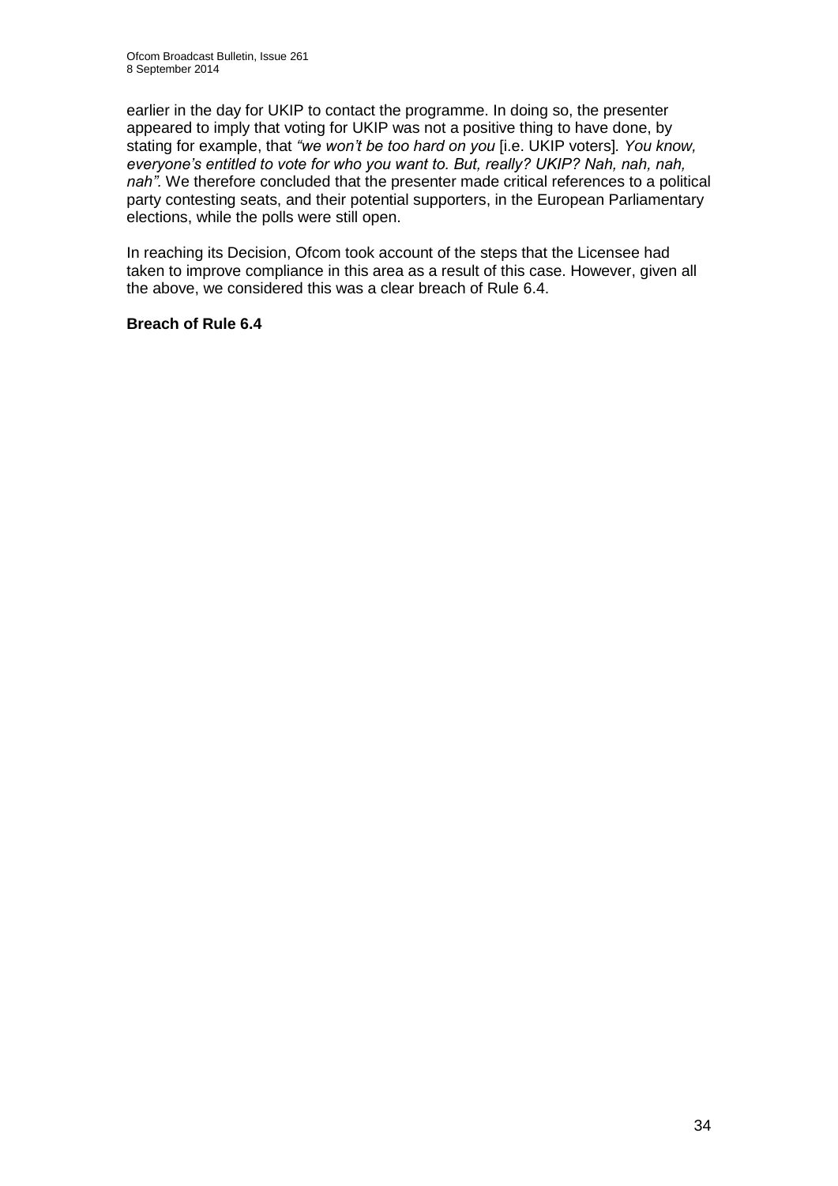earlier in the day for UKIP to contact the programme. In doing so, the presenter appeared to imply that voting for UKIP was not a positive thing to have done, by stating for example, that *"we won't be too hard on you* [i.e. UKIP voters]*. You know, everyone's entitled to vote for who you want to. But, really? UKIP? Nah, nah, nah, nah".* We therefore concluded that the presenter made critical references to a political party contesting seats, and their potential supporters, in the European Parliamentary elections, while the polls were still open.

In reaching its Decision, Ofcom took account of the steps that the Licensee had taken to improve compliance in this area as a result of this case. However, given all the above, we considered this was a clear breach of Rule 6.4.

**Breach of Rule 6.4**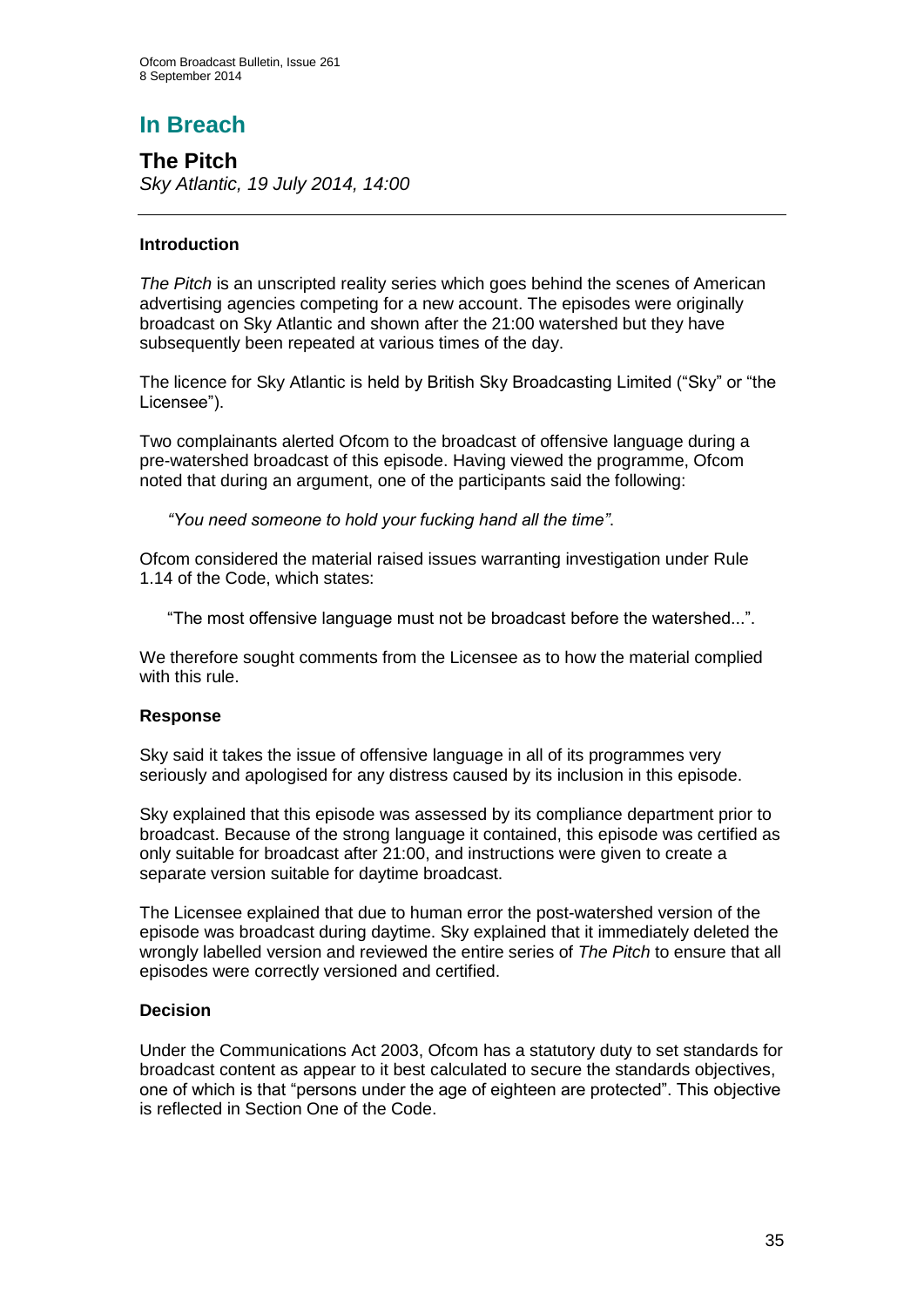# In Breach

## The Pitch

*Sky Atlantic, 19 July 2014, 14:00*

---

### Introduction

*The Pitch* is an unscripted reality series which goes behind the scenes of American advertising agencies competing for a new account. The episodes were originally broadcast on Sky Atlantic and shown after the 21:00 watershed but they have subsequently been repeated at various times of the day.

The licence for Sky Atlantic is held by British Sky Broadcasting Limited ("Sky" or "the Licensee").

Two complainants alerted Ofcom to the broadcast of offensive language during a pre-watershed broadcast of this episode. Having viewed the programme, Ofcom noted that during an argument, one of the participants said the following:

> *"You need someone to hold your fucking hand all the time"*.

Ofcom considered the material raised issues warranting investigation under Rule 1.14 of the Code, which states:

> "The most offensive language must not be broadcast before the watershed...".

We therefore sought comments from the Licensee as to how the material complied with this rule.

### Response

Sky said it takes the issue of offensive language in all of its programmes very seriously and apologised for any distress caused by its inclusion in this episode.

Sky explained that this episode was assessed by its compliance department prior to broadcast. Because of the strong language it contained, this episode was certified as only suitable for broadcast after 21:00, and instructions were given to create a separate version suitable for daytime broadcast.

The Licensee explained that due to human error the post-watershed version of the episode was broadcast during daytime. Sky explained that it immediately deleted the wrongly labelled version and reviewed the entire series of *The Pitch* to ensure that all episodes were correctly versioned and certified.

### Decision

Under the Communications Act 2003, Ofcom has a statutory duty to set standards for broadcast content as appear to it best calculated to secure the standards objectives, one of which is that "persons under the age of eighteen are protected". This objective is reflected in Section One of the Code.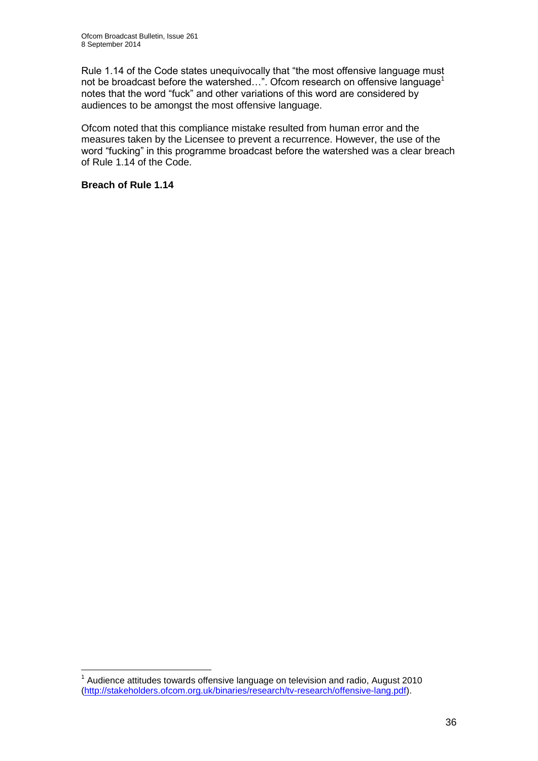Rule 1.14 of the Code states unequivocally that "the most offensive language must not be broadcast before the watershed…". Ofcom research on offensive language[1] notes that the word "fuck" and other variations of this word are considered by audiences to be amongst the most offensive language.

Ofcom noted that this compliance mistake resulted from human error and the measures taken by the Licensee to prevent a recurrence. However, the use of the word "fucking" in this programme broadcast before the watershed was a clear breach of Rule 1.14 of the Code.

**Breach of Rule 1.14**

[1] Audience attitudes towards offensive language on television and radio, August 2010 (http://stakeholders.ofcom.org.uk/binaries/research/tv-research/offensive-lang.pdf).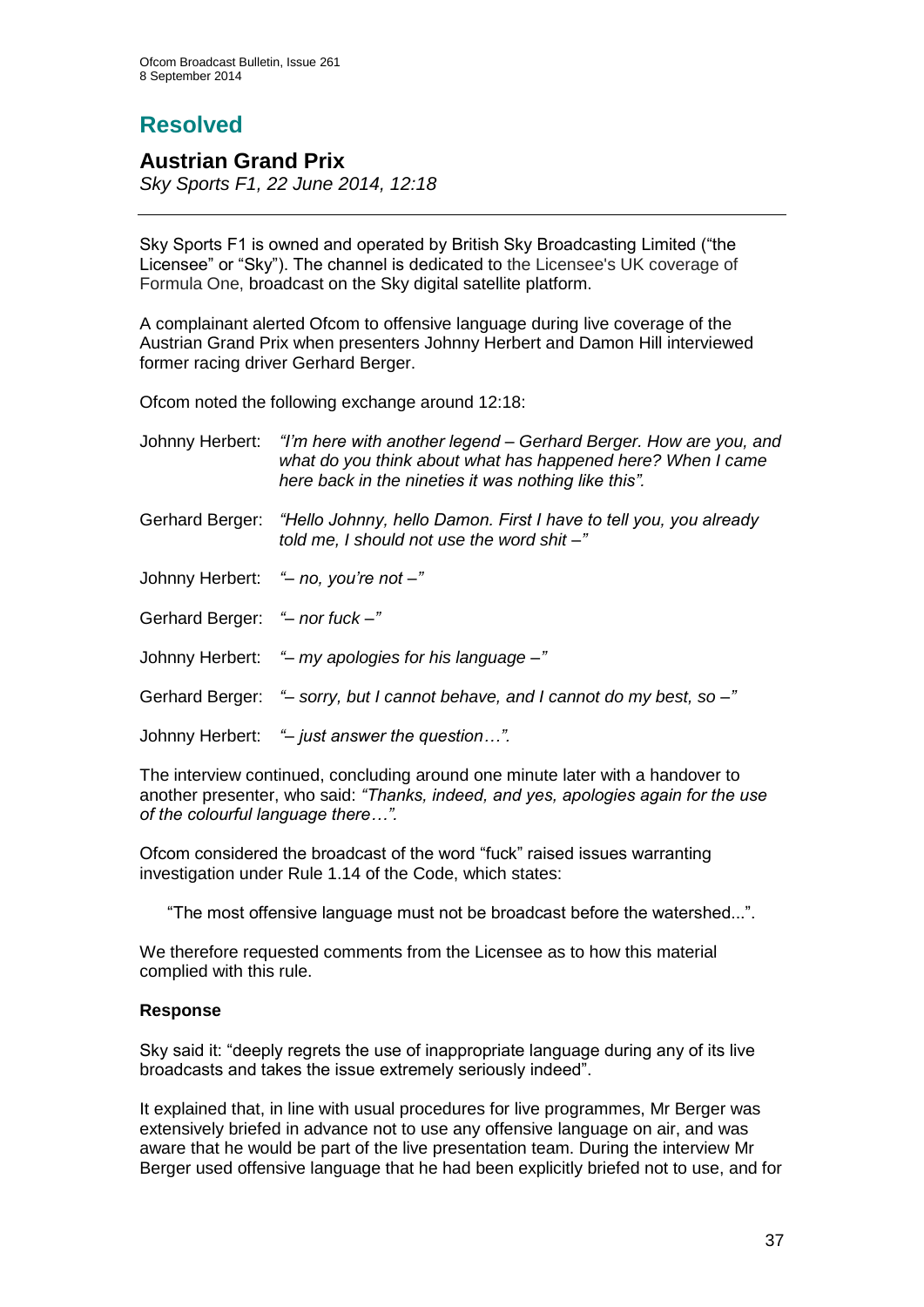# Resolved

## Austrian Grand Prix

*Sky Sports F1, 22 June 2014, 12:18*

---

Sky Sports F1 is owned and operated by British Sky Broadcasting Limited ("the Licensee" or "Sky"). The channel is dedicated to the Licensee's UK coverage of Formula One, broadcast on the Sky digital satellite platform.

A complainant alerted Ofcom to offensive language during live coverage of the Austrian Grand Prix when presenters Johnny Herbert and Damon Hill interviewed former racing driver Gerhard Berger.

Ofcom noted the following exchange around 12:18:

Johnny Herbert: *"I'm here with another legend – Gerhard Berger. How are you, and what do you think about what has happened here? When I came here back in the nineties it was nothing like this".*

Gerhard Berger: *"Hello Johnny, hello Damon. First I have to tell you, you already told me, I should not use the word shit –"*

Johnny Herbert: *"– no, you're not –"*

Gerhard Berger: *"– nor fuck –"*

Johnny Herbert: *"– my apologies for his language –"*

Gerhard Berger: *"– sorry, but I cannot behave, and I cannot do my best, so –"*

Johnny Herbert: *"– just answer the question…".*

The interview continued, concluding around one minute later with a handover to another presenter, who said: *"Thanks, indeed, and yes, apologies again for the use of the colourful language there…".*

Ofcom considered the broadcast of the word "fuck" raised issues warranting investigation under Rule 1.14 of the Code, which states:

> "The most offensive language must not be broadcast before the watershed...".

We therefore requested comments from the Licensee as to how this material complied with this rule.

**Response**

Sky said it: "deeply regrets the use of inappropriate language during any of its live broadcasts and takes the issue extremely seriously indeed".

It explained that, in line with usual procedures for live programmes, Mr Berger was extensively briefed in advance not to use any offensive language on air, and was aware that he would be part of the live presentation team. During the interview Mr Berger used offensive language that he had been explicitly briefed not to use, and for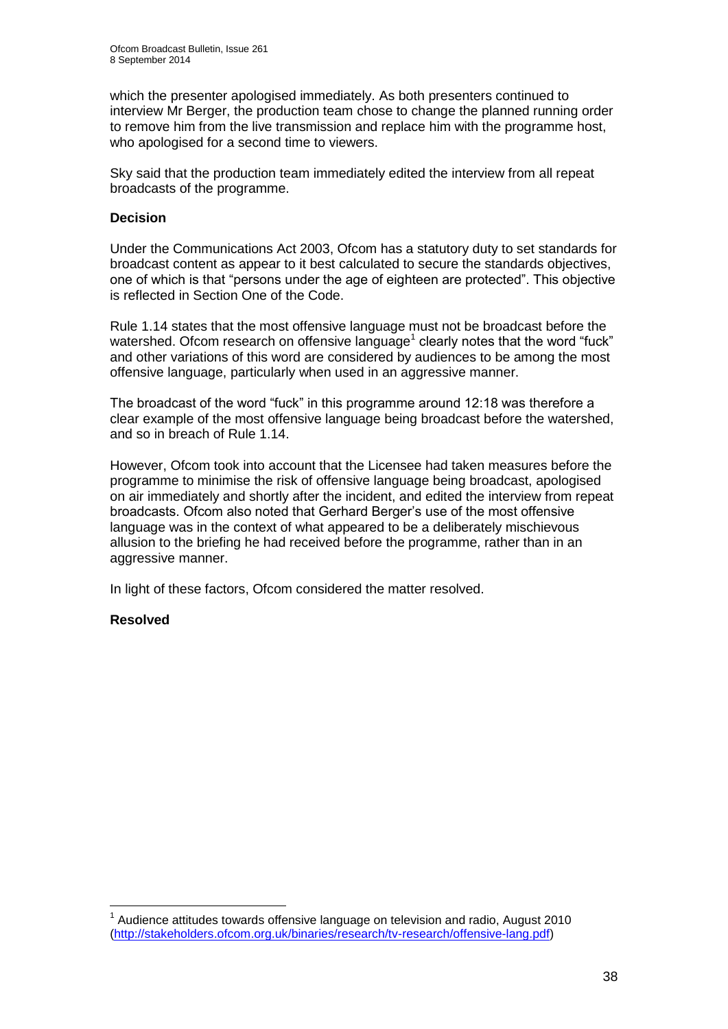which the presenter apologised immediately. As both presenters continued to interview Mr Berger, the production team chose to change the planned running order to remove him from the live transmission and replace him with the programme host, who apologised for a second time to viewers.

Sky said that the production team immediately edited the interview from all repeat broadcasts of the programme.

**Decision**

Under the Communications Act 2003, Ofcom has a statutory duty to set standards for broadcast content as appear to it best calculated to secure the standards objectives, one of which is that "persons under the age of eighteen are protected". This objective is reflected in Section One of the Code.

Rule 1.14 states that the most offensive language must not be broadcast before the watershed. Ofcom research on offensive language[1] clearly notes that the word "fuck" and other variations of this word are considered by audiences to be among the most offensive language, particularly when used in an aggressive manner.

The broadcast of the word "fuck" in this programme around 12:18 was therefore a clear example of the most offensive language being broadcast before the watershed, and so in breach of Rule 1.14.

However, Ofcom took into account that the Licensee had taken measures before the programme to minimise the risk of offensive language being broadcast, apologised on air immediately and shortly after the incident, and edited the interview from repeat broadcasts. Ofcom also noted that Gerhard Berger's use of the most offensive language was in the context of what appeared to be a deliberately mischievous allusion to the briefing he had received before the programme, rather than in an aggressive manner.

In light of these factors, Ofcom considered the matter resolved.

**Resolved**

---

[1] Audience attitudes towards offensive language on television and radio, August 2010 (http://stakeholders.ofcom.org.uk/binaries/research/tv-research/offensive-lang.pdf)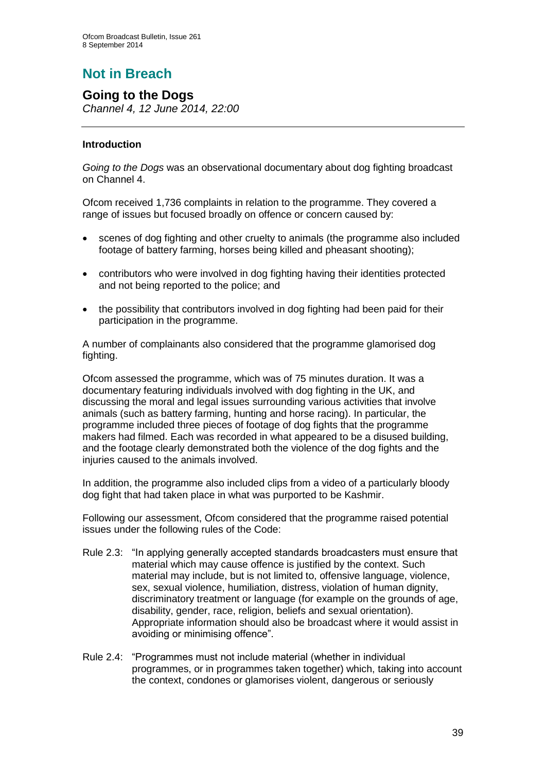# Not in Breach

## Going to the Dogs

*Channel 4, 12 June 2014, 22:00*

---

### Introduction

*Going to the Dogs* was an observational documentary about dog fighting broadcast on Channel 4.

Ofcom received 1,736 complaints in relation to the programme. They covered a range of issues but focused broadly on offence or concern caused by:

- scenes of dog fighting and other cruelty to animals (the programme also included footage of battery farming, horses being killed and pheasant shooting);
- contributors who were involved in dog fighting having their identities protected and not being reported to the police; and
- the possibility that contributors involved in dog fighting had been paid for their participation in the programme.

A number of complainants also considered that the programme glamorised dog fighting.

Ofcom assessed the programme, which was of 75 minutes duration. It was a documentary featuring individuals involved with dog fighting in the UK, and discussing the moral and legal issues surrounding various activities that involve animals (such as battery farming, hunting and horse racing). In particular, the programme included three pieces of footage of dog fights that the programme makers had filmed. Each was recorded in what appeared to be a disused building, and the footage clearly demonstrated both the violence of the dog fights and the injuries caused to the animals involved.

In addition, the programme also included clips from a video of a particularly bloody dog fight that had taken place in what was purported to be Kashmir.

Following our assessment, Ofcom considered that the programme raised potential issues under the following rules of the Code:

Rule 2.3: "In applying generally accepted standards broadcasters must ensure that material which may cause offence is justified by the context. Such material may include, but is not limited to, offensive language, violence, sex, sexual violence, humiliation, distress, violation of human dignity, discriminatory treatment or language (for example on the grounds of age, disability, gender, race, religion, beliefs and sexual orientation). Appropriate information should also be broadcast where it would assist in avoiding or minimising offence".

Rule 2.4: "Programmes must not include material (whether in individual programmes, or in programmes taken together) which, taking into account the context, condones or glamorises violent, dangerous or seriously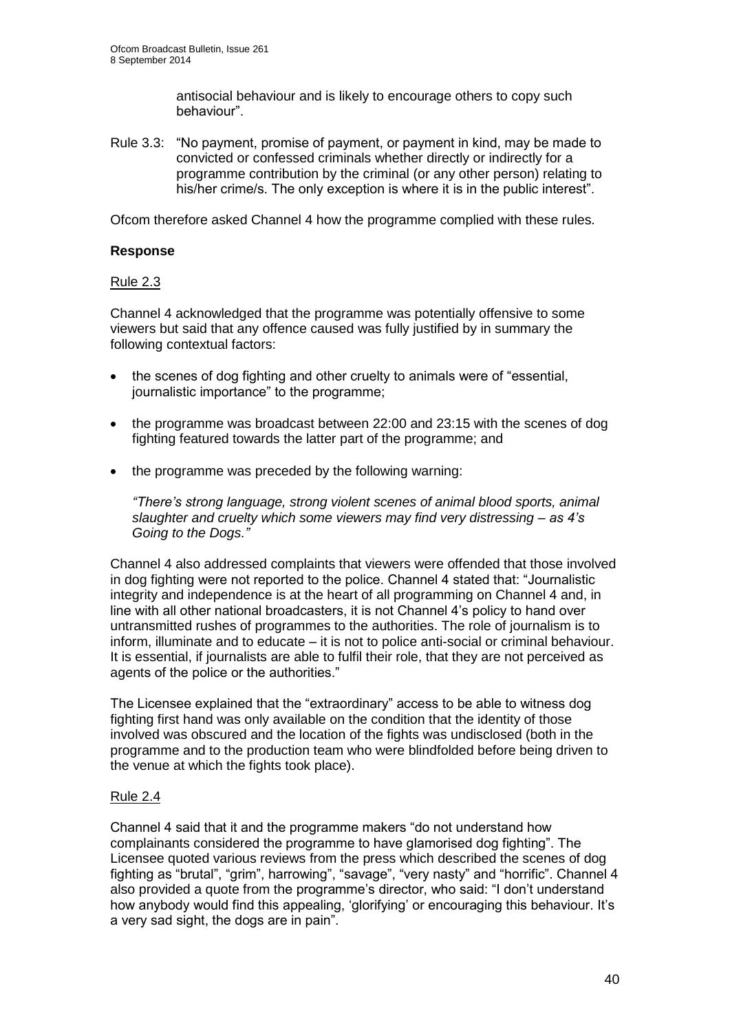antisocial behaviour and is likely to encourage others to copy such behaviour".

Rule 3.3: "No payment, promise of payment, or payment in kind, may be made to convicted or confessed criminals whether directly or indirectly for a programme contribution by the criminal (or any other person) relating to his/her crime/s. The only exception is where it is in the public interest".

Ofcom therefore asked Channel 4 how the programme complied with these rules.

**Response**

Rule 2.3

Channel 4 acknowledged that the programme was potentially offensive to some viewers but said that any offence caused was fully justified by in summary the following contextual factors:

- the scenes of dog fighting and other cruelty to animals were of "essential, journalistic importance" to the programme;
- the programme was broadcast between 22:00 and 23:15 with the scenes of dog fighting featured towards the latter part of the programme; and
- the programme was preceded by the following warning:

  *"There's strong language, strong violent scenes of animal blood sports, animal slaughter and cruelty which some viewers may find very distressing – as 4's Going to the Dogs."*

Channel 4 also addressed complaints that viewers were offended that those involved in dog fighting were not reported to the police. Channel 4 stated that: "Journalistic integrity and independence is at the heart of all programming on Channel 4 and, in line with all other national broadcasters, it is not Channel 4's policy to hand over untransmitted rushes of programmes to the authorities. The role of journalism is to inform, illuminate and to educate – it is not to police anti-social or criminal behaviour. It is essential, if journalists are able to fulfil their role, that they are not perceived as agents of the police or the authorities."

The Licensee explained that the "extraordinary" access to be able to witness dog fighting first hand was only available on the condition that the identity of those involved was obscured and the location of the fights was undisclosed (both in the programme and to the production team who were blindfolded before being driven to the venue at which the fights took place).

Rule 2.4

Channel 4 said that it and the programme makers "do not understand how complainants considered the programme to have glamorised dog fighting". The Licensee quoted various reviews from the press which described the scenes of dog fighting as "brutal", "grim", harrowing", "savage", "very nasty" and "horrific". Channel 4 also provided a quote from the programme's director, who said: "I don't understand how anybody would find this appealing, 'glorifying' or encouraging this behaviour. It's a very sad sight, the dogs are in pain".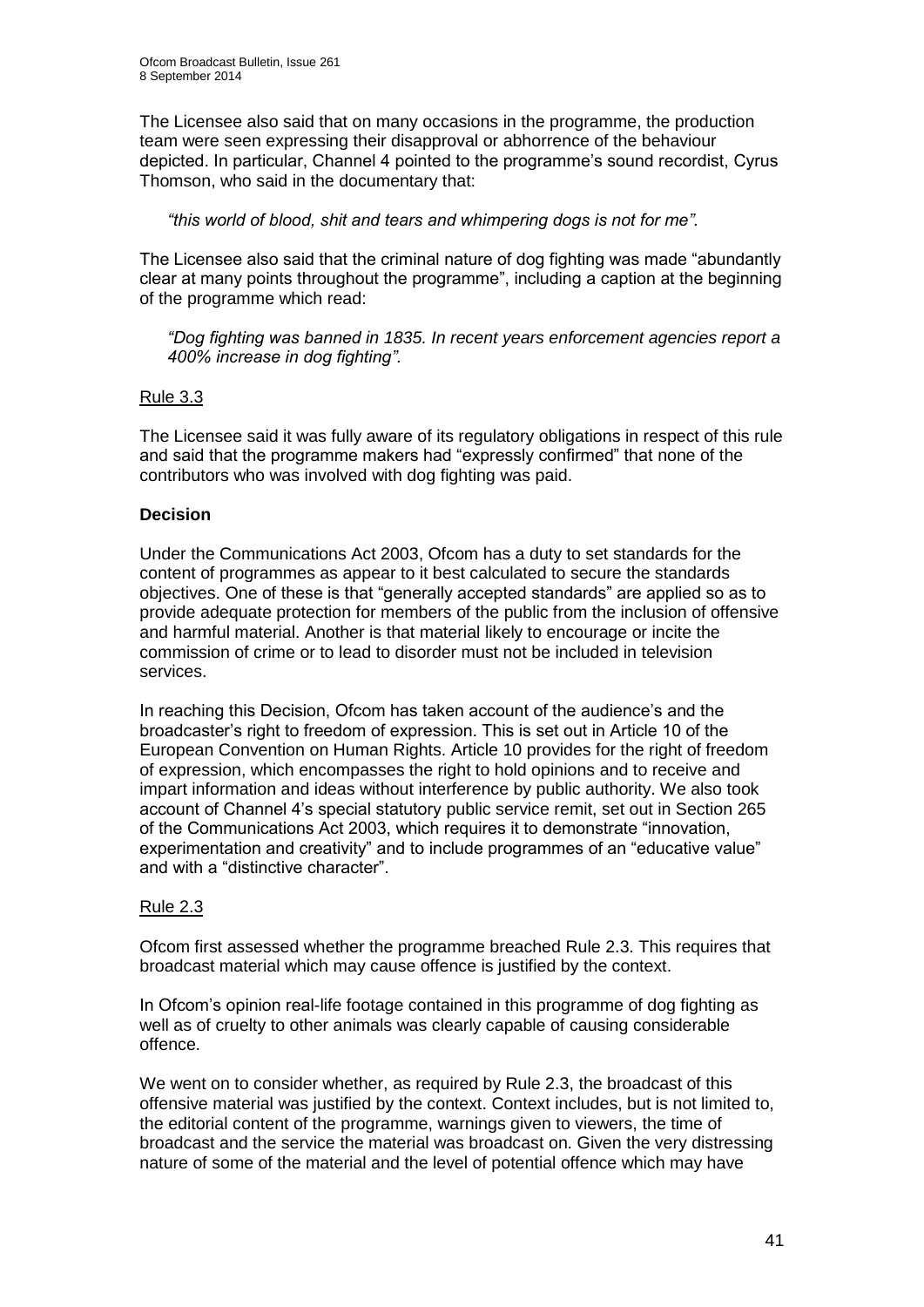The Licensee also said that on many occasions in the programme, the production team were seen expressing their disapproval or abhorrence of the behaviour depicted. In particular, Channel 4 pointed to the programme's sound recordist, Cyrus Thomson, who said in the documentary that:

> *"this world of blood, shit and tears and whimpering dogs is not for me".*

The Licensee also said that the criminal nature of dog fighting was made "abundantly clear at many points throughout the programme", including a caption at the beginning of the programme which read:

> *"Dog fighting was banned in 1835. In recent years enforcement agencies report a 400% increase in dog fighting".*

<u>Rule 3.3</u>

The Licensee said it was fully aware of its regulatory obligations in respect of this rule and said that the programme makers had "expressly confirmed" that none of the contributors who was involved with dog fighting was paid.

**Decision**

Under the Communications Act 2003, Ofcom has a duty to set standards for the content of programmes as appear to it best calculated to secure the standards objectives. One of these is that "generally accepted standards" are applied so as to provide adequate protection for members of the public from the inclusion of offensive and harmful material. Another is that material likely to encourage or incite the commission of crime or to lead to disorder must not be included in television services.

In reaching this Decision, Ofcom has taken account of the audience's and the broadcaster's right to freedom of expression. This is set out in Article 10 of the European Convention on Human Rights. Article 10 provides for the right of freedom of expression, which encompasses the right to hold opinions and to receive and impart information and ideas without interference by public authority. We also took account of Channel 4's special statutory public service remit, set out in Section 265 of the Communications Act 2003, which requires it to demonstrate "innovation, experimentation and creativity" and to include programmes of an "educative value" and with a "distinctive character".

<u>Rule 2.3</u>

Ofcom first assessed whether the programme breached Rule 2.3. This requires that broadcast material which may cause offence is justified by the context.

In Ofcom's opinion real-life footage contained in this programme of dog fighting as well as of cruelty to other animals was clearly capable of causing considerable offence.

We went on to consider whether, as required by Rule 2.3, the broadcast of this offensive material was justified by the context. Context includes, but is not limited to, the editorial content of the programme, warnings given to viewers, the time of broadcast and the service the material was broadcast on. Given the very distressing nature of some of the material and the level of potential offence which may have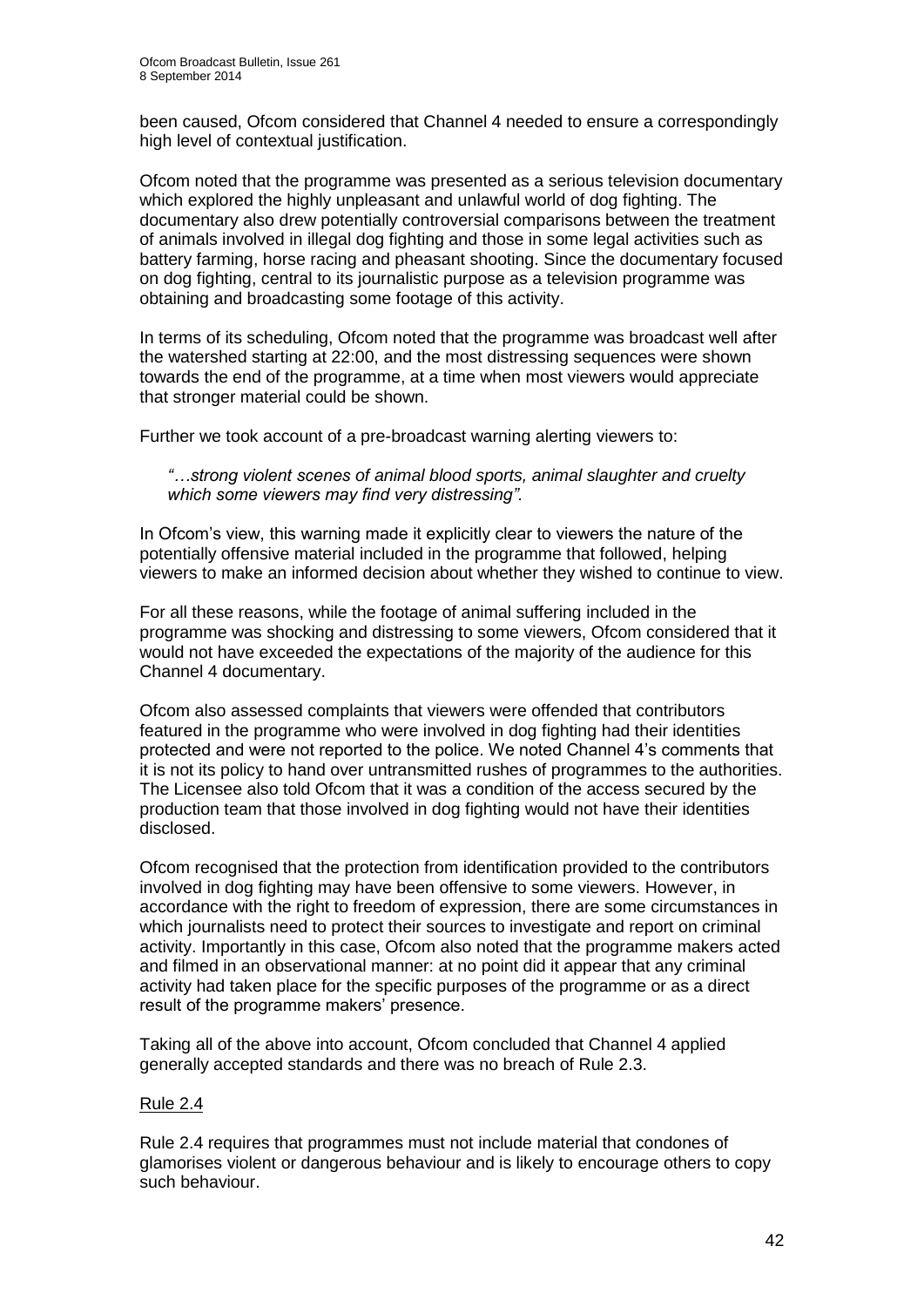been caused, Ofcom considered that Channel 4 needed to ensure a correspondingly high level of contextual justification.

Ofcom noted that the programme was presented as a serious television documentary which explored the highly unpleasant and unlawful world of dog fighting. The documentary also drew potentially controversial comparisons between the treatment of animals involved in illegal dog fighting and those in some legal activities such as battery farming, horse racing and pheasant shooting. Since the documentary focused on dog fighting, central to its journalistic purpose as a television programme was obtaining and broadcasting some footage of this activity.

In terms of its scheduling, Ofcom noted that the programme was broadcast well after the watershed starting at 22:00, and the most distressing sequences were shown towards the end of the programme, at a time when most viewers would appreciate that stronger material could be shown.

Further we took account of a pre-broadcast warning alerting viewers to:

> *"…strong violent scenes of animal blood sports, animal slaughter and cruelty which some viewers may find very distressing".*

In Ofcom's view, this warning made it explicitly clear to viewers the nature of the potentially offensive material included in the programme that followed, helping viewers to make an informed decision about whether they wished to continue to view.

For all these reasons, while the footage of animal suffering included in the programme was shocking and distressing to some viewers, Ofcom considered that it would not have exceeded the expectations of the majority of the audience for this Channel 4 documentary.

Ofcom also assessed complaints that viewers were offended that contributors featured in the programme who were involved in dog fighting had their identities protected and were not reported to the police. We noted Channel 4's comments that it is not its policy to hand over untransmitted rushes of programmes to the authorities. The Licensee also told Ofcom that it was a condition of the access secured by the production team that those involved in dog fighting would not have their identities disclosed.

Ofcom recognised that the protection from identification provided to the contributors involved in dog fighting may have been offensive to some viewers. However, in accordance with the right to freedom of expression, there are some circumstances in which journalists need to protect their sources to investigate and report on criminal activity. Importantly in this case, Ofcom also noted that the programme makers acted and filmed in an observational manner: at no point did it appear that any criminal activity had taken place for the specific purposes of the programme or as a direct result of the programme makers' presence.

Taking all of the above into account, Ofcom concluded that Channel 4 applied generally accepted standards and there was no breach of Rule 2.3.

Rule 2.4

Rule 2.4 requires that programmes must not include material that condones of glamorises violent or dangerous behaviour and is likely to encourage others to copy such behaviour.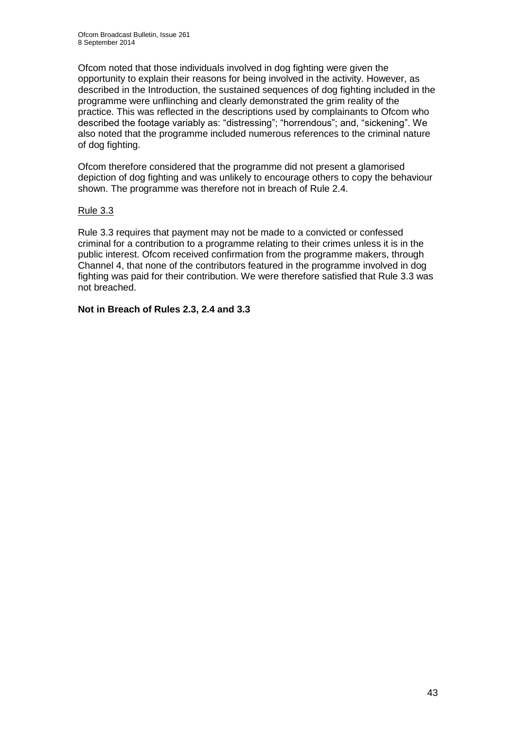Ofcom noted that those individuals involved in dog fighting were given the opportunity to explain their reasons for being involved in the activity. However, as described in the Introduction, the sustained sequences of dog fighting included in the programme were unflinching and clearly demonstrated the grim reality of the practice. This was reflected in the descriptions used by complainants to Ofcom who described the footage variably as: "distressing"; "horrendous"; and, "sickening". We also noted that the programme included numerous references to the criminal nature of dog fighting.

Ofcom therefore considered that the programme did not present a glamorised depiction of dog fighting and was unlikely to encourage others to copy the behaviour shown. The programme was therefore not in breach of Rule 2.4.

Rule 3.3

Rule 3.3 requires that payment may not be made to a convicted or confessed criminal for a contribution to a programme relating to their crimes unless it is in the public interest. Ofcom received confirmation from the programme makers, through Channel 4, that none of the contributors featured in the programme involved in dog fighting was paid for their contribution. We were therefore satisfied that Rule 3.3 was not breached.

**Not in Breach of Rules 2.3, 2.4 and 3.3**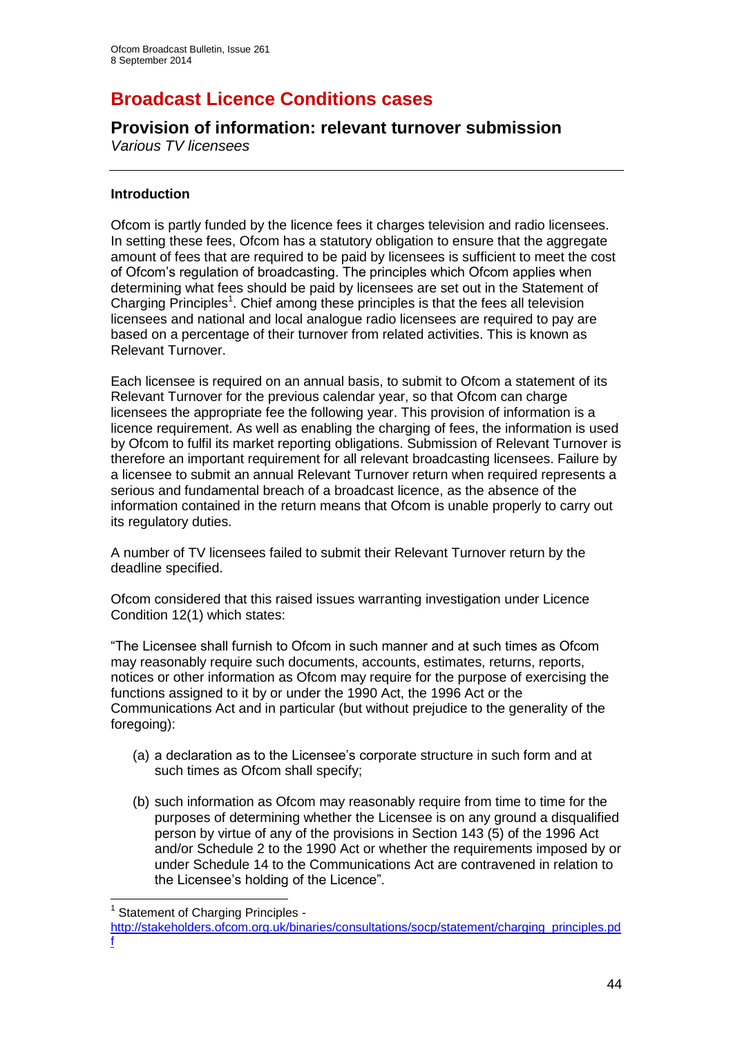# Broadcast Licence Conditions cases

## Provision of information: relevant turnover submission

*Various TV licensees*

---

### Introduction

Ofcom is partly funded by the licence fees it charges television and radio licensees. In setting these fees, Ofcom has a statutory obligation to ensure that the aggregate amount of fees that are required to be paid by licensees is sufficient to meet the cost of Ofcom's regulation of broadcasting. The principles which Ofcom applies when determining what fees should be paid by licensees are set out in the Statement of Charging Principles[1]. Chief among these principles is that the fees all television licensees and national and local analogue radio licensees are required to pay are based on a percentage of their turnover from related activities. This is known as Relevant Turnover.

Each licensee is required on an annual basis, to submit to Ofcom a statement of its Relevant Turnover for the previous calendar year, so that Ofcom can charge licensees the appropriate fee the following year. This provision of information is a licence requirement. As well as enabling the charging of fees, the information is used by Ofcom to fulfil its market reporting obligations. Submission of Relevant Turnover is therefore an important requirement for all relevant broadcasting licensees. Failure by a licensee to submit an annual Relevant Turnover return when required represents a serious and fundamental breach of a broadcast licence, as the absence of the information contained in the return means that Ofcom is unable properly to carry out its regulatory duties.

A number of TV licensees failed to submit their Relevant Turnover return by the deadline specified.

Ofcom considered that this raised issues warranting investigation under Licence Condition 12(1) which states:

"The Licensee shall furnish to Ofcom in such manner and at such times as Ofcom may reasonably require such documents, accounts, estimates, returns, reports, notices or other information as Ofcom may require for the purpose of exercising the functions assigned to it by or under the 1990 Act, the 1996 Act or the Communications Act and in particular (but without prejudice to the generality of the foregoing):

- (a) a declaration as to the Licensee's corporate structure in such form and at such times as Ofcom shall specify;
- (b) such information as Ofcom may reasonably require from time to time for the purposes of determining whether the Licensee is on any ground a disqualified person by virtue of any of the provisions in Section 143 (5) of the 1996 Act and/or Schedule 2 to the 1990 Act or whether the requirements imposed by or under Schedule 14 to the Communications Act are contravened in relation to the Licensee's holding of the Licence".

---

[1] Statement of Charging Principles - http://stakeholders.ofcom.org.uk/binaries/consultations/socp/statement/charging_principles.pdf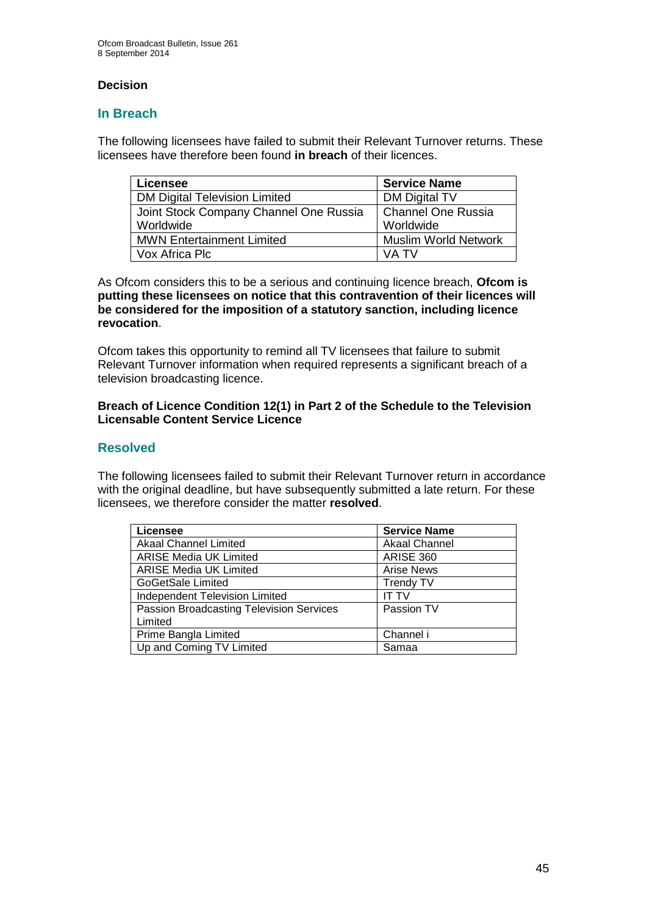**Decision**

## In Breach

The following licensees have failed to submit their Relevant Turnover returns. These licensees have therefore been found **in breach** of their licences.

| Licensee | Service Name |
|---|---|
| DM Digital Television Limited | DM Digital TV |
| Joint Stock Company Channel One Russia Worldwide | Channel One Russia Worldwide |
| MWN Entertainment Limited | Muslim World Network |
| Vox Africa Plc | VA TV |

As Ofcom considers this to be a serious and continuing licence breach, **Ofcom is putting these licensees on notice that this contravention of their licences will be considered for the imposition of a statutory sanction, including licence revocation**.

Ofcom takes this opportunity to remind all TV licensees that failure to submit Relevant Turnover information when required represents a significant breach of a television broadcasting licence.

**Breach of Licence Condition 12(1) in Part 2 of the Schedule to the Television Licensable Content Service Licence**

## Resolved

The following licensees failed to submit their Relevant Turnover return in accordance with the original deadline, but have subsequently submitted a late return. For these licensees, we therefore consider the matter **resolved**.

| Licensee | Service Name |
|---|---|
| Akaal Channel Limited | Akaal Channel |
| ARISE Media UK Limited | ARISE 360 |
| ARISE Media UK Limited | Arise News |
| GoGetSale Limited | Trendy TV |
| Independent Television Limited | IT TV |
| Passion Broadcasting Television Services Limited | Passion TV |
| Prime Bangla Limited | Channel i |
| Up and Coming TV Limited | Samaa |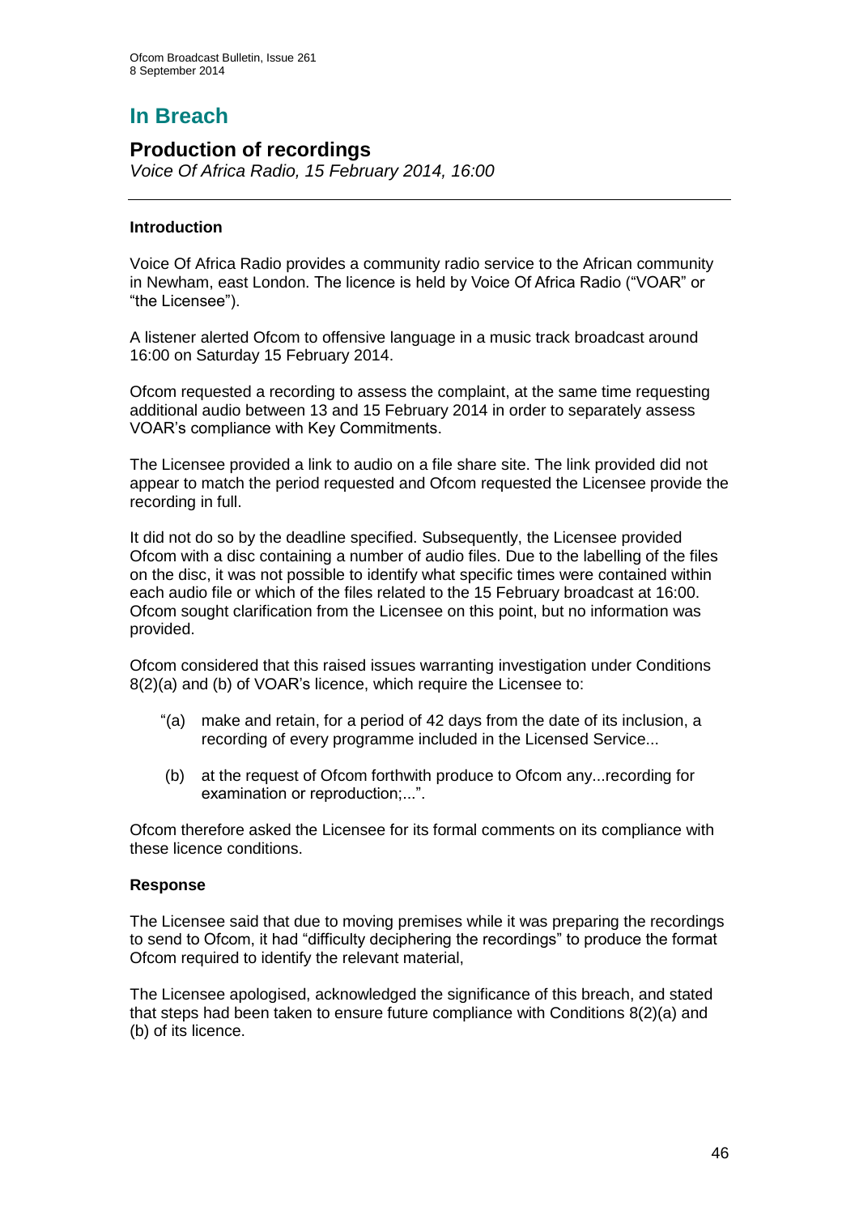# In Breach

## Production of recordings

*Voice Of Africa Radio, 15 February 2014, 16:00*

### Introduction

Voice Of Africa Radio provides a community radio service to the African community in Newham, east London. The licence is held by Voice Of Africa Radio ("VOAR" or "the Licensee").

A listener alerted Ofcom to offensive language in a music track broadcast around 16:00 on Saturday 15 February 2014.

Ofcom requested a recording to assess the complaint, at the same time requesting additional audio between 13 and 15 February 2014 in order to separately assess VOAR's compliance with Key Commitments.

The Licensee provided a link to audio on a file share site. The link provided did not appear to match the period requested and Ofcom requested the Licensee provide the recording in full.

It did not do so by the deadline specified. Subsequently, the Licensee provided Ofcom with a disc containing a number of audio files. Due to the labelling of the files on the disc, it was not possible to identify what specific times were contained within each audio file or which of the files related to the 15 February broadcast at 16:00. Ofcom sought clarification from the Licensee on this point, but no information was provided.

Ofcom considered that this raised issues warranting investigation under Conditions 8(2)(a) and (b) of VOAR's licence, which require the Licensee to:

> "(a) make and retain, for a period of 42 days from the date of its inclusion, a recording of every programme included in the Licensed Service...
>
> (b) at the request of Ofcom forthwith produce to Ofcom any...recording for examination or reproduction;...".

Ofcom therefore asked the Licensee for its formal comments on its compliance with these licence conditions.

### Response

The Licensee said that due to moving premises while it was preparing the recordings to send to Ofcom, it had "difficulty deciphering the recordings" to produce the format Ofcom required to identify the relevant material,

The Licensee apologised, acknowledged the significance of this breach, and stated that steps had been taken to ensure future compliance with Conditions 8(2)(a) and (b) of its licence.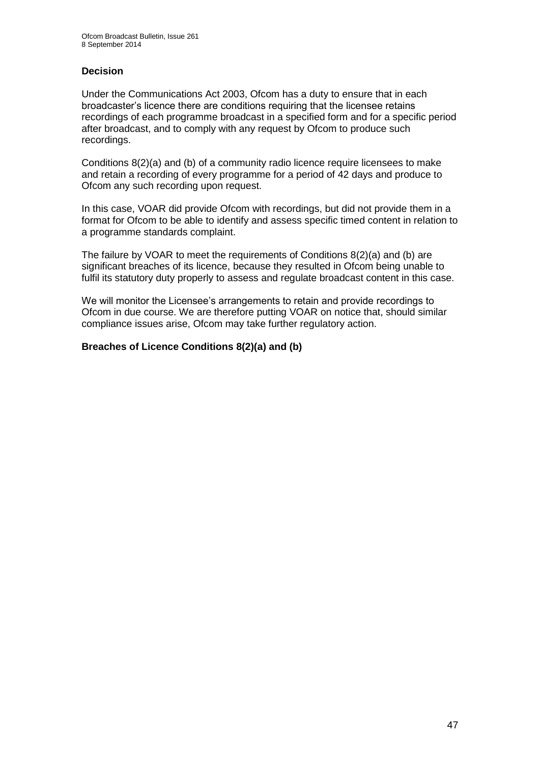### Decision

Under the Communications Act 2003, Ofcom has a duty to ensure that in each broadcaster's licence there are conditions requiring that the licensee retains recordings of each programme broadcast in a specified form and for a specific period after broadcast, and to comply with any request by Ofcom to produce such recordings.

Conditions 8(2)(a) and (b) of a community radio licence require licensees to make and retain a recording of every programme for a period of 42 days and produce to Ofcom any such recording upon request.

In this case, VOAR did provide Ofcom with recordings, but did not provide them in a format for Ofcom to be able to identify and assess specific timed content in relation to a programme standards complaint.

The failure by VOAR to meet the requirements of Conditions 8(2)(a) and (b) are significant breaches of its licence, because they resulted in Ofcom being unable to fulfil its statutory duty properly to assess and regulate broadcast content in this case.

We will monitor the Licensee's arrangements to retain and provide recordings to Ofcom in due course. We are therefore putting VOAR on notice that, should similar compliance issues arise, Ofcom may take further regulatory action.

**Breaches of Licence Conditions 8(2)(a) and (b)**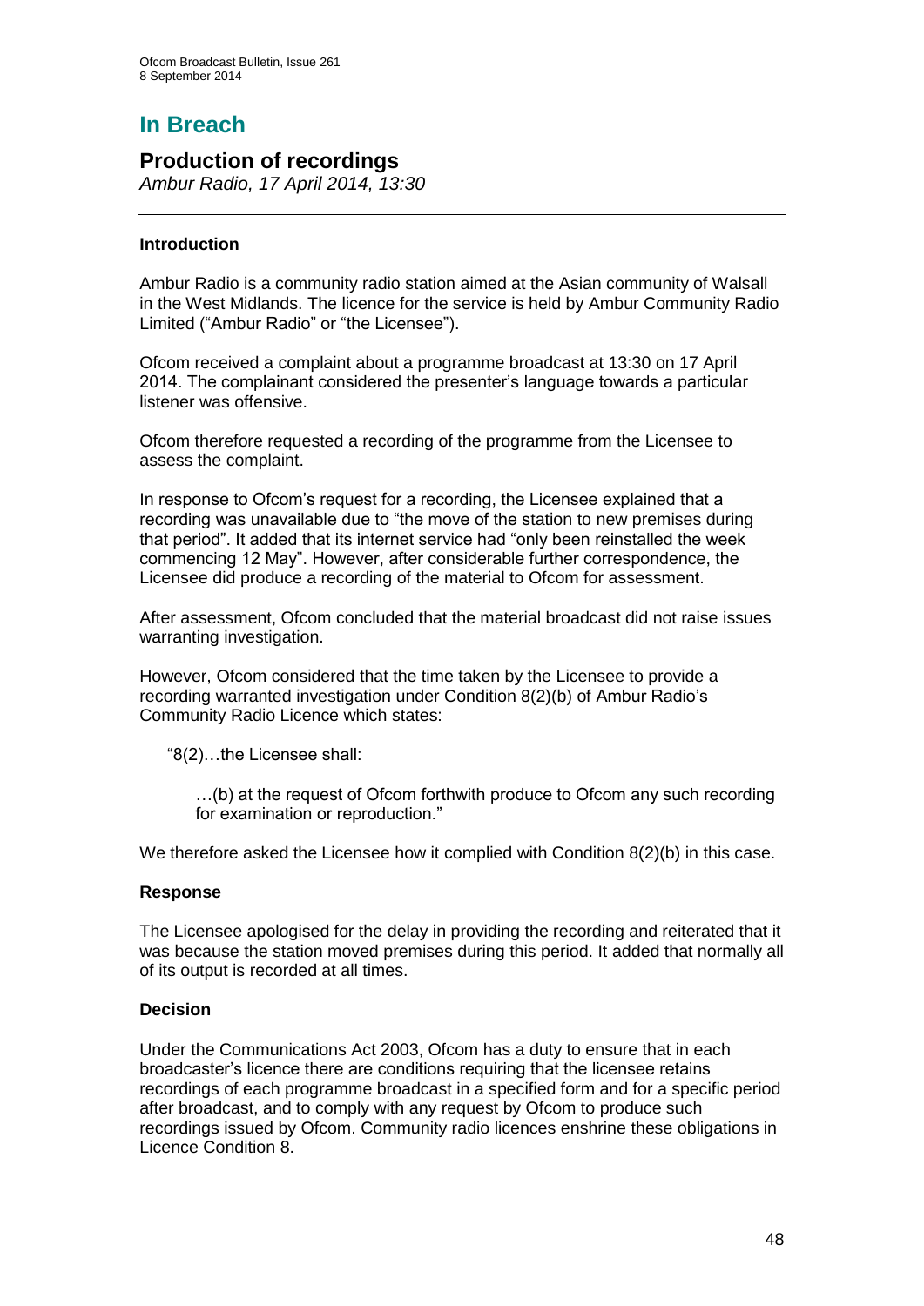# In Breach

## Production of recordings

*Ambur Radio, 17 April 2014, 13:30*

### Introduction

Ambur Radio is a community radio station aimed at the Asian community of Walsall in the West Midlands. The licence for the service is held by Ambur Community Radio Limited ("Ambur Radio" or "the Licensee").

Ofcom received a complaint about a programme broadcast at 13:30 on 17 April 2014. The complainant considered the presenter's language towards a particular listener was offensive.

Ofcom therefore requested a recording of the programme from the Licensee to assess the complaint.

In response to Ofcom's request for a recording, the Licensee explained that a recording was unavailable due to "the move of the station to new premises during that period". It added that its internet service had "only been reinstalled the week commencing 12 May". However, after considerable further correspondence, the Licensee did produce a recording of the material to Ofcom for assessment.

After assessment, Ofcom concluded that the material broadcast did not raise issues warranting investigation.

However, Ofcom considered that the time taken by the Licensee to provide a recording warranted investigation under Condition 8(2)(b) of Ambur Radio's Community Radio Licence which states:

> "8(2)…the Licensee shall:
>
> …(b) at the request of Ofcom forthwith produce to Ofcom any such recording for examination or reproduction."

We therefore asked the Licensee how it complied with Condition 8(2)(b) in this case.

### Response

The Licensee apologised for the delay in providing the recording and reiterated that it was because the station moved premises during this period. It added that normally all of its output is recorded at all times.

### Decision

Under the Communications Act 2003, Ofcom has a duty to ensure that in each broadcaster's licence there are conditions requiring that the licensee retains recordings of each programme broadcast in a specified form and for a specific period after broadcast, and to comply with any request by Ofcom to produce such recordings issued by Ofcom. Community radio licences enshrine these obligations in Licence Condition 8.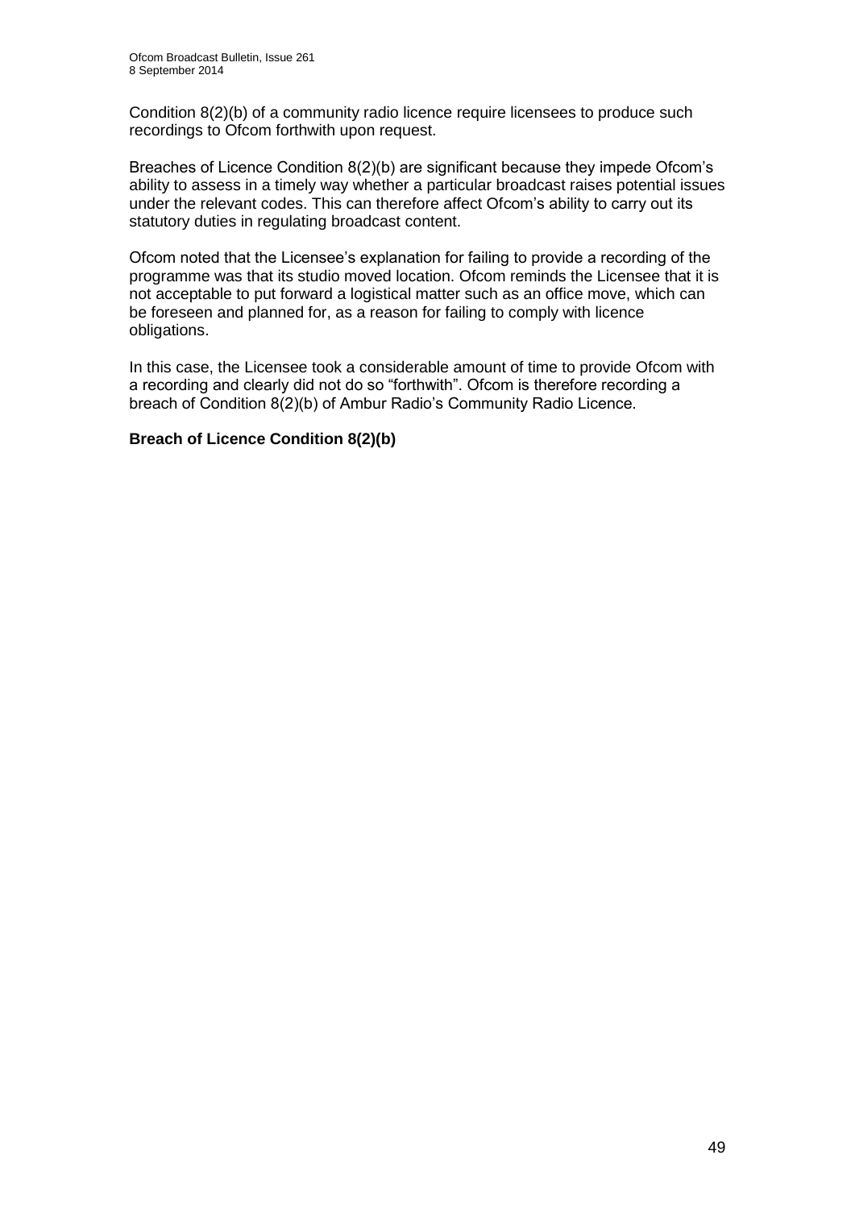Condition 8(2)(b) of a community radio licence require licensees to produce such recordings to Ofcom forthwith upon request.

Breaches of Licence Condition 8(2)(b) are significant because they impede Ofcom's ability to assess in a timely way whether a particular broadcast raises potential issues under the relevant codes. This can therefore affect Ofcom's ability to carry out its statutory duties in regulating broadcast content.

Ofcom noted that the Licensee's explanation for failing to provide a recording of the programme was that its studio moved location. Ofcom reminds the Licensee that it is not acceptable to put forward a logistical matter such as an office move, which can be foreseen and planned for, as a reason for failing to comply with licence obligations.

In this case, the Licensee took a considerable amount of time to provide Ofcom with a recording and clearly did not do so "forthwith". Ofcom is therefore recording a breach of Condition 8(2)(b) of Ambur Radio's Community Radio Licence.

**Breach of Licence Condition 8(2)(b)**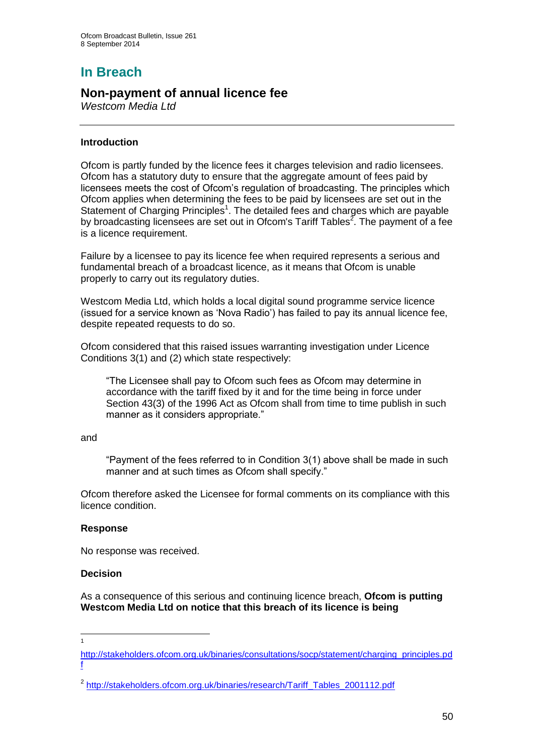# In Breach

## Non-payment of annual licence fee

*Westcom Media Ltd*

---

### Introduction

Ofcom is partly funded by the licence fees it charges television and radio licensees. Ofcom has a statutory duty to ensure that the aggregate amount of fees paid by licensees meets the cost of Ofcom's regulation of broadcasting. The principles which Ofcom applies when determining the fees to be paid by licensees are set out in the Statement of Charging Principles[1]. The detailed fees and charges which are payable by broadcasting licensees are set out in Ofcom's Tariff Tables[2]. The payment of a fee is a licence requirement.

Failure by a licensee to pay its licence fee when required represents a serious and fundamental breach of a broadcast licence, as it means that Ofcom is unable properly to carry out its regulatory duties.

Westcom Media Ltd, which holds a local digital sound programme service licence (issued for a service known as 'Nova Radio') has failed to pay its annual licence fee, despite repeated requests to do so.

Ofcom considered that this raised issues warranting investigation under Licence Conditions 3(1) and (2) which state respectively:

> "The Licensee shall pay to Ofcom such fees as Ofcom may determine in accordance with the tariff fixed by it and for the time being in force under Section 43(3) of the 1996 Act as Ofcom shall from time to time publish in such manner as it considers appropriate."

and

> "Payment of the fees referred to in Condition 3(1) above shall be made in such manner and at such times as Ofcom shall specify."

Ofcom therefore asked the Licensee for formal comments on its compliance with this licence condition.

### Response

No response was received.

### Decision

As a consequence of this serious and continuing licence breach, **Ofcom is putting Westcom Media Ltd on notice that this breach of its licence is being**

---

[1] http://stakeholders.ofcom.org.uk/binaries/consultations/socp/statement/charging_principles.pdf

[2] http://stakeholders.ofcom.org.uk/binaries/research/Tariff_Tables_2001112.pdf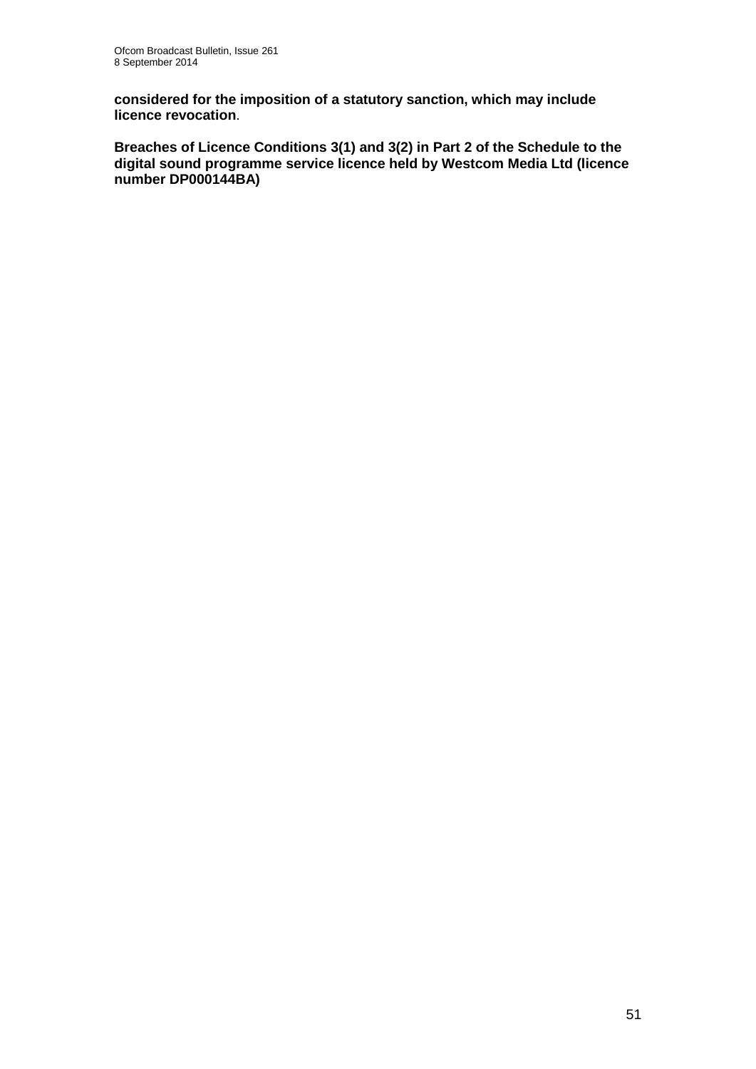**considered for the imposition of a statutory sanction, which may include licence revocation**.

**Breaches of Licence Conditions 3(1) and 3(2) in Part 2 of the Schedule to the digital sound programme service licence held by Westcom Media Ltd (licence number DP000144BA)**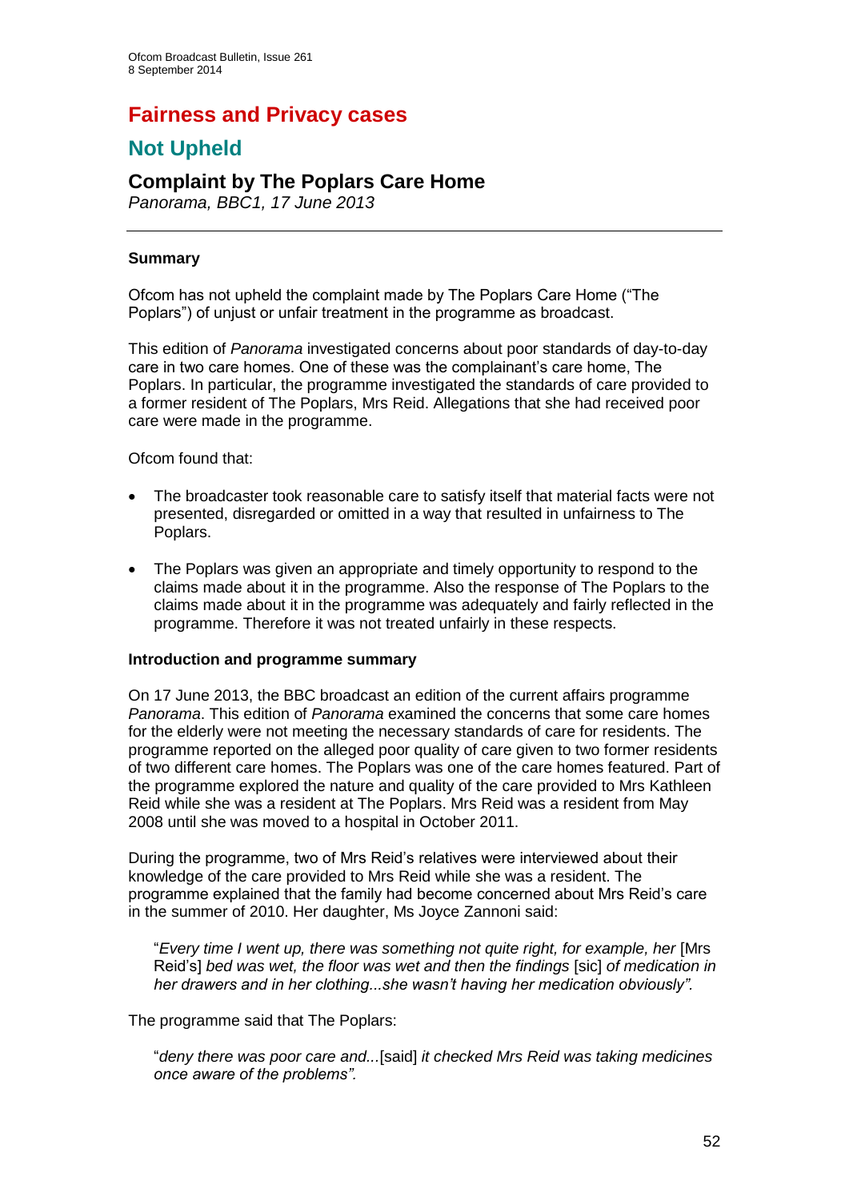# Fairness and Privacy cases

## Not Upheld

### Complaint by The Poplars Care Home

*Panorama, BBC1, 17 June 2013*

---

**Summary**

Ofcom has not upheld the complaint made by The Poplars Care Home ("The Poplars") of unjust or unfair treatment in the programme as broadcast.

This edition of *Panorama* investigated concerns about poor standards of day-to-day care in two care homes. One of these was the complainant's care home, The Poplars. In particular, the programme investigated the standards of care provided to a former resident of The Poplars, Mrs Reid. Allegations that she had received poor care were made in the programme.

Ofcom found that:

- The broadcaster took reasonable care to satisfy itself that material facts were not presented, disregarded or omitted in a way that resulted in unfairness to The Poplars.
- The Poplars was given an appropriate and timely opportunity to respond to the claims made about it in the programme. Also the response of The Poplars to the claims made about it in the programme was adequately and fairly reflected in the programme. Therefore it was not treated unfairly in these respects.

**Introduction and programme summary**

On 17 June 2013, the BBC broadcast an edition of the current affairs programme *Panorama*. This edition of *Panorama* examined the concerns that some care homes for the elderly were not meeting the necessary standards of care for residents. The programme reported on the alleged poor quality of care given to two former residents of two different care homes. The Poplars was one of the care homes featured. Part of the programme explored the nature and quality of the care provided to Mrs Kathleen Reid while she was a resident at The Poplars. Mrs Reid was a resident from May 2008 until she was moved to a hospital in October 2011.

During the programme, two of Mrs Reid's relatives were interviewed about their knowledge of the care provided to Mrs Reid while she was a resident. The programme explained that the family had become concerned about Mrs Reid's care in the summer of 2010. Her daughter, Ms Joyce Zannoni said:

> "*Every time I went up, there was something not quite right, for example, her* [Mrs Reid's] *bed was wet, the floor was wet and then the findings* [sic] *of medication in her drawers and in her clothing...she wasn't having her medication obviously".*

The programme said that The Poplars:

> "*deny there was poor care and...*[said] *it checked Mrs Reid was taking medicines once aware of the problems".*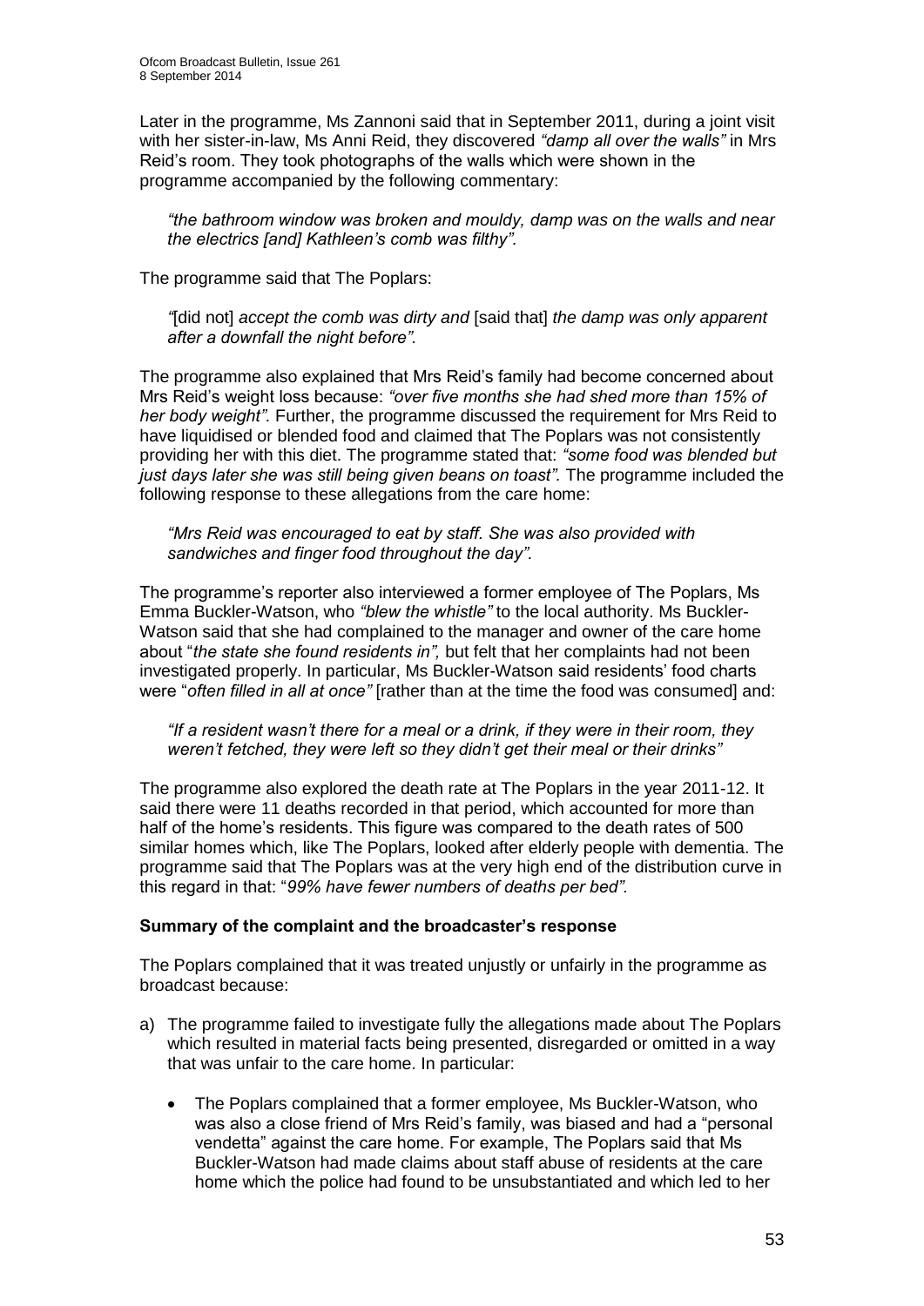Later in the programme, Ms Zannoni said that in September 2011, during a joint visit with her sister-in-law, Ms Anni Reid, they discovered *"damp all over the walls"* in Mrs Reid's room. They took photographs of the walls which were shown in the programme accompanied by the following commentary:

> *"the bathroom window was broken and mouldy, damp was on the walls and near the electrics [and] Kathleen's comb was filthy".*

The programme said that The Poplars:

> *"*[did not] *accept the comb was dirty and* [said that] *the damp was only apparent after a downfall the night before".*

The programme also explained that Mrs Reid's family had become concerned about Mrs Reid's weight loss because: *"over five months she had shed more than 15% of her body weight".* Further, the programme discussed the requirement for Mrs Reid to have liquidised or blended food and claimed that The Poplars was not consistently providing her with this diet. The programme stated that: *"some food was blended but just days later she was still being given beans on toast".* The programme included the following response to these allegations from the care home:

> *"Mrs Reid was encouraged to eat by staff. She was also provided with sandwiches and finger food throughout the day".*

The programme's reporter also interviewed a former employee of The Poplars, Ms Emma Buckler-Watson, who *"blew the whistle"* to the local authority. Ms Buckler-Watson said that she had complained to the manager and owner of the care home about "*the state she found residents in",* but felt that her complaints had not been investigated properly. In particular, Ms Buckler-Watson said residents' food charts were "*often filled in all at once"* [rather than at the time the food was consumed] and:

> *"If a resident wasn't there for a meal or a drink, if they were in their room, they weren't fetched, they were left so they didn't get their meal or their drinks"*

The programme also explored the death rate at The Poplars in the year 2011-12. It said there were 11 deaths recorded in that period, which accounted for more than half of the home's residents. This figure was compared to the death rates of 500 similar homes which, like The Poplars, looked after elderly people with dementia. The programme said that The Poplars was at the very high end of the distribution curve in this regard in that: "*99% have fewer numbers of deaths per bed".*

**Summary of the complaint and the broadcaster's response**

The Poplars complained that it was treated unjustly or unfairly in the programme as broadcast because:

a) The programme failed to investigate fully the allegations made about The Poplars which resulted in material facts being presented, disregarded or omitted in a way that was unfair to the care home. In particular:

   - The Poplars complained that a former employee, Ms Buckler-Watson, who was also a close friend of Mrs Reid's family, was biased and had a "personal vendetta" against the care home. For example, The Poplars said that Ms Buckler-Watson had made claims about staff abuse of residents at the care home which the police had found to be unsubstantiated and which led to her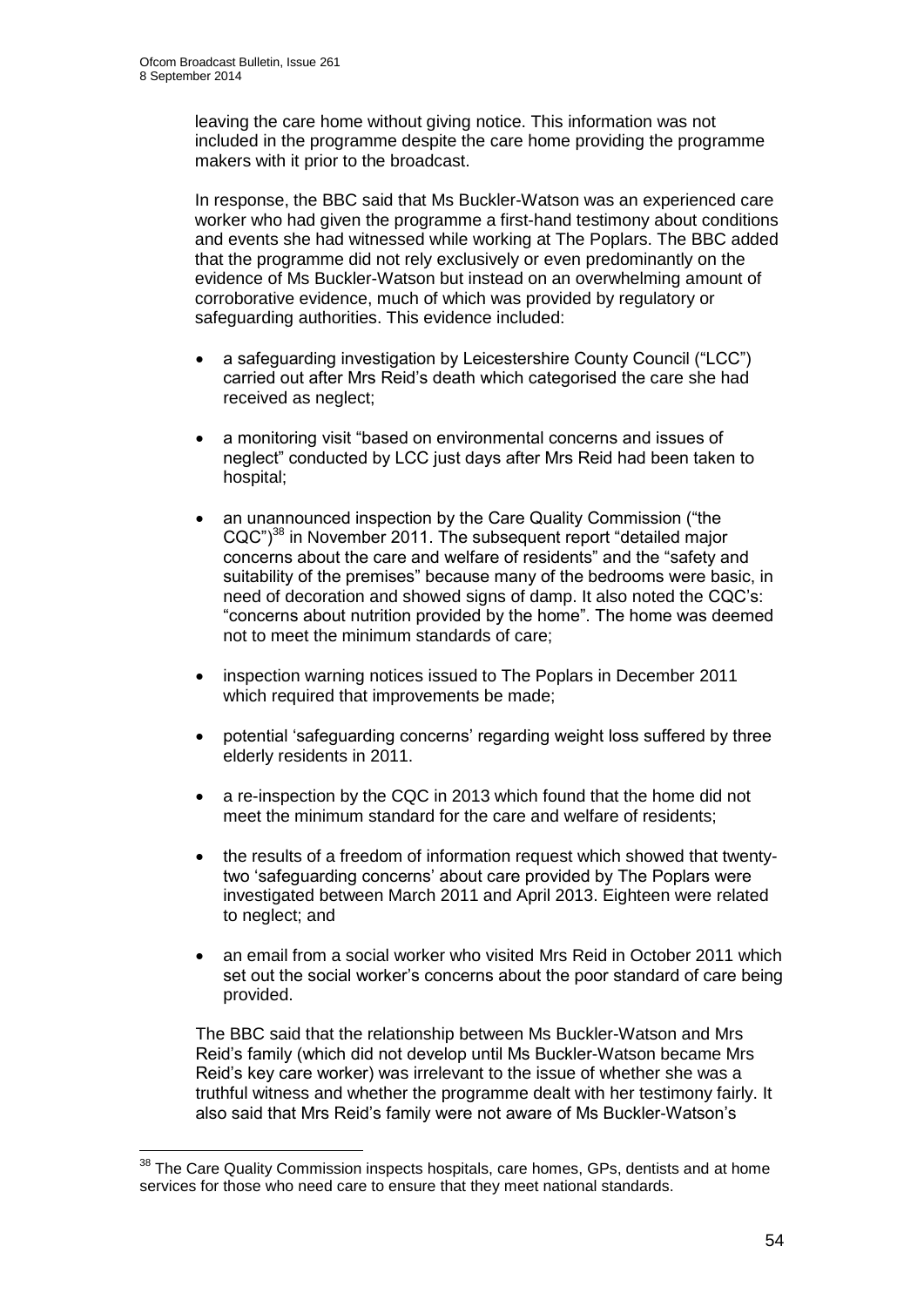leaving the care home without giving notice. This information was not included in the programme despite the care home providing the programme makers with it prior to the broadcast.

In response, the BBC said that Ms Buckler-Watson was an experienced care worker who had given the programme a first-hand testimony about conditions and events she had witnessed while working at The Poplars. The BBC added that the programme did not rely exclusively or even predominantly on the evidence of Ms Buckler-Watson but instead on an overwhelming amount of corroborative evidence, much of which was provided by regulatory or safeguarding authorities. This evidence included:

- a safeguarding investigation by Leicestershire County Council ("LCC") carried out after Mrs Reid's death which categorised the care she had received as neglect;
- a monitoring visit "based on environmental concerns and issues of neglect" conducted by LCC just days after Mrs Reid had been taken to hospital;
- an unannounced inspection by the Care Quality Commission ("the CQC")[38] in November 2011. The subsequent report "detailed major concerns about the care and welfare of residents" and the "safety and suitability of the premises" because many of the bedrooms were basic, in need of decoration and showed signs of damp. It also noted the CQC's: "concerns about nutrition provided by the home". The home was deemed not to meet the minimum standards of care;
- inspection warning notices issued to The Poplars in December 2011 which required that improvements be made;
- potential 'safeguarding concerns' regarding weight loss suffered by three elderly residents in 2011.
- a re-inspection by the CQC in 2013 which found that the home did not meet the minimum standard for the care and welfare of residents;
- the results of a freedom of information request which showed that twenty-two 'safeguarding concerns' about care provided by The Poplars were investigated between March 2011 and April 2013. Eighteen were related to neglect; and
- an email from a social worker who visited Mrs Reid in October 2011 which set out the social worker's concerns about the poor standard of care being provided.

The BBC said that the relationship between Ms Buckler-Watson and Mrs Reid's family (which did not develop until Ms Buckler-Watson became Mrs Reid's key care worker) was irrelevant to the issue of whether she was a truthful witness and whether the programme dealt with her testimony fairly. It also said that Mrs Reid's family were not aware of Ms Buckler-Watson's

[38] The Care Quality Commission inspects hospitals, care homes, GPs, dentists and at home services for those who need care to ensure that they meet national standards.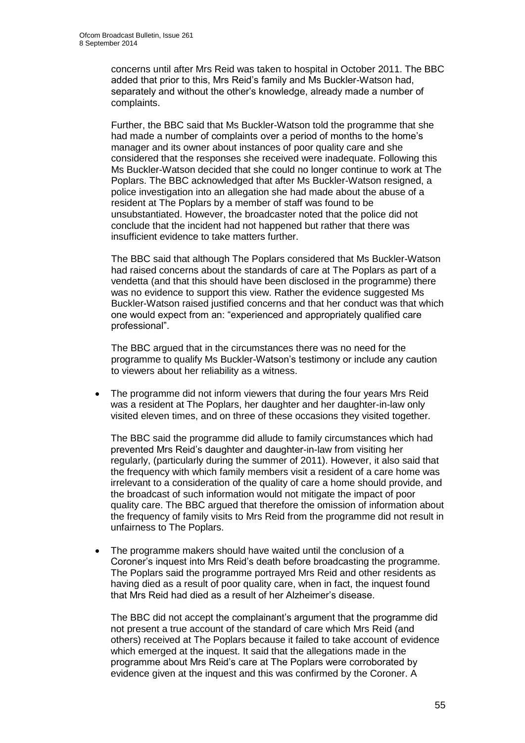concerns until after Mrs Reid was taken to hospital in October 2011. The BBC added that prior to this, Mrs Reid's family and Ms Buckler-Watson had, separately and without the other's knowledge, already made a number of complaints.

Further, the BBC said that Ms Buckler-Watson told the programme that she had made a number of complaints over a period of months to the home's manager and its owner about instances of poor quality care and she considered that the responses she received were inadequate. Following this Ms Buckler-Watson decided that she could no longer continue to work at The Poplars. The BBC acknowledged that after Ms Buckler-Watson resigned, a police investigation into an allegation she had made about the abuse of a resident at The Poplars by a member of staff was found to be unsubstantiated. However, the broadcaster noted that the police did not conclude that the incident had not happened but rather that there was insufficient evidence to take matters further.

The BBC said that although The Poplars considered that Ms Buckler-Watson had raised concerns about the standards of care at The Poplars as part of a vendetta (and that this should have been disclosed in the programme) there was no evidence to support this view. Rather the evidence suggested Ms Buckler-Watson raised justified concerns and that her conduct was that which one would expect from an: "experienced and appropriately qualified care professional".

The BBC argued that in the circumstances there was no need for the programme to qualify Ms Buckler-Watson's testimony or include any caution to viewers about her reliability as a witness.

- The programme did not inform viewers that during the four years Mrs Reid was a resident at The Poplars, her daughter and her daughter-in-law only visited eleven times, and on three of these occasions they visited together.

  The BBC said the programme did allude to family circumstances which had prevented Mrs Reid's daughter and daughter-in-law from visiting her regularly, (particularly during the summer of 2011). However, it also said that the frequency with which family members visit a resident of a care home was irrelevant to a consideration of the quality of care a home should provide, and the broadcast of such information would not mitigate the impact of poor quality care. The BBC argued that therefore the omission of information about the frequency of family visits to Mrs Reid from the programme did not result in unfairness to The Poplars.

- The programme makers should have waited until the conclusion of a Coroner's inquest into Mrs Reid's death before broadcasting the programme. The Poplars said the programme portrayed Mrs Reid and other residents as having died as a result of poor quality care, when in fact, the inquest found that Mrs Reid had died as a result of her Alzheimer's disease.

  The BBC did not accept the complainant's argument that the programme did not present a true account of the standard of care which Mrs Reid (and others) received at The Poplars because it failed to take account of evidence which emerged at the inquest. It said that the allegations made in the programme about Mrs Reid's care at The Poplars were corroborated by evidence given at the inquest and this was confirmed by the Coroner. A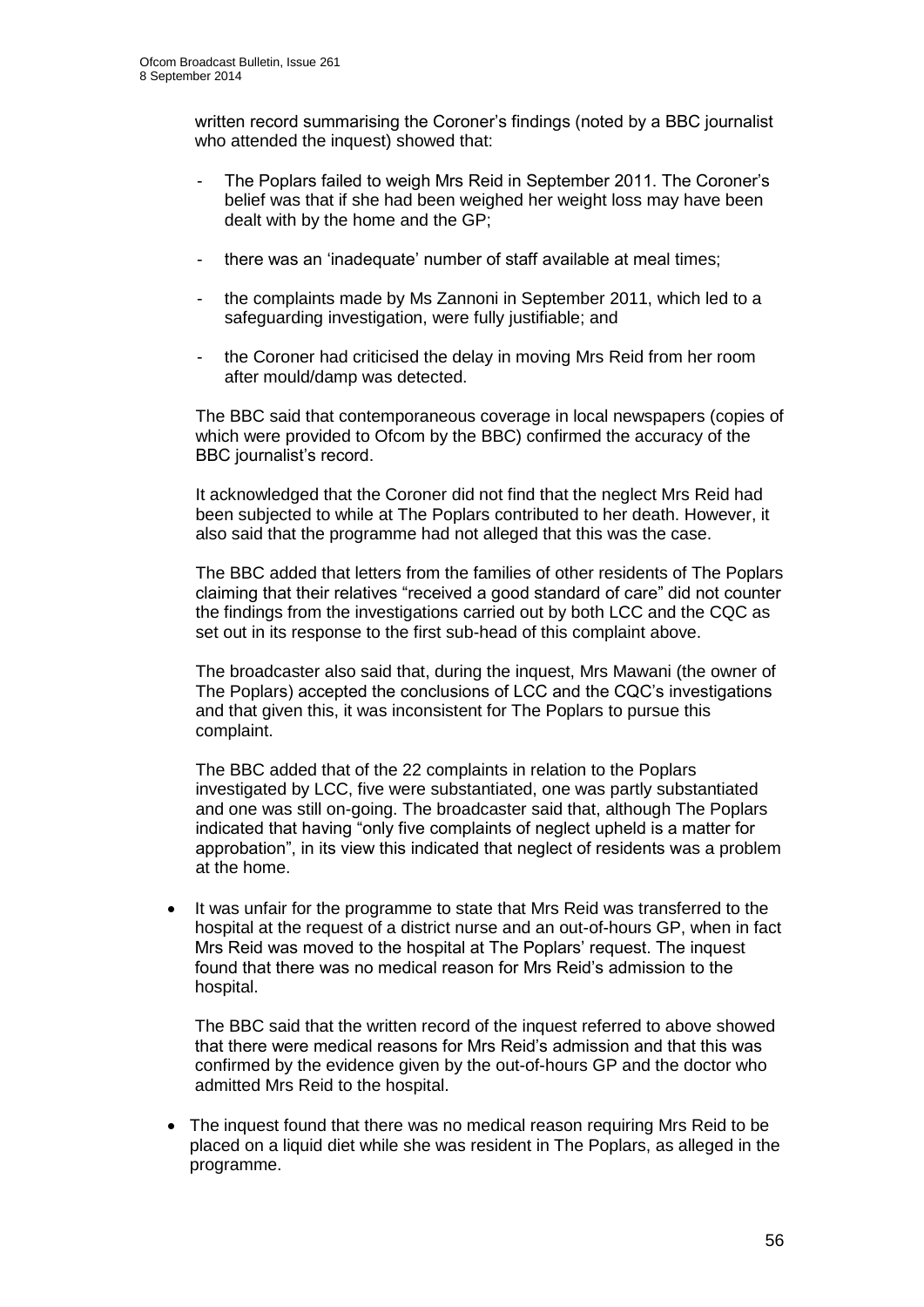written record summarising the Coroner's findings (noted by a BBC journalist who attended the inquest) showed that:

- The Poplars failed to weigh Mrs Reid in September 2011. The Coroner's belief was that if she had been weighed her weight loss may have been dealt with by the home and the GP;
- there was an 'inadequate' number of staff available at meal times;
- the complaints made by Ms Zannoni in September 2011, which led to a safeguarding investigation, were fully justifiable; and
- the Coroner had criticised the delay in moving Mrs Reid from her room after mould/damp was detected.

The BBC said that contemporaneous coverage in local newspapers (copies of which were provided to Ofcom by the BBC) confirmed the accuracy of the BBC journalist's record.

It acknowledged that the Coroner did not find that the neglect Mrs Reid had been subjected to while at The Poplars contributed to her death. However, it also said that the programme had not alleged that this was the case.

The BBC added that letters from the families of other residents of The Poplars claiming that their relatives "received a good standard of care" did not counter the findings from the investigations carried out by both LCC and the CQC as set out in its response to the first sub-head of this complaint above.

The broadcaster also said that, during the inquest, Mrs Mawani (the owner of The Poplars) accepted the conclusions of LCC and the CQC's investigations and that given this, it was inconsistent for The Poplars to pursue this complaint.

The BBC added that of the 22 complaints in relation to the Poplars investigated by LCC, five were substantiated, one was partly substantiated and one was still on-going. The broadcaster said that, although The Poplars indicated that having "only five complaints of neglect upheld is a matter for approbation", in its view this indicated that neglect of residents was a problem at the home.

- It was unfair for the programme to state that Mrs Reid was transferred to the hospital at the request of a district nurse and an out-of-hours GP, when in fact Mrs Reid was moved to the hospital at The Poplars' request. The inquest found that there was no medical reason for Mrs Reid's admission to the hospital.

  The BBC said that the written record of the inquest referred to above showed that there were medical reasons for Mrs Reid's admission and that this was confirmed by the evidence given by the out-of-hours GP and the doctor who admitted Mrs Reid to the hospital.

- The inquest found that there was no medical reason requiring Mrs Reid to be placed on a liquid diet while she was resident in The Poplars, as alleged in the programme.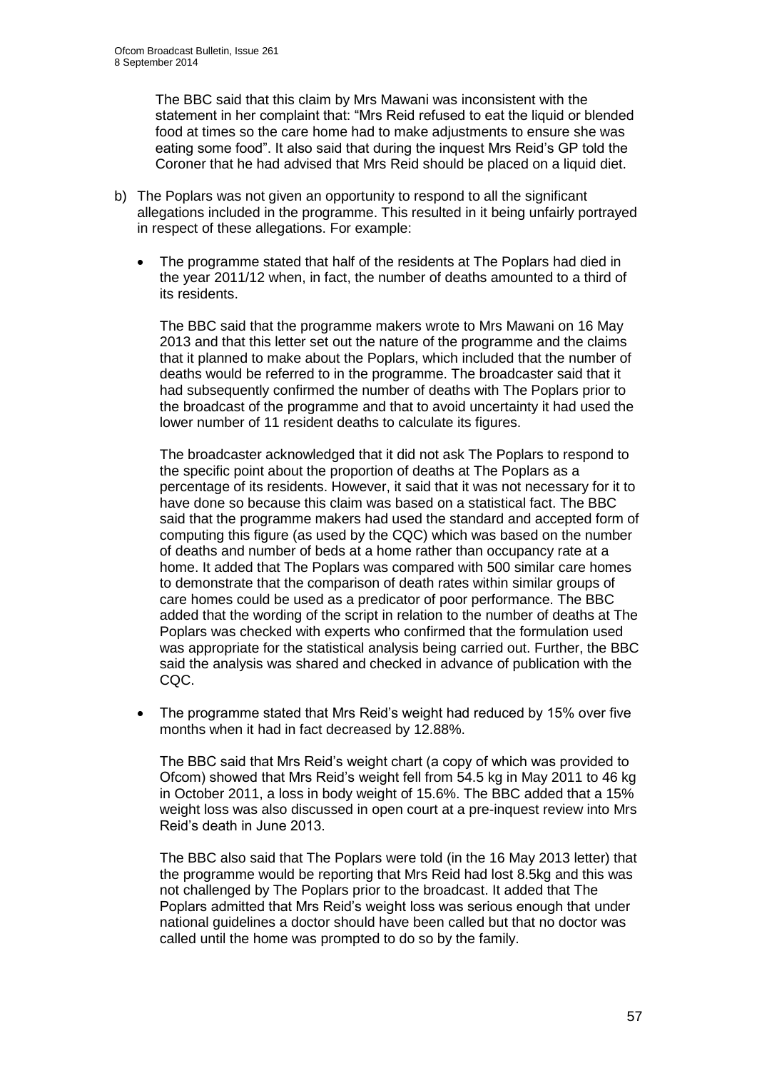The BBC said that this claim by Mrs Mawani was inconsistent with the statement in her complaint that: "Mrs Reid refused to eat the liquid or blended food at times so the care home had to make adjustments to ensure she was eating some food". It also said that during the inquest Mrs Reid's GP told the Coroner that he had advised that Mrs Reid should be placed on a liquid diet.

b) The Poplars was not given an opportunity to respond to all the significant allegations included in the programme. This resulted in it being unfairly portrayed in respect of these allegations. For example:

- The programme stated that half of the residents at The Poplars had died in the year 2011/12 when, in fact, the number of deaths amounted to a third of its residents.

  The BBC said that the programme makers wrote to Mrs Mawani on 16 May 2013 and that this letter set out the nature of the programme and the claims that it planned to make about the Poplars, which included that the number of deaths would be referred to in the programme. The broadcaster said that it had subsequently confirmed the number of deaths with The Poplars prior to the broadcast of the programme and that to avoid uncertainty it had used the lower number of 11 resident deaths to calculate its figures.

  The broadcaster acknowledged that it did not ask The Poplars to respond to the specific point about the proportion of deaths at The Poplars as a percentage of its residents. However, it said that it was not necessary for it to have done so because this claim was based on a statistical fact. The BBC said that the programme makers had used the standard and accepted form of computing this figure (as used by the CQC) which was based on the number of deaths and number of beds at a home rather than occupancy rate at a home. It added that The Poplars was compared with 500 similar care homes to demonstrate that the comparison of death rates within similar groups of care homes could be used as a predicator of poor performance. The BBC added that the wording of the script in relation to the number of deaths at The Poplars was checked with experts who confirmed that the formulation used was appropriate for the statistical analysis being carried out. Further, the BBC said the analysis was shared and checked in advance of publication with the CQC.

- The programme stated that Mrs Reid's weight had reduced by 15% over five months when it had in fact decreased by 12.88%.

  The BBC said that Mrs Reid's weight chart (a copy of which was provided to Ofcom) showed that Mrs Reid's weight fell from 54.5 kg in May 2011 to 46 kg in October 2011, a loss in body weight of 15.6%. The BBC added that a 15% weight loss was also discussed in open court at a pre-inquest review into Mrs Reid's death in June 2013.

  The BBC also said that The Poplars were told (in the 16 May 2013 letter) that the programme would be reporting that Mrs Reid had lost 8.5kg and this was not challenged by The Poplars prior to the broadcast. It added that The Poplars admitted that Mrs Reid's weight loss was serious enough that under national guidelines a doctor should have been called but that no doctor was called until the home was prompted to do so by the family.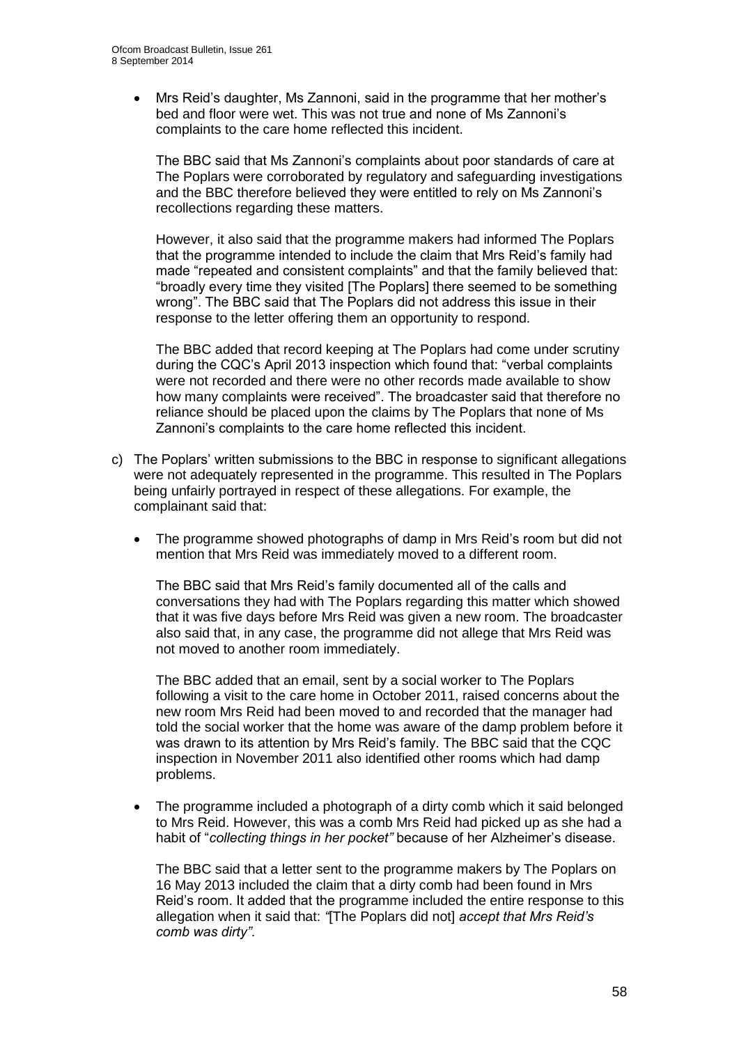- Mrs Reid's daughter, Ms Zannoni, said in the programme that her mother's bed and floor were wet. This was not true and none of Ms Zannoni's complaints to the care home reflected this incident.

  The BBC said that Ms Zannoni's complaints about poor standards of care at The Poplars were corroborated by regulatory and safeguarding investigations and the BBC therefore believed they were entitled to rely on Ms Zannoni's recollections regarding these matters.

  However, it also said that the programme makers had informed The Poplars that the programme intended to include the claim that Mrs Reid's family had made "repeated and consistent complaints" and that the family believed that: "broadly every time they visited [The Poplars] there seemed to be something wrong". The BBC said that The Poplars did not address this issue in their response to the letter offering them an opportunity to respond.

  The BBC added that record keeping at The Poplars had come under scrutiny during the CQC's April 2013 inspection which found that: "verbal complaints were not recorded and there were no other records made available to show how many complaints were received". The broadcaster said that therefore no reliance should be placed upon the claims by The Poplars that none of Ms Zannoni's complaints to the care home reflected this incident.

c) The Poplars' written submissions to the BBC in response to significant allegations were not adequately represented in the programme. This resulted in The Poplars being unfairly portrayed in respect of these allegations. For example, the complainant said that:

- The programme showed photographs of damp in Mrs Reid's room but did not mention that Mrs Reid was immediately moved to a different room.

  The BBC said that Mrs Reid's family documented all of the calls and conversations they had with The Poplars regarding this matter which showed that it was five days before Mrs Reid was given a new room. The broadcaster also said that, in any case, the programme did not allege that Mrs Reid was not moved to another room immediately.

  The BBC added that an email, sent by a social worker to The Poplars following a visit to the care home in October 2011, raised concerns about the new room Mrs Reid had been moved to and recorded that the manager had told the social worker that the home was aware of the damp problem before it was drawn to its attention by Mrs Reid's family. The BBC said that the CQC inspection in November 2011 also identified other rooms which had damp problems.

- The programme included a photograph of a dirty comb which it said belonged to Mrs Reid. However, this was a comb Mrs Reid had picked up as she had a habit of "*collecting things in her pocket"* because of her Alzheimer's disease.

  The BBC said that a letter sent to the programme makers by The Poplars on 16 May 2013 included the claim that a dirty comb had been found in Mrs Reid's room. It added that the programme included the entire response to this allegation when it said that: *"*[The Poplars did not] *accept that Mrs Reid's comb was dirty"*.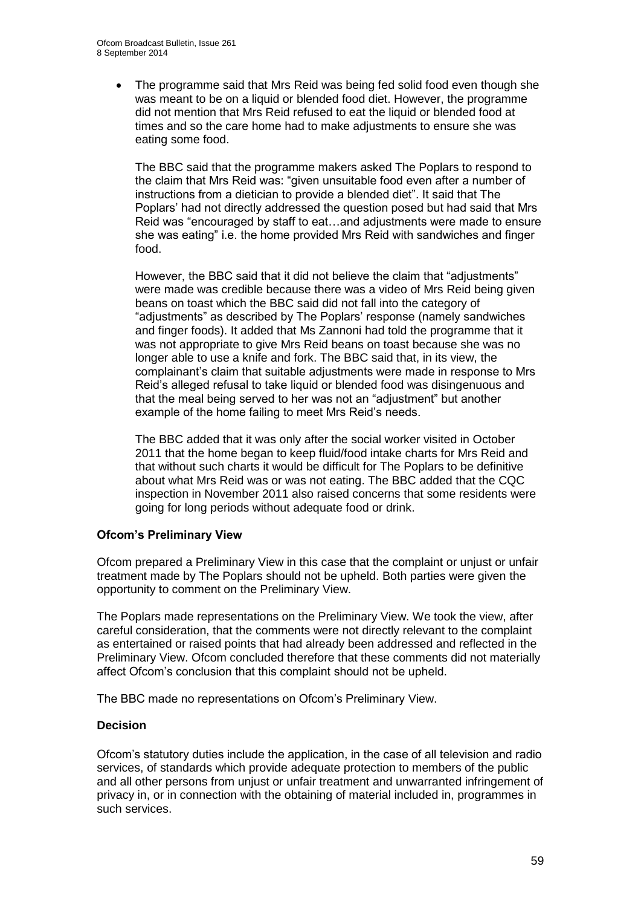- The programme said that Mrs Reid was being fed solid food even though she was meant to be on a liquid or blended food diet. However, the programme did not mention that Mrs Reid refused to eat the liquid or blended food at times and so the care home had to make adjustments to ensure she was eating some food.

  The BBC said that the programme makers asked The Poplars to respond to the claim that Mrs Reid was: "given unsuitable food even after a number of instructions from a dietician to provide a blended diet". It said that The Poplars' had not directly addressed the question posed but had said that Mrs Reid was "encouraged by staff to eat…and adjustments were made to ensure she was eating" i.e. the home provided Mrs Reid with sandwiches and finger food.

  However, the BBC said that it did not believe the claim that "adjustments" were made was credible because there was a video of Mrs Reid being given beans on toast which the BBC said did not fall into the category of "adjustments" as described by The Poplars' response (namely sandwiches and finger foods). It added that Ms Zannoni had told the programme that it was not appropriate to give Mrs Reid beans on toast because she was no longer able to use a knife and fork. The BBC said that, in its view, the complainant's claim that suitable adjustments were made in response to Mrs Reid's alleged refusal to take liquid or blended food was disingenuous and that the meal being served to her was not an "adjustment" but another example of the home failing to meet Mrs Reid's needs.

  The BBC added that it was only after the social worker visited in October 2011 that the home began to keep fluid/food intake charts for Mrs Reid and that without such charts it would be difficult for The Poplars to be definitive about what Mrs Reid was or was not eating. The BBC added that the CQC inspection in November 2011 also raised concerns that some residents were going for long periods without adequate food or drink.

**Ofcom's Preliminary View**

Ofcom prepared a Preliminary View in this case that the complaint or unjust or unfair treatment made by The Poplars should not be upheld. Both parties were given the opportunity to comment on the Preliminary View.

The Poplars made representations on the Preliminary View. We took the view, after careful consideration, that the comments were not directly relevant to the complaint as entertained or raised points that had already been addressed and reflected in the Preliminary View. Ofcom concluded therefore that these comments did not materially affect Ofcom's conclusion that this complaint should not be upheld.

The BBC made no representations on Ofcom's Preliminary View.

**Decision**

Ofcom's statutory duties include the application, in the case of all television and radio services, of standards which provide adequate protection to members of the public and all other persons from unjust or unfair treatment and unwarranted infringement of privacy in, or in connection with the obtaining of material included in, programmes in such services.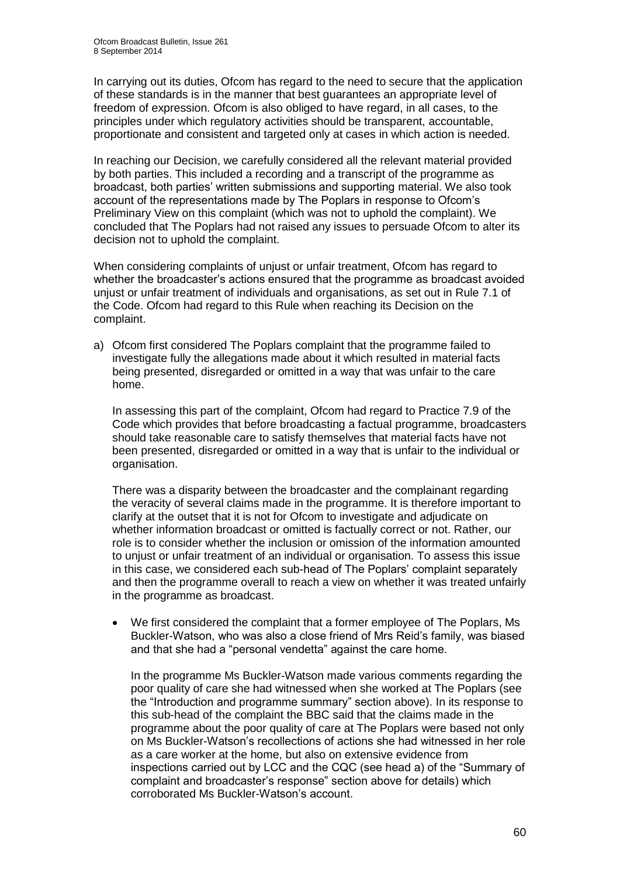In carrying out its duties, Ofcom has regard to the need to secure that the application of these standards is in the manner that best guarantees an appropriate level of freedom of expression. Ofcom is also obliged to have regard, in all cases, to the principles under which regulatory activities should be transparent, accountable, proportionate and consistent and targeted only at cases in which action is needed.

In reaching our Decision, we carefully considered all the relevant material provided by both parties. This included a recording and a transcript of the programme as broadcast, both parties' written submissions and supporting material. We also took account of the representations made by The Poplars in response to Ofcom's Preliminary View on this complaint (which was not to uphold the complaint). We concluded that The Poplars had not raised any issues to persuade Ofcom to alter its decision not to uphold the complaint.

When considering complaints of unjust or unfair treatment, Ofcom has regard to whether the broadcaster's actions ensured that the programme as broadcast avoided unjust or unfair treatment of individuals and organisations, as set out in Rule 7.1 of the Code. Ofcom had regard to this Rule when reaching its Decision on the complaint.

a) Ofcom first considered The Poplars complaint that the programme failed to investigate fully the allegations made about it which resulted in material facts being presented, disregarded or omitted in a way that was unfair to the care home.

   In assessing this part of the complaint, Ofcom had regard to Practice 7.9 of the Code which provides that before broadcasting a factual programme, broadcasters should take reasonable care to satisfy themselves that material facts have not been presented, disregarded or omitted in a way that is unfair to the individual or organisation.

   There was a disparity between the broadcaster and the complainant regarding the veracity of several claims made in the programme. It is therefore important to clarify at the outset that it is not for Ofcom to investigate and adjudicate on whether information broadcast or omitted is factually correct or not. Rather, our role is to consider whether the inclusion or omission of the information amounted to unjust or unfair treatment of an individual or organisation. To assess this issue in this case, we considered each sub-head of The Poplars' complaint separately and then the programme overall to reach a view on whether it was treated unfairly in the programme as broadcast.

   - We first considered the complaint that a former employee of The Poplars, Ms Buckler-Watson, who was also a close friend of Mrs Reid's family, was biased and that she had a "personal vendetta" against the care home.

     In the programme Ms Buckler-Watson made various comments regarding the poor quality of care she had witnessed when she worked at The Poplars (see the "Introduction and programme summary" section above). In its response to this sub-head of the complaint the BBC said that the claims made in the programme about the poor quality of care at The Poplars were based not only on Ms Buckler-Watson's recollections of actions she had witnessed in her role as a care worker at the home, but also on extensive evidence from inspections carried out by LCC and the CQC (see head a) of the "Summary of complaint and broadcaster's response" section above for details) which corroborated Ms Buckler-Watson's account.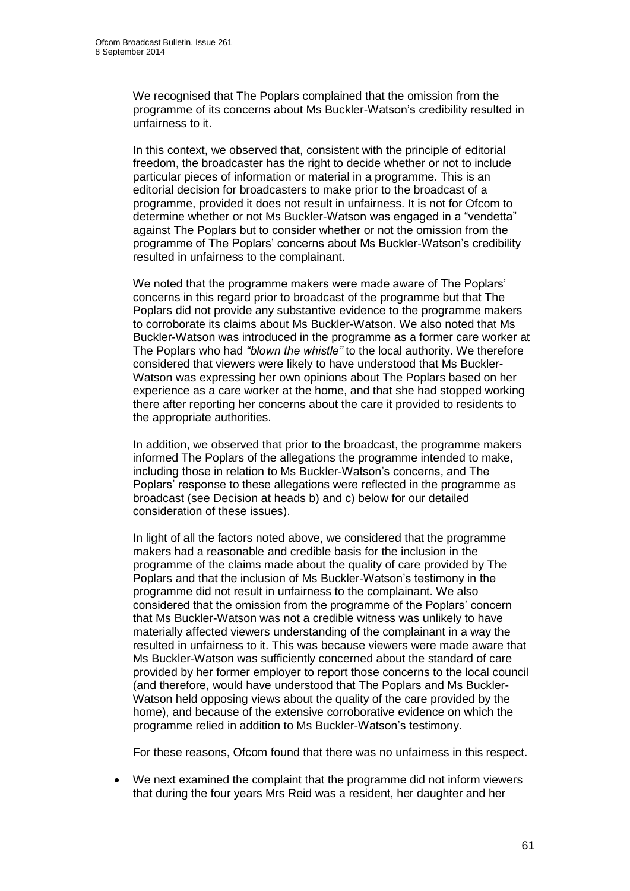We recognised that The Poplars complained that the omission from the programme of its concerns about Ms Buckler-Watson's credibility resulted in unfairness to it.

In this context, we observed that, consistent with the principle of editorial freedom, the broadcaster has the right to decide whether or not to include particular pieces of information or material in a programme. This is an editorial decision for broadcasters to make prior to the broadcast of a programme, provided it does not result in unfairness. It is not for Ofcom to determine whether or not Ms Buckler-Watson was engaged in a "vendetta" against The Poplars but to consider whether or not the omission from the programme of The Poplars' concerns about Ms Buckler-Watson's credibility resulted in unfairness to the complainant.

We noted that the programme makers were made aware of The Poplars' concerns in this regard prior to broadcast of the programme but that The Poplars did not provide any substantive evidence to the programme makers to corroborate its claims about Ms Buckler-Watson. We also noted that Ms Buckler-Watson was introduced in the programme as a former care worker at The Poplars who had *"blown the whistle"* to the local authority. We therefore considered that viewers were likely to have understood that Ms Buckler-Watson was expressing her own opinions about The Poplars based on her experience as a care worker at the home, and that she had stopped working there after reporting her concerns about the care it provided to residents to the appropriate authorities.

In addition, we observed that prior to the broadcast, the programme makers informed The Poplars of the allegations the programme intended to make, including those in relation to Ms Buckler-Watson's concerns, and The Poplars' response to these allegations were reflected in the programme as broadcast (see Decision at heads b) and c) below for our detailed consideration of these issues).

In light of all the factors noted above, we considered that the programme makers had a reasonable and credible basis for the inclusion in the programme of the claims made about the quality of care provided by The Poplars and that the inclusion of Ms Buckler-Watson's testimony in the programme did not result in unfairness to the complainant. We also considered that the omission from the programme of the Poplars' concern that Ms Buckler-Watson was not a credible witness was unlikely to have materially affected viewers understanding of the complainant in a way the resulted in unfairness to it. This was because viewers were made aware that Ms Buckler-Watson was sufficiently concerned about the standard of care provided by her former employer to report those concerns to the local council (and therefore, would have understood that The Poplars and Ms Buckler-Watson held opposing views about the quality of the care provided by the home), and because of the extensive corroborative evidence on which the programme relied in addition to Ms Buckler-Watson's testimony.

For these reasons, Ofcom found that there was no unfairness in this respect.

- We next examined the complaint that the programme did not inform viewers that during the four years Mrs Reid was a resident, her daughter and her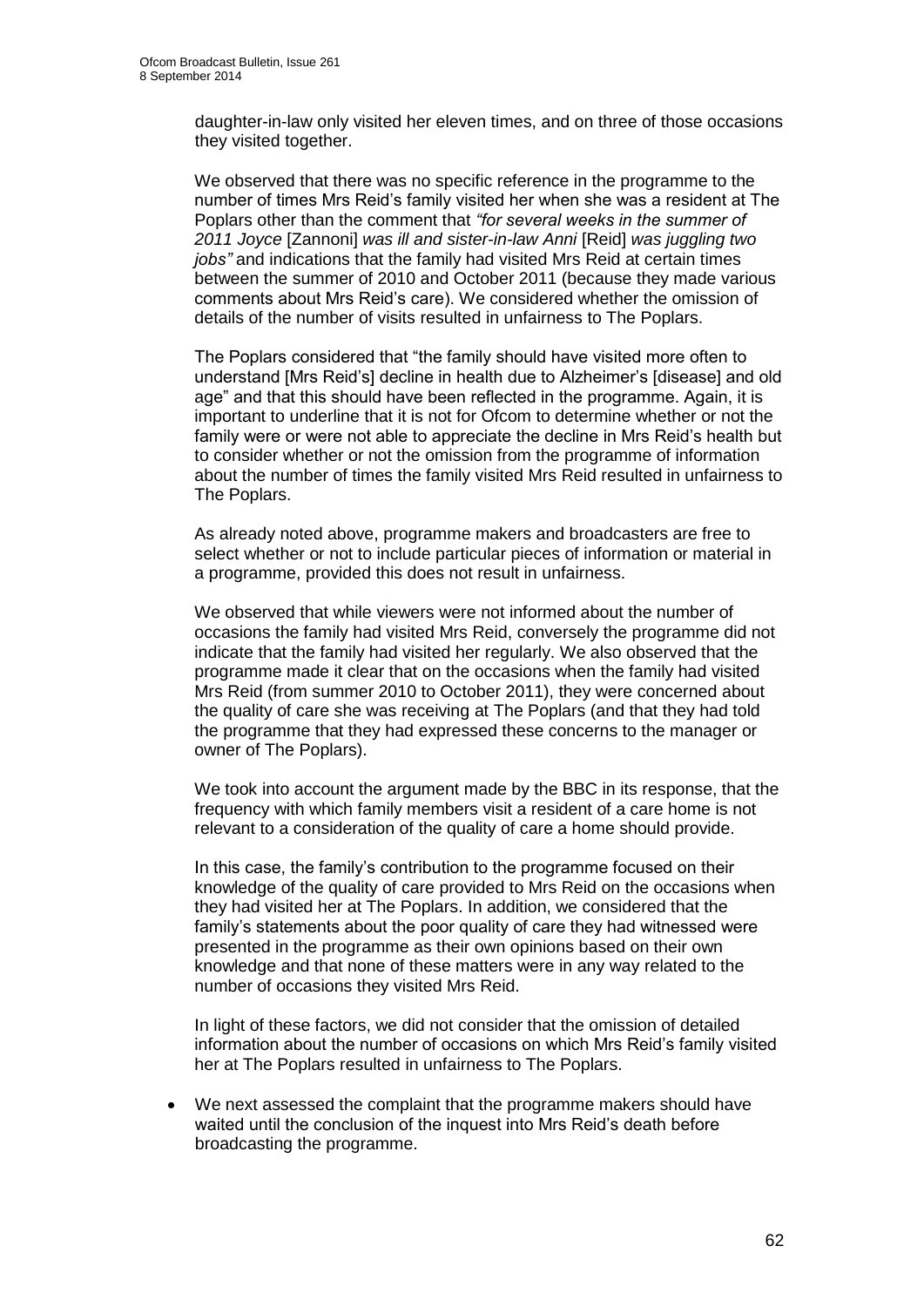daughter-in-law only visited her eleven times, and on three of those occasions they visited together.

We observed that there was no specific reference in the programme to the number of times Mrs Reid's family visited her when she was a resident at The Poplars other than the comment that *"for several weeks in the summer of 2011 Joyce* [Zannoni] *was ill and sister-in-law Anni* [Reid] *was juggling two jobs"* and indications that the family had visited Mrs Reid at certain times between the summer of 2010 and October 2011 (because they made various comments about Mrs Reid's care). We considered whether the omission of details of the number of visits resulted in unfairness to The Poplars.

The Poplars considered that "the family should have visited more often to understand [Mrs Reid's] decline in health due to Alzheimer's [disease] and old age" and that this should have been reflected in the programme. Again, it is important to underline that it is not for Ofcom to determine whether or not the family were or were not able to appreciate the decline in Mrs Reid's health but to consider whether or not the omission from the programme of information about the number of times the family visited Mrs Reid resulted in unfairness to The Poplars.

As already noted above, programme makers and broadcasters are free to select whether or not to include particular pieces of information or material in a programme, provided this does not result in unfairness.

We observed that while viewers were not informed about the number of occasions the family had visited Mrs Reid, conversely the programme did not indicate that the family had visited her regularly. We also observed that the programme made it clear that on the occasions when the family had visited Mrs Reid (from summer 2010 to October 2011), they were concerned about the quality of care she was receiving at The Poplars (and that they had told the programme that they had expressed these concerns to the manager or owner of The Poplars).

We took into account the argument made by the BBC in its response, that the frequency with which family members visit a resident of a care home is not relevant to a consideration of the quality of care a home should provide.

In this case, the family's contribution to the programme focused on their knowledge of the quality of care provided to Mrs Reid on the occasions when they had visited her at The Poplars. In addition, we considered that the family's statements about the poor quality of care they had witnessed were presented in the programme as their own opinions based on their own knowledge and that none of these matters were in any way related to the number of occasions they visited Mrs Reid.

In light of these factors, we did not consider that the omission of detailed information about the number of occasions on which Mrs Reid's family visited her at The Poplars resulted in unfairness to The Poplars.

- We next assessed the complaint that the programme makers should have waited until the conclusion of the inquest into Mrs Reid's death before broadcasting the programme.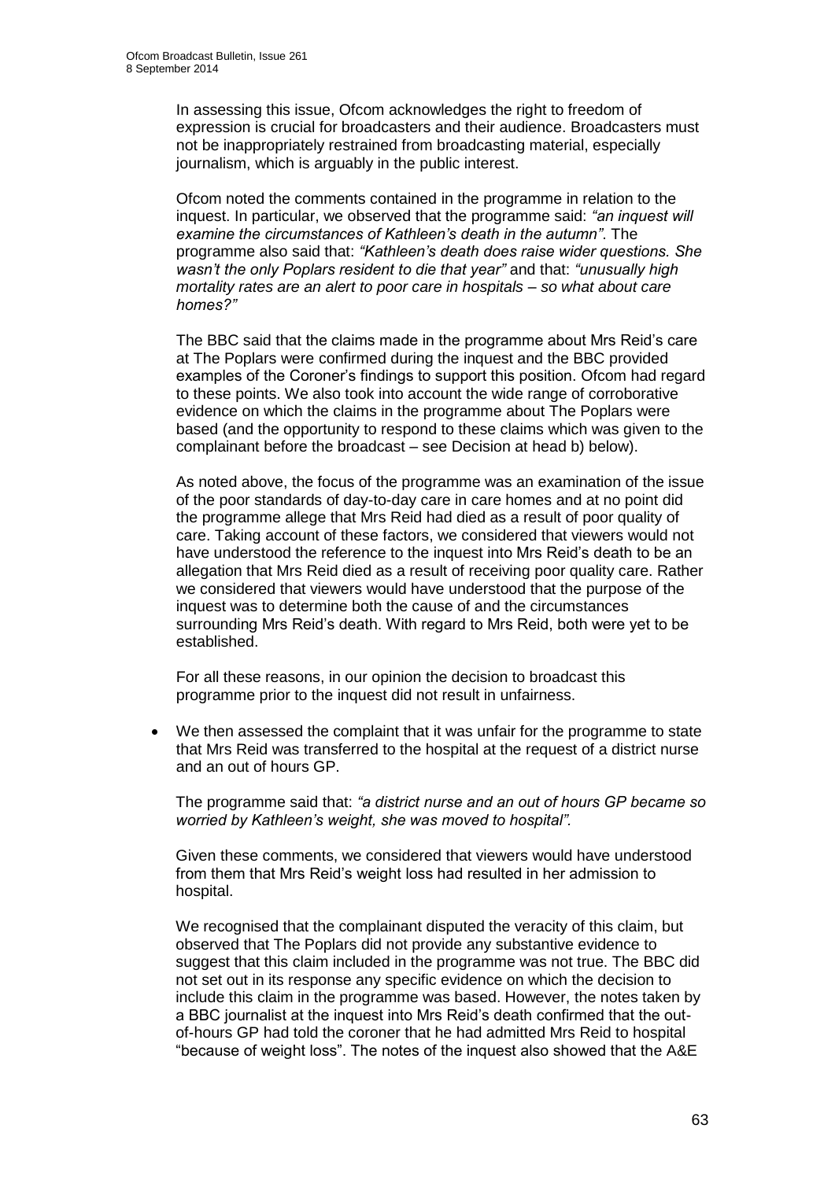In assessing this issue, Ofcom acknowledges the right to freedom of expression is crucial for broadcasters and their audience. Broadcasters must not be inappropriately restrained from broadcasting material, especially journalism, which is arguably in the public interest.

Ofcom noted the comments contained in the programme in relation to the inquest. In particular, we observed that the programme said: *"an inquest will examine the circumstances of Kathleen's death in the autumn"*. The programme also said that: *"Kathleen's death does raise wider questions. She wasn't the only Poplars resident to die that year"* and that: *"unusually high mortality rates are an alert to poor care in hospitals – so what about care homes?"*

The BBC said that the claims made in the programme about Mrs Reid's care at The Poplars were confirmed during the inquest and the BBC provided examples of the Coroner's findings to support this position. Ofcom had regard to these points. We also took into account the wide range of corroborative evidence on which the claims in the programme about The Poplars were based (and the opportunity to respond to these claims which was given to the complainant before the broadcast – see Decision at head b) below).

As noted above, the focus of the programme was an examination of the issue of the poor standards of day-to-day care in care homes and at no point did the programme allege that Mrs Reid had died as a result of poor quality of care. Taking account of these factors, we considered that viewers would not have understood the reference to the inquest into Mrs Reid's death to be an allegation that Mrs Reid died as a result of receiving poor quality care. Rather we considered that viewers would have understood that the purpose of the inquest was to determine both the cause of and the circumstances surrounding Mrs Reid's death. With regard to Mrs Reid, both were yet to be established.

For all these reasons, in our opinion the decision to broadcast this programme prior to the inquest did not result in unfairness.

- We then assessed the complaint that it was unfair for the programme to state that Mrs Reid was transferred to the hospital at the request of a district nurse and an out of hours GP.

  The programme said that: *"a district nurse and an out of hours GP became so worried by Kathleen's weight, she was moved to hospital"*.

  Given these comments, we considered that viewers would have understood from them that Mrs Reid's weight loss had resulted in her admission to hospital.

  We recognised that the complainant disputed the veracity of this claim, but observed that The Poplars did not provide any substantive evidence to suggest that this claim included in the programme was not true. The BBC did not set out in its response any specific evidence on which the decision to include this claim in the programme was based. However, the notes taken by a BBC journalist at the inquest into Mrs Reid's death confirmed that the out-of-hours GP had told the coroner that he had admitted Mrs Reid to hospital "because of weight loss". The notes of the inquest also showed that the A&E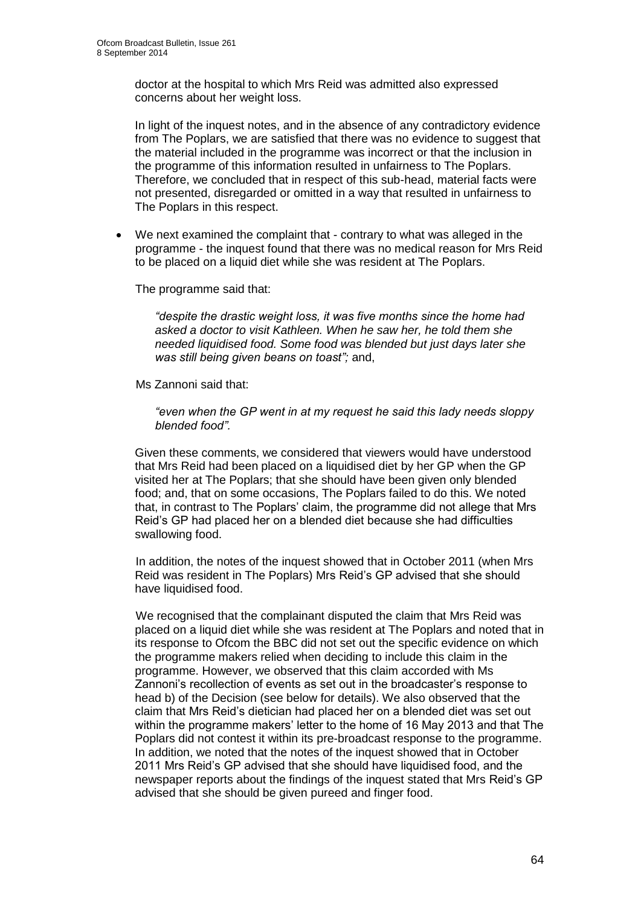doctor at the hospital to which Mrs Reid was admitted also expressed concerns about her weight loss.

In light of the inquest notes, and in the absence of any contradictory evidence from The Poplars, we are satisfied that there was no evidence to suggest that the material included in the programme was incorrect or that the inclusion in the programme of this information resulted in unfairness to The Poplars. Therefore, we concluded that in respect of this sub-head, material facts were not presented, disregarded or omitted in a way that resulted in unfairness to The Poplars in this respect.

- We next examined the complaint that - contrary to what was alleged in the programme - the inquest found that there was no medical reason for Mrs Reid to be placed on a liquid diet while she was resident at The Poplars.

  The programme said that:

  > *"despite the drastic weight loss, it was five months since the home had asked a doctor to visit Kathleen. When he saw her, he told them she needed liquidised food. Some food was blended but just days later she was still being given beans on toast";* and,

  Ms Zannoni said that:

  > *"even when the GP went in at my request he said this lady needs sloppy blended food".*

  Given these comments, we considered that viewers would have understood that Mrs Reid had been placed on a liquidised diet by her GP when the GP visited her at The Poplars; that she should have been given only blended food; and, that on some occasions, The Poplars failed to do this. We noted that, in contrast to The Poplars' claim, the programme did not allege that Mrs Reid's GP had placed her on a blended diet because she had difficulties swallowing food.

  In addition, the notes of the inquest showed that in October 2011 (when Mrs Reid was resident in The Poplars) Mrs Reid's GP advised that she should have liquidised food.

  We recognised that the complainant disputed the claim that Mrs Reid was placed on a liquid diet while she was resident at The Poplars and noted that in its response to Ofcom the BBC did not set out the specific evidence on which the programme makers relied when deciding to include this claim in the programme. However, we observed that this claim accorded with Ms Zannoni's recollection of events as set out in the broadcaster's response to head b) of the Decision (see below for details). We also observed that the claim that Mrs Reid's dietician had placed her on a blended diet was set out within the programme makers' letter to the home of 16 May 2013 and that The Poplars did not contest it within its pre-broadcast response to the programme. In addition, we noted that the notes of the inquest showed that in October 2011 Mrs Reid's GP advised that she should have liquidised food, and the newspaper reports about the findings of the inquest stated that Mrs Reid's GP advised that she should be given pureed and finger food.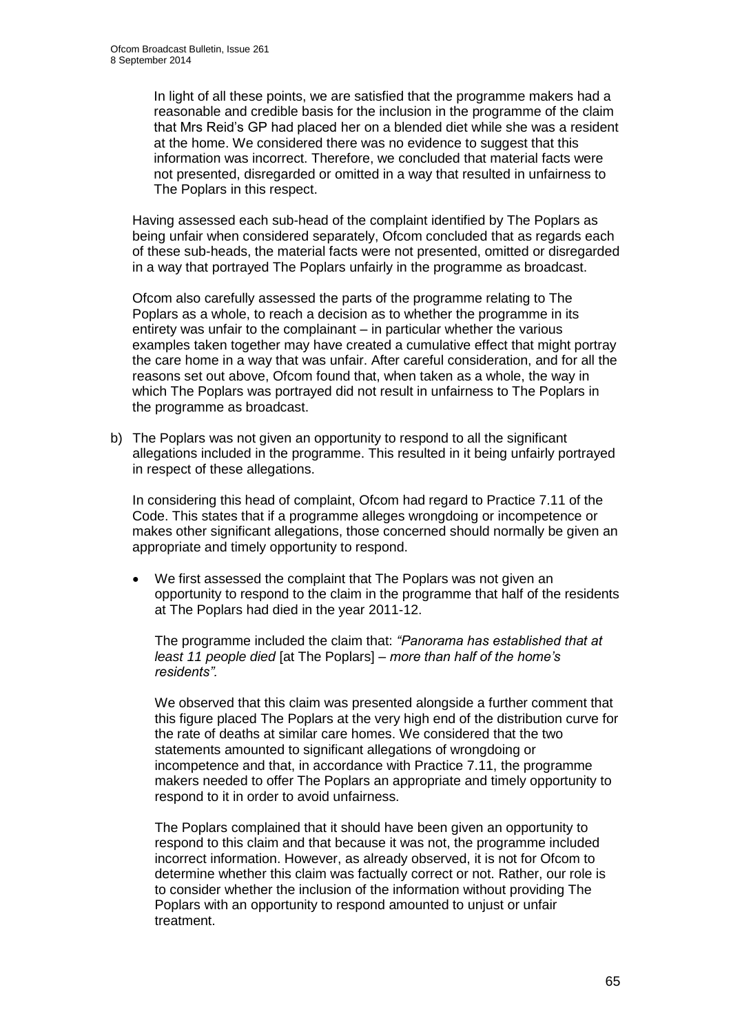In light of all these points, we are satisfied that the programme makers had a reasonable and credible basis for the inclusion in the programme of the claim that Mrs Reid's GP had placed her on a blended diet while she was a resident at the home. We considered there was no evidence to suggest that this information was incorrect. Therefore, we concluded that material facts were not presented, disregarded or omitted in a way that resulted in unfairness to The Poplars in this respect.

Having assessed each sub-head of the complaint identified by The Poplars as being unfair when considered separately, Ofcom concluded that as regards each of these sub-heads, the material facts were not presented, omitted or disregarded in a way that portrayed The Poplars unfairly in the programme as broadcast.

Ofcom also carefully assessed the parts of the programme relating to The Poplars as a whole, to reach a decision as to whether the programme in its entirety was unfair to the complainant – in particular whether the various examples taken together may have created a cumulative effect that might portray the care home in a way that was unfair. After careful consideration, and for all the reasons set out above, Ofcom found that, when taken as a whole, the way in which The Poplars was portrayed did not result in unfairness to The Poplars in the programme as broadcast.

b) The Poplars was not given an opportunity to respond to all the significant allegations included in the programme. This resulted in it being unfairly portrayed in respect of these allegations.

In considering this head of complaint, Ofcom had regard to Practice 7.11 of the Code. This states that if a programme alleges wrongdoing or incompetence or makes other significant allegations, those concerned should normally be given an appropriate and timely opportunity to respond.

- We first assessed the complaint that The Poplars was not given an opportunity to respond to the claim in the programme that half of the residents at The Poplars had died in the year 2011-12.

  The programme included the claim that: *"Panorama has established that at least 11 people died* [at The Poplars] *– more than half of the home's residents".*

  We observed that this claim was presented alongside a further comment that this figure placed The Poplars at the very high end of the distribution curve for the rate of deaths at similar care homes. We considered that the two statements amounted to significant allegations of wrongdoing or incompetence and that, in accordance with Practice 7.11, the programme makers needed to offer The Poplars an appropriate and timely opportunity to respond to it in order to avoid unfairness.

  The Poplars complained that it should have been given an opportunity to respond to this claim and that because it was not, the programme included incorrect information. However, as already observed, it is not for Ofcom to determine whether this claim was factually correct or not. Rather, our role is to consider whether the inclusion of the information without providing The Poplars with an opportunity to respond amounted to unjust or unfair treatment.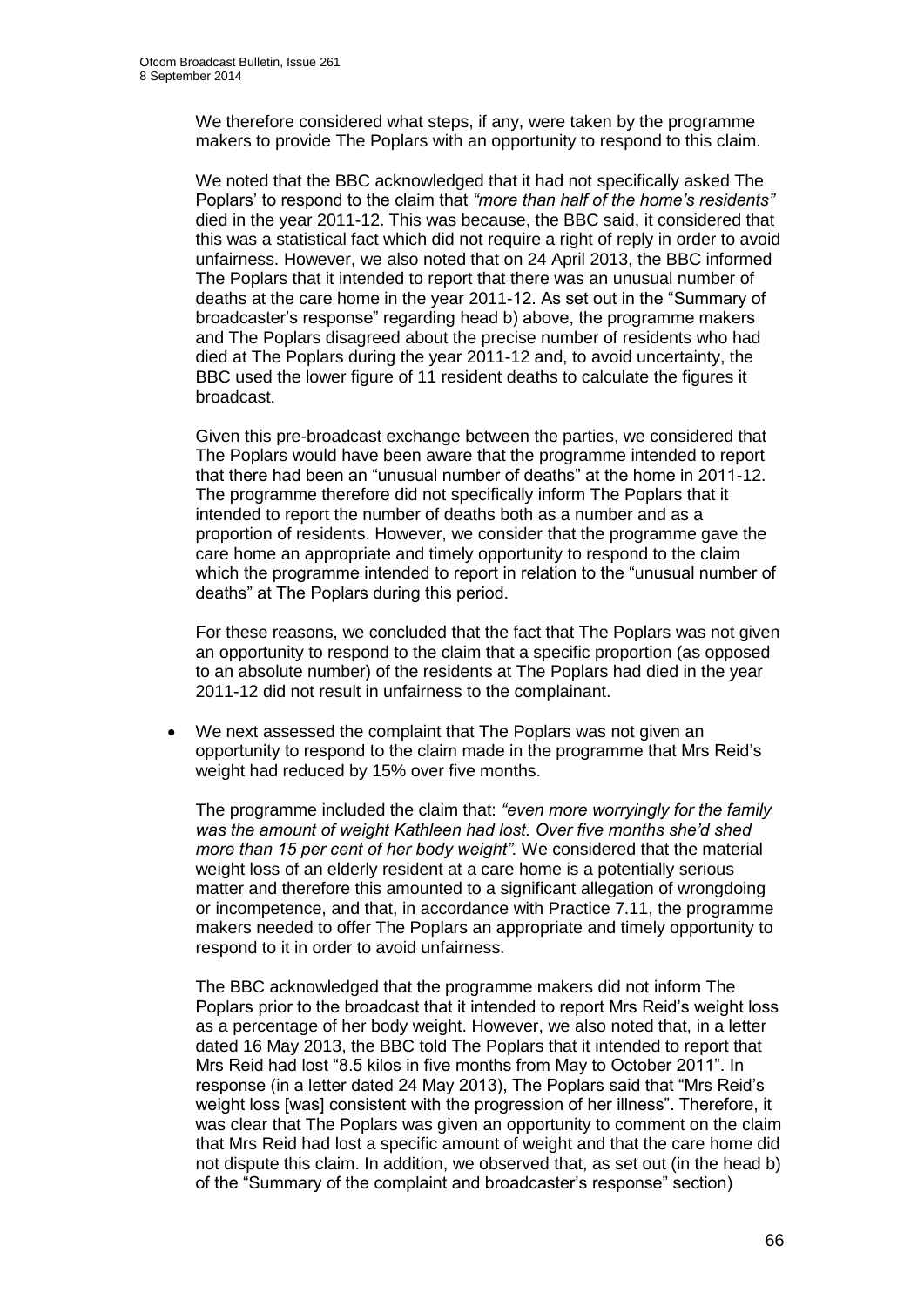We therefore considered what steps, if any, were taken by the programme makers to provide The Poplars with an opportunity to respond to this claim.

We noted that the BBC acknowledged that it had not specifically asked The Poplars' to respond to the claim that *"more than half of the home's residents"* died in the year 2011-12. This was because, the BBC said, it considered that this was a statistical fact which did not require a right of reply in order to avoid unfairness. However, we also noted that on 24 April 2013, the BBC informed The Poplars that it intended to report that there was an unusual number of deaths at the care home in the year 2011-12. As set out in the "Summary of broadcaster's response" regarding head b) above, the programme makers and The Poplars disagreed about the precise number of residents who had died at The Poplars during the year 2011-12 and, to avoid uncertainty, the BBC used the lower figure of 11 resident deaths to calculate the figures it broadcast.

Given this pre-broadcast exchange between the parties, we considered that The Poplars would have been aware that the programme intended to report that there had been an "unusual number of deaths" at the home in 2011-12. The programme therefore did not specifically inform The Poplars that it intended to report the number of deaths both as a number and as a proportion of residents. However, we consider that the programme gave the care home an appropriate and timely opportunity to respond to the claim which the programme intended to report in relation to the "unusual number of deaths" at The Poplars during this period.

For these reasons, we concluded that the fact that The Poplars was not given an opportunity to respond to the claim that a specific proportion (as opposed to an absolute number) of the residents at The Poplars had died in the year 2011-12 did not result in unfairness to the complainant.

- We next assessed the complaint that The Poplars was not given an opportunity to respond to the claim made in the programme that Mrs Reid's weight had reduced by 15% over five months.

  The programme included the claim that: *"even more worryingly for the family was the amount of weight Kathleen had lost. Over five months she'd shed more than 15 per cent of her body weight".* We considered that the material weight loss of an elderly resident at a care home is a potentially serious matter and therefore this amounted to a significant allegation of wrongdoing or incompetence, and that, in accordance with Practice 7.11, the programme makers needed to offer The Poplars an appropriate and timely opportunity to respond to it in order to avoid unfairness.

  The BBC acknowledged that the programme makers did not inform The Poplars prior to the broadcast that it intended to report Mrs Reid's weight loss as a percentage of her body weight. However, we also noted that, in a letter dated 16 May 2013, the BBC told The Poplars that it intended to report that Mrs Reid had lost "8.5 kilos in five months from May to October 2011". In response (in a letter dated 24 May 2013), The Poplars said that "Mrs Reid's weight loss [was] consistent with the progression of her illness". Therefore, it was clear that The Poplars was given an opportunity to comment on the claim that Mrs Reid had lost a specific amount of weight and that the care home did not dispute this claim. In addition, we observed that, as set out (in the head b) of the "Summary of the complaint and broadcaster's response" section)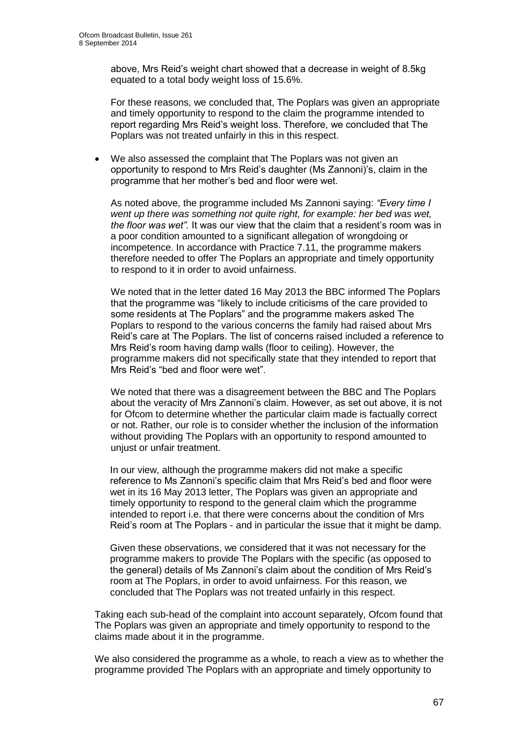above, Mrs Reid's weight chart showed that a decrease in weight of 8.5kg equated to a total body weight loss of 15.6%.

For these reasons, we concluded that, The Poplars was given an appropriate and timely opportunity to respond to the claim the programme intended to report regarding Mrs Reid's weight loss. Therefore, we concluded that The Poplars was not treated unfairly in this in this respect.

- We also assessed the complaint that The Poplars was not given an opportunity to respond to Mrs Reid's daughter (Ms Zannoni)'s, claim in the programme that her mother's bed and floor were wet.

  As noted above, the programme included Ms Zannoni saying: *"Every time I went up there was something not quite right, for example: her bed was wet, the floor was wet".* It was our view that the claim that a resident's room was in a poor condition amounted to a significant allegation of wrongdoing or incompetence. In accordance with Practice 7.11, the programme makers therefore needed to offer The Poplars an appropriate and timely opportunity to respond to it in order to avoid unfairness.

  We noted that in the letter dated 16 May 2013 the BBC informed The Poplars that the programme was "likely to include criticisms of the care provided to some residents at The Poplars" and the programme makers asked The Poplars to respond to the various concerns the family had raised about Mrs Reid's care at The Poplars. The list of concerns raised included a reference to Mrs Reid's room having damp walls (floor to ceiling). However, the programme makers did not specifically state that they intended to report that Mrs Reid's "bed and floor were wet".

  We noted that there was a disagreement between the BBC and The Poplars about the veracity of Mrs Zannoni's claim. However, as set out above, it is not for Ofcom to determine whether the particular claim made is factually correct or not. Rather, our role is to consider whether the inclusion of the information without providing The Poplars with an opportunity to respond amounted to unjust or unfair treatment.

  In our view, although the programme makers did not make a specific reference to Ms Zannoni's specific claim that Mrs Reid's bed and floor were wet in its 16 May 2013 letter, The Poplars was given an appropriate and timely opportunity to respond to the general claim which the programme intended to report i.e. that there were concerns about the condition of Mrs Reid's room at The Poplars - and in particular the issue that it might be damp.

  Given these observations, we considered that it was not necessary for the programme makers to provide The Poplars with the specific (as opposed to the general) details of Ms Zannoni's claim about the condition of Mrs Reid's room at The Poplars, in order to avoid unfairness. For this reason, we concluded that The Poplars was not treated unfairly in this respect.

Taking each sub-head of the complaint into account separately, Ofcom found that The Poplars was given an appropriate and timely opportunity to respond to the claims made about it in the programme.

We also considered the programme as a whole, to reach a view as to whether the programme provided The Poplars with an appropriate and timely opportunity to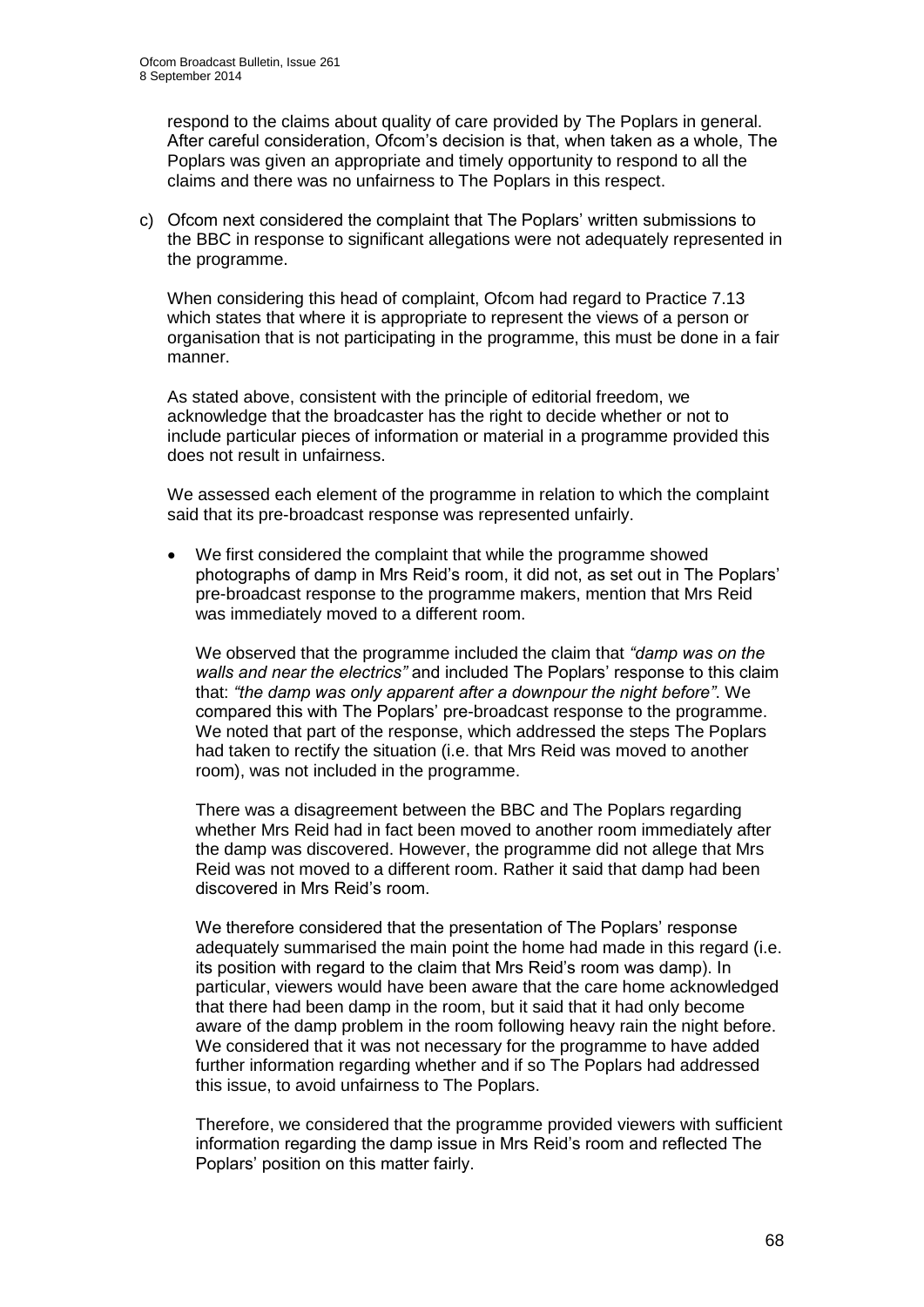respond to the claims about quality of care provided by The Poplars in general. After careful consideration, Ofcom's decision is that, when taken as a whole, The Poplars was given an appropriate and timely opportunity to respond to all the claims and there was no unfairness to The Poplars in this respect.

c) Ofcom next considered the complaint that The Poplars' written submissions to the BBC in response to significant allegations were not adequately represented in the programme.

When considering this head of complaint, Ofcom had regard to Practice 7.13 which states that where it is appropriate to represent the views of a person or organisation that is not participating in the programme, this must be done in a fair manner.

As stated above, consistent with the principle of editorial freedom, we acknowledge that the broadcaster has the right to decide whether or not to include particular pieces of information or material in a programme provided this does not result in unfairness.

We assessed each element of the programme in relation to which the complaint said that its pre-broadcast response was represented unfairly.

- We first considered the complaint that while the programme showed photographs of damp in Mrs Reid's room, it did not, as set out in The Poplars' pre-broadcast response to the programme makers, mention that Mrs Reid was immediately moved to a different room.

  We observed that the programme included the claim that *"damp was on the walls and near the electrics"* and included The Poplars' response to this claim that: *"the damp was only apparent after a downpour the night before"*. We compared this with The Poplars' pre-broadcast response to the programme. We noted that part of the response, which addressed the steps The Poplars had taken to rectify the situation (i.e. that Mrs Reid was moved to another room), was not included in the programme.

  There was a disagreement between the BBC and The Poplars regarding whether Mrs Reid had in fact been moved to another room immediately after the damp was discovered. However, the programme did not allege that Mrs Reid was not moved to a different room. Rather it said that damp had been discovered in Mrs Reid's room.

  We therefore considered that the presentation of The Poplars' response adequately summarised the main point the home had made in this regard (i.e. its position with regard to the claim that Mrs Reid's room was damp). In particular, viewers would have been aware that the care home acknowledged that there had been damp in the room, but it said that it had only become aware of the damp problem in the room following heavy rain the night before. We considered that it was not necessary for the programme to have added further information regarding whether and if so The Poplars had addressed this issue, to avoid unfairness to The Poplars.

  Therefore, we considered that the programme provided viewers with sufficient information regarding the damp issue in Mrs Reid's room and reflected The Poplars' position on this matter fairly.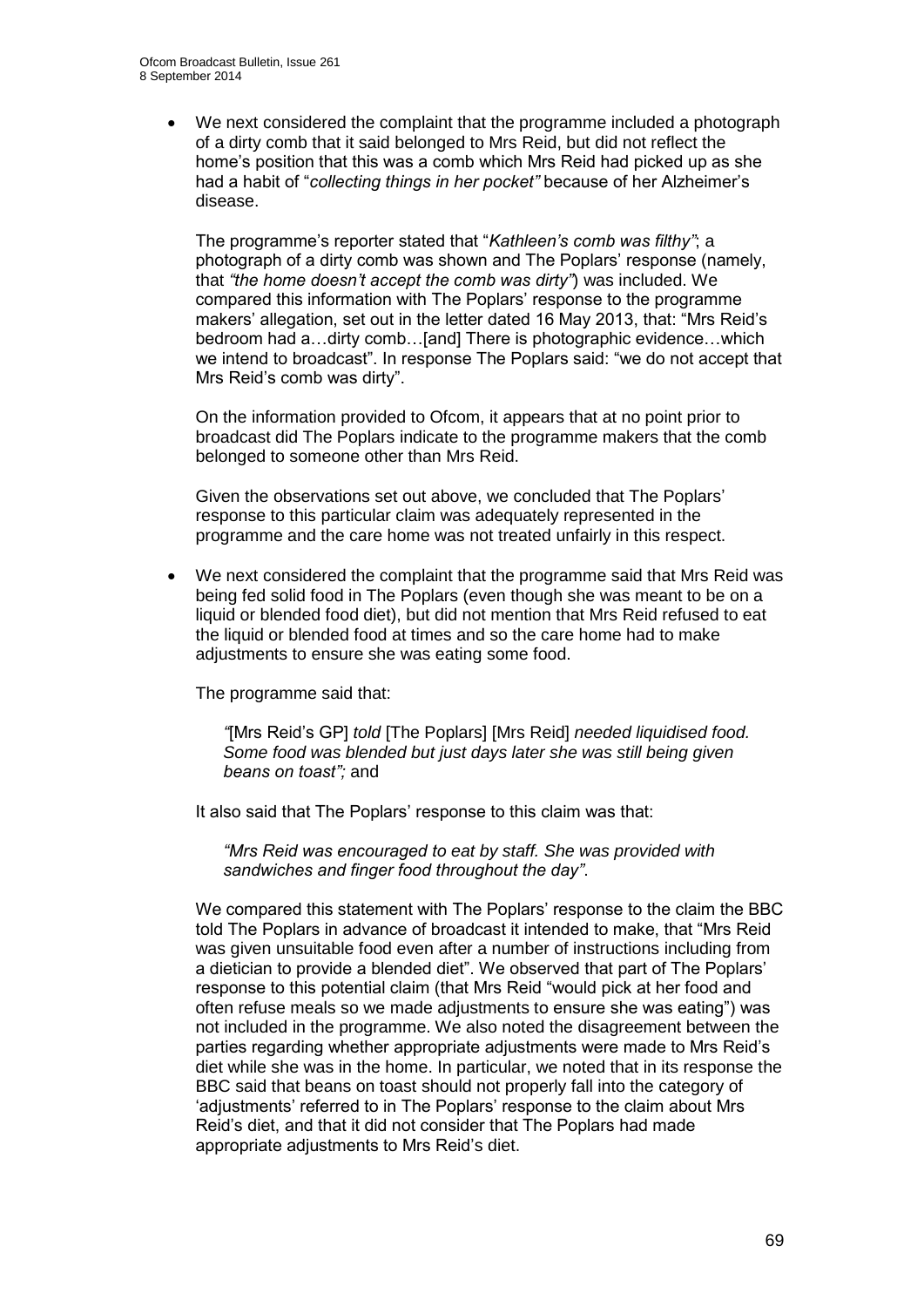- We next considered the complaint that the programme included a photograph of a dirty comb that it said belonged to Mrs Reid, but did not reflect the home's position that this was a comb which Mrs Reid had picked up as she had a habit of "*collecting things in her pocket"* because of her Alzheimer's disease.

  The programme's reporter stated that "*Kathleen's comb was filthy"*; a photograph of a dirty comb was shown and The Poplars' response (namely, that *"the home doesn't accept the comb was dirty"*) was included. We compared this information with The Poplars' response to the programme makers' allegation, set out in the letter dated 16 May 2013, that: "Mrs Reid's bedroom had a…dirty comb…[and] There is photographic evidence…which we intend to broadcast". In response The Poplars said: "we do not accept that Mrs Reid's comb was dirty".

  On the information provided to Ofcom, it appears that at no point prior to broadcast did The Poplars indicate to the programme makers that the comb belonged to someone other than Mrs Reid.

  Given the observations set out above, we concluded that The Poplars' response to this particular claim was adequately represented in the programme and the care home was not treated unfairly in this respect.

- We next considered the complaint that the programme said that Mrs Reid was being fed solid food in The Poplars (even though she was meant to be on a liquid or blended food diet), but did not mention that Mrs Reid refused to eat the liquid or blended food at times and so the care home had to make adjustments to ensure she was eating some food.

  The programme said that:

  > *"*[Mrs Reid's GP] *told* [The Poplars] [Mrs Reid] *needed liquidised food. Some food was blended but just days later she was still being given beans on toast";* and

  It also said that The Poplars' response to this claim was that:

  > *"Mrs Reid was encouraged to eat by staff. She was provided with sandwiches and finger food throughout the day"*.

  We compared this statement with The Poplars' response to the claim the BBC told The Poplars in advance of broadcast it intended to make, that "Mrs Reid was given unsuitable food even after a number of instructions including from a dietician to provide a blended diet". We observed that part of The Poplars' response to this potential claim (that Mrs Reid "would pick at her food and often refuse meals so we made adjustments to ensure she was eating") was not included in the programme. We also noted the disagreement between the parties regarding whether appropriate adjustments were made to Mrs Reid's diet while she was in the home. In particular, we noted that in its response the BBC said that beans on toast should not properly fall into the category of 'adjustments' referred to in The Poplars' response to the claim about Mrs Reid's diet, and that it did not consider that The Poplars had made appropriate adjustments to Mrs Reid's diet.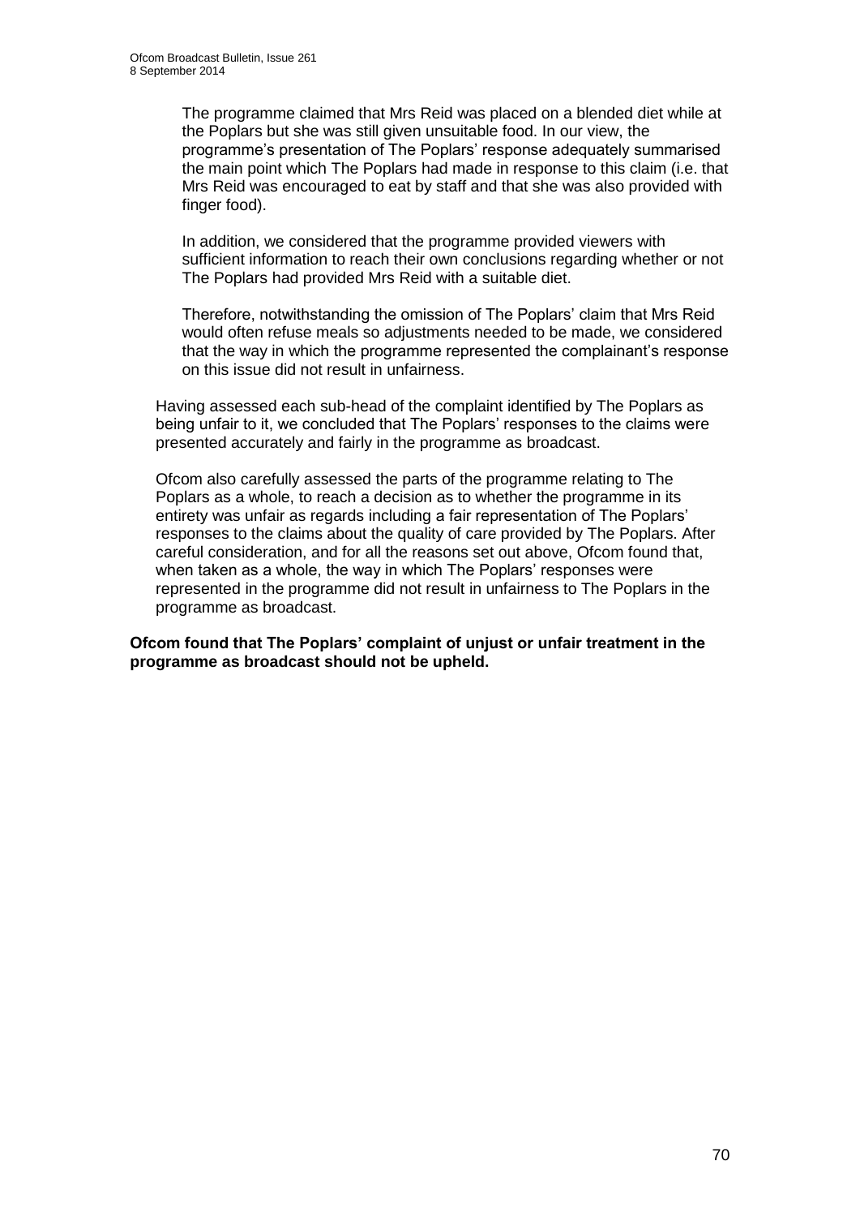The programme claimed that Mrs Reid was placed on a blended diet while at the Poplars but she was still given unsuitable food. In our view, the programme's presentation of The Poplars' response adequately summarised the main point which The Poplars had made in response to this claim (i.e. that Mrs Reid was encouraged to eat by staff and that she was also provided with finger food).

In addition, we considered that the programme provided viewers with sufficient information to reach their own conclusions regarding whether or not The Poplars had provided Mrs Reid with a suitable diet.

Therefore, notwithstanding the omission of The Poplars' claim that Mrs Reid would often refuse meals so adjustments needed to be made, we considered that the way in which the programme represented the complainant's response on this issue did not result in unfairness.

Having assessed each sub-head of the complaint identified by The Poplars as being unfair to it, we concluded that The Poplars' responses to the claims were presented accurately and fairly in the programme as broadcast.

Ofcom also carefully assessed the parts of the programme relating to The Poplars as a whole, to reach a decision as to whether the programme in its entirety was unfair as regards including a fair representation of The Poplars' responses to the claims about the quality of care provided by The Poplars. After careful consideration, and for all the reasons set out above, Ofcom found that, when taken as a whole, the way in which The Poplars' responses were represented in the programme did not result in unfairness to The Poplars in the programme as broadcast.

**Ofcom found that The Poplars' complaint of unjust or unfair treatment in the programme as broadcast should not be upheld.**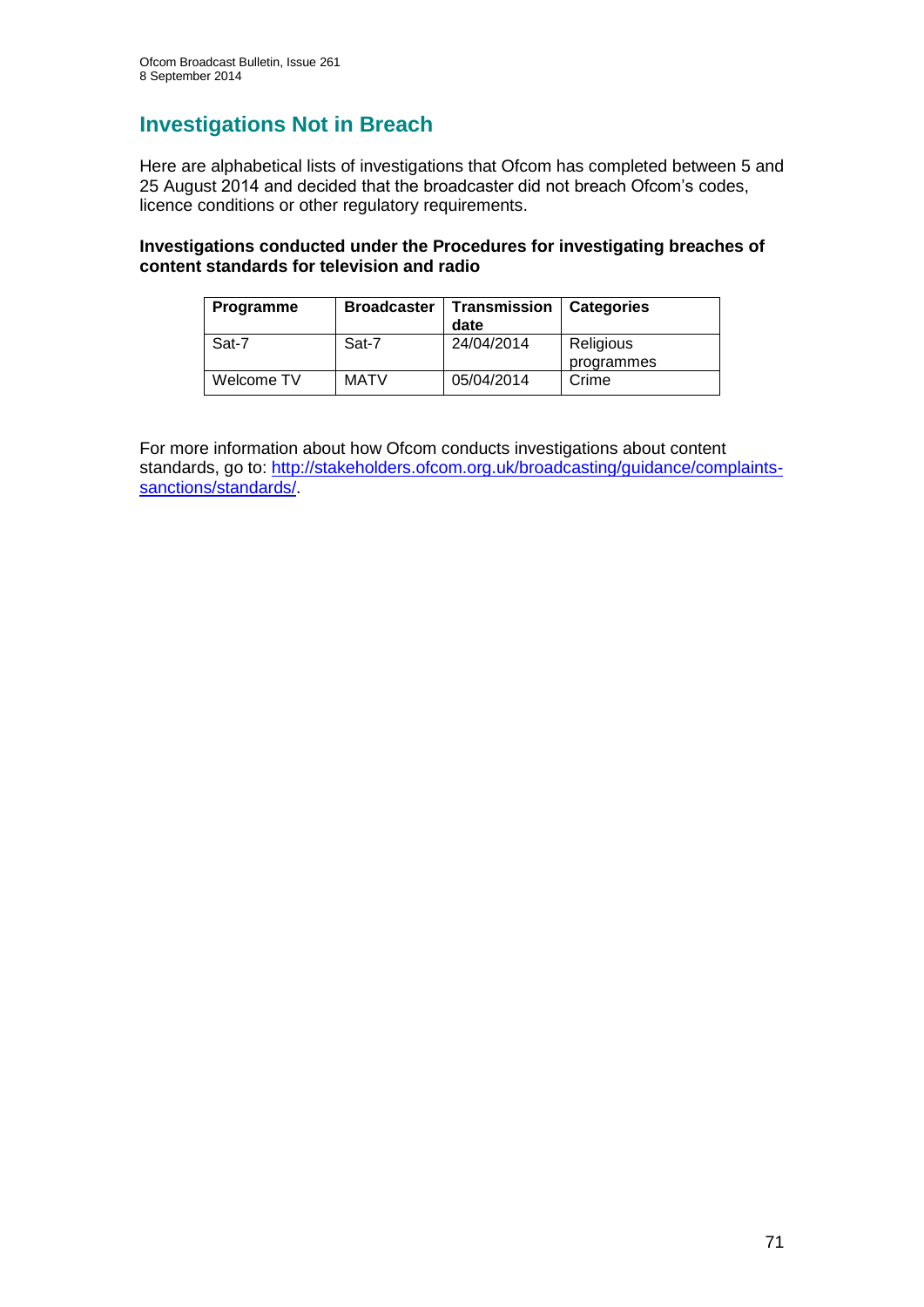# Investigations Not in Breach

Here are alphabetical lists of investigations that Ofcom has completed between 5 and 25 August 2014 and decided that the broadcaster did not breach Ofcom's codes, licence conditions or other regulatory requirements.

**Investigations conducted under the Procedures for investigating breaches of content standards for television and radio**

| Programme | Broadcaster | Transmission date | Categories |
|---|---|---|---|
| Sat-7 | Sat-7 | 24/04/2014 | Religious programmes |
| Welcome TV | MATV | 05/04/2014 | Crime |

For more information about how Ofcom conducts investigations about content standards, go to: [http://stakeholders.ofcom.org.uk/broadcasting/guidance/complaints-sanctions/standards/](http://stakeholders.ofcom.org.uk/broadcasting/guidance/complaints-sanctions/standards/).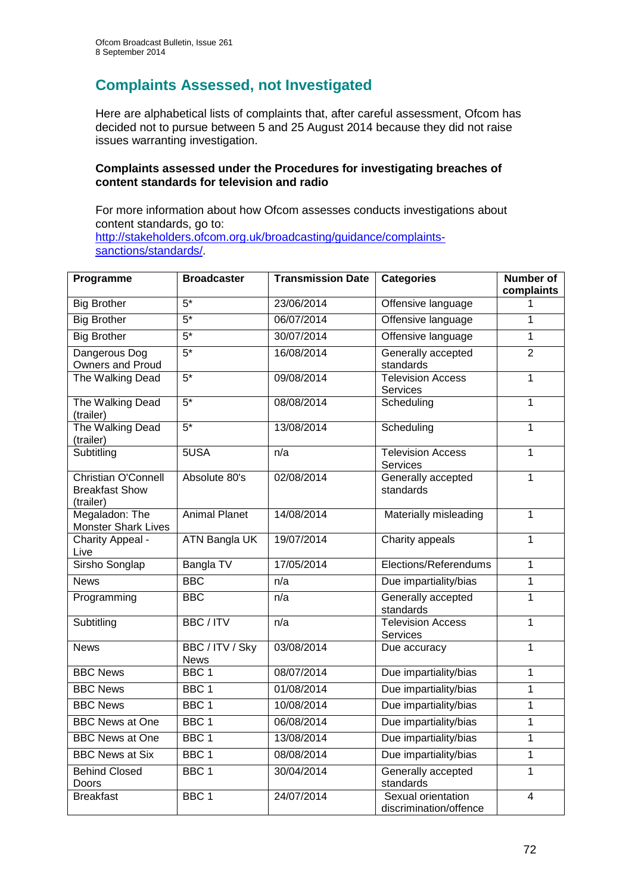## Complaints Assessed, not Investigated

Here are alphabetical lists of complaints that, after careful assessment, Ofcom has decided not to pursue between 5 and 25 August 2014 because they did not raise issues warranting investigation.

**Complaints assessed under the Procedures for investigating breaches of content standards for television and radio**

For more information about how Ofcom assesses conducts investigations about content standards, go to: [http://stakeholders.ofcom.org.uk/broadcasting/guidance/complaints-sanctions/standards/](http://stakeholders.ofcom.org.uk/broadcasting/guidance/complaints-sanctions/standards/).

| Programme | Broadcaster | Transmission Date | Categories | Number of complaints |
|---|---|---|---|---|
| Big Brother | 5* | 23/06/2014 | Offensive language | 1 |
| Big Brother | 5* | 06/07/2014 | Offensive language | 1 |
| Big Brother | 5* | 30/07/2014 | Offensive language | 1 |
| Dangerous Dog Owners and Proud | 5* | 16/08/2014 | Generally accepted standards | 2 |
| The Walking Dead | 5* | 09/08/2014 | Television Access Services | 1 |
| The Walking Dead (trailer) | 5* | 08/08/2014 | Scheduling | 1 |
| The Walking Dead (trailer) | 5* | 13/08/2014 | Scheduling | 1 |
| Subtitling | 5USA | n/a | Television Access Services | 1 |
| Christian O'Connell Breakfast Show (trailer) | Absolute 80's | 02/08/2014 | Generally accepted standards | 1 |
| Megaladon: The Monster Shark Lives | Animal Planet | 14/08/2014 | Materially misleading | 1 |
| Charity Appeal - Live | ATN Bangla UK | 19/07/2014 | Charity appeals | 1 |
| Sirsho Songlap | Bangla TV | 17/05/2014 | Elections/Referendums | 1 |
| News | BBC | n/a | Due impartiality/bias | 1 |
| Programming | BBC | n/a | Generally accepted standards | 1 |
| Subtitling | BBC / ITV | n/a | Television Access Services | 1 |
| News | BBC / ITV / Sky News | 03/08/2014 | Due accuracy | 1 |
| BBC News | BBC 1 | 08/07/2014 | Due impartiality/bias | 1 |
| BBC News | BBC 1 | 01/08/2014 | Due impartiality/bias | 1 |
| BBC News | BBC 1 | 10/08/2014 | Due impartiality/bias | 1 |
| BBC News at One | BBC 1 | 06/08/2014 | Due impartiality/bias | 1 |
| BBC News at One | BBC 1 | 13/08/2014 | Due impartiality/bias | 1 |
| BBC News at Six | BBC 1 | 08/08/2014 | Due impartiality/bias | 1 |
| Behind Closed Doors | BBC 1 | 30/04/2014 | Generally accepted standards | 1 |
| Breakfast | BBC 1 | 24/07/2014 | Sexual orientation discrimination/offence | 4 |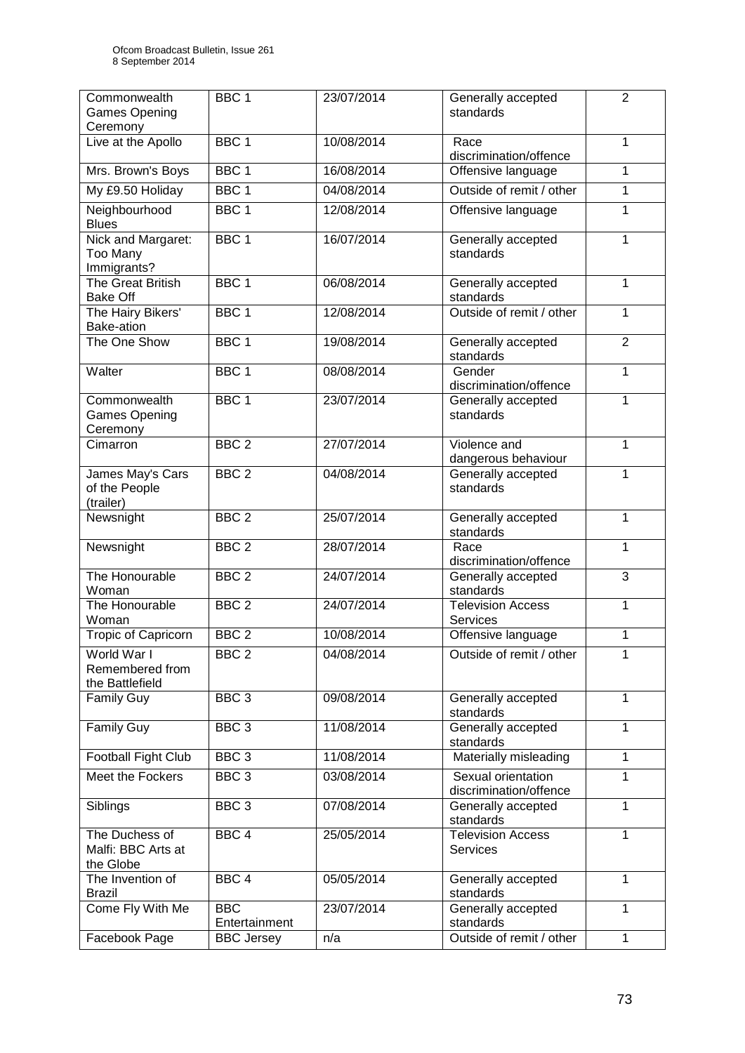| Commonwealth Games Opening Ceremony | BBC 1 | 23/07/2014 | Generally accepted standards | 2 |
|---|---|---|---|---|
| Live at the Apollo | BBC 1 | 10/08/2014 | Race discrimination/offence | 1 |
| Mrs. Brown's Boys | BBC 1 | 16/08/2014 | Offensive language | 1 |
| My £9.50 Holiday | BBC 1 | 04/08/2014 | Outside of remit / other | 1 |
| Neighbourhood Blues | BBC 1 | 12/08/2014 | Offensive language | 1 |
| Nick and Margaret: Too Many Immigrants? | BBC 1 | 16/07/2014 | Generally accepted standards | 1 |
| The Great British Bake Off | BBC 1 | 06/08/2014 | Generally accepted standards | 1 |
| The Hairy Bikers' Bake-ation | BBC 1 | 12/08/2014 | Outside of remit / other | 1 |
| The One Show | BBC 1 | 19/08/2014 | Generally accepted standards | 2 |
| Walter | BBC 1 | 08/08/2014 | Gender discrimination/offence | 1 |
| Commonwealth Games Opening Ceremony | BBC 1 | 23/07/2014 | Generally accepted standards | 1 |
| Cimarron | BBC 2 | 27/07/2014 | Violence and dangerous behaviour | 1 |
| James May's Cars of the People (trailer) | BBC 2 | 04/08/2014 | Generally accepted standards | 1 |
| Newsnight | BBC 2 | 25/07/2014 | Generally accepted standards | 1 |
| Newsnight | BBC 2 | 28/07/2014 | Race discrimination/offence | 1 |
| The Honourable Woman | BBC 2 | 24/07/2014 | Generally accepted standards | 3 |
| The Honourable Woman | BBC 2 | 24/07/2014 | Television Access Services | 1 |
| Tropic of Capricorn | BBC 2 | 10/08/2014 | Offensive language | 1 |
| World War I Remembered from the Battlefield | BBC 2 | 04/08/2014 | Outside of remit / other | 1 |
| Family Guy | BBC 3 | 09/08/2014 | Generally accepted standards | 1 |
| Family Guy | BBC 3 | 11/08/2014 | Generally accepted standards | 1 |
| Football Fight Club | BBC 3 | 11/08/2014 | Materially misleading | 1 |
| Meet the Fockers | BBC 3 | 03/08/2014 | Sexual orientation discrimination/offence | 1 |
| Siblings | BBC 3 | 07/08/2014 | Generally accepted standards | 1 |
| The Duchess of Malfi: BBC Arts at the Globe | BBC 4 | 25/05/2014 | Television Access Services | 1 |
| The Invention of Brazil | BBC 4 | 05/05/2014 | Generally accepted standards | 1 |
| Come Fly With Me | BBC Entertainment | 23/07/2014 | Generally accepted standards | 1 |
| Facebook Page | BBC Jersey | n/a | Outside of remit / other | 1 |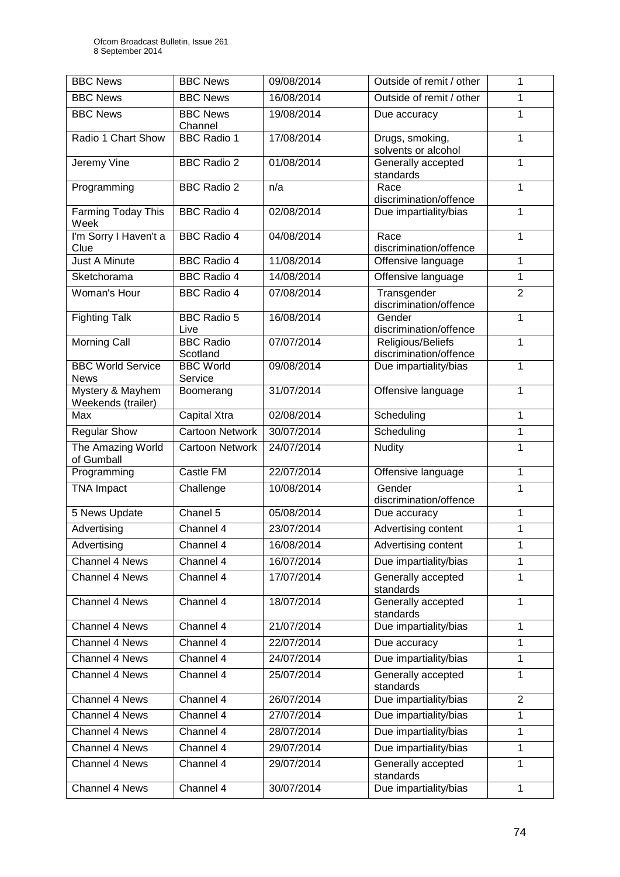| BBC News | BBC News | 09/08/2014 | Outside of remit / other | 1 |
|---|---|---|---|---|
| BBC News | BBC News | 16/08/2014 | Outside of remit / other | 1 |
| BBC News | BBC News Channel | 19/08/2014 | Due accuracy | 1 |
| Radio 1 Chart Show | BBC Radio 1 | 17/08/2014 | Drugs, smoking, solvents or alcohol | 1 |
| Jeremy Vine | BBC Radio 2 | 01/08/2014 | Generally accepted standards | 1 |
| Programming | BBC Radio 2 | n/a | Race discrimination/offence | 1 |
| Farming Today This Week | BBC Radio 4 | 02/08/2014 | Due impartiality/bias | 1 |
| I'm Sorry I Haven't a Clue | BBC Radio 4 | 04/08/2014 | Race discrimination/offence | 1 |
| Just A Minute | BBC Radio 4 | 11/08/2014 | Offensive language | 1 |
| Sketchorama | BBC Radio 4 | 14/08/2014 | Offensive language | 1 |
| Woman's Hour | BBC Radio 4 | 07/08/2014 | Transgender discrimination/offence | 2 |
| Fighting Talk | BBC Radio 5 Live | 16/08/2014 | Gender discrimination/offence | 1 |
| Morning Call | BBC Radio Scotland | 07/07/2014 | Religious/Beliefs discrimination/offence | 1 |
| BBC World Service News | BBC World Service | 09/08/2014 | Due impartiality/bias | 1 |
| Mystery & Mayhem Weekends (trailer) | Boomerang | 31/07/2014 | Offensive language | 1 |
| Max | Capital Xtra | 02/08/2014 | Scheduling | 1 |
| Regular Show | Cartoon Network | 30/07/2014 | Scheduling | 1 |
| The Amazing World of Gumball | Cartoon Network | 24/07/2014 | Nudity | 1 |
| Programming | Castle FM | 22/07/2014 | Offensive language | 1 |
| TNA Impact | Challenge | 10/08/2014 | Gender discrimination/offence | 1 |
| 5 News Update | Chanel 5 | 05/08/2014 | Due accuracy | 1 |
| Advertising | Channel 4 | 23/07/2014 | Advertising content | 1 |
| Advertising | Channel 4 | 16/08/2014 | Advertising content | 1 |
| Channel 4 News | Channel 4 | 16/07/2014 | Due impartiality/bias | 1 |
| Channel 4 News | Channel 4 | 17/07/2014 | Generally accepted standards | 1 |
| Channel 4 News | Channel 4 | 18/07/2014 | Generally accepted standards | 1 |
| Channel 4 News | Channel 4 | 21/07/2014 | Due impartiality/bias | 1 |
| Channel 4 News | Channel 4 | 22/07/2014 | Due accuracy | 1 |
| Channel 4 News | Channel 4 | 24/07/2014 | Due impartiality/bias | 1 |
| Channel 4 News | Channel 4 | 25/07/2014 | Generally accepted standards | 1 |
| Channel 4 News | Channel 4 | 26/07/2014 | Due impartiality/bias | 2 |
| Channel 4 News | Channel 4 | 27/07/2014 | Due impartiality/bias | 1 |
| Channel 4 News | Channel 4 | 28/07/2014 | Due impartiality/bias | 1 |
| Channel 4 News | Channel 4 | 29/07/2014 | Due impartiality/bias | 1 |
| Channel 4 News | Channel 4 | 29/07/2014 | Generally accepted standards | 1 |
| Channel 4 News | Channel 4 | 30/07/2014 | Due impartiality/bias | 1 |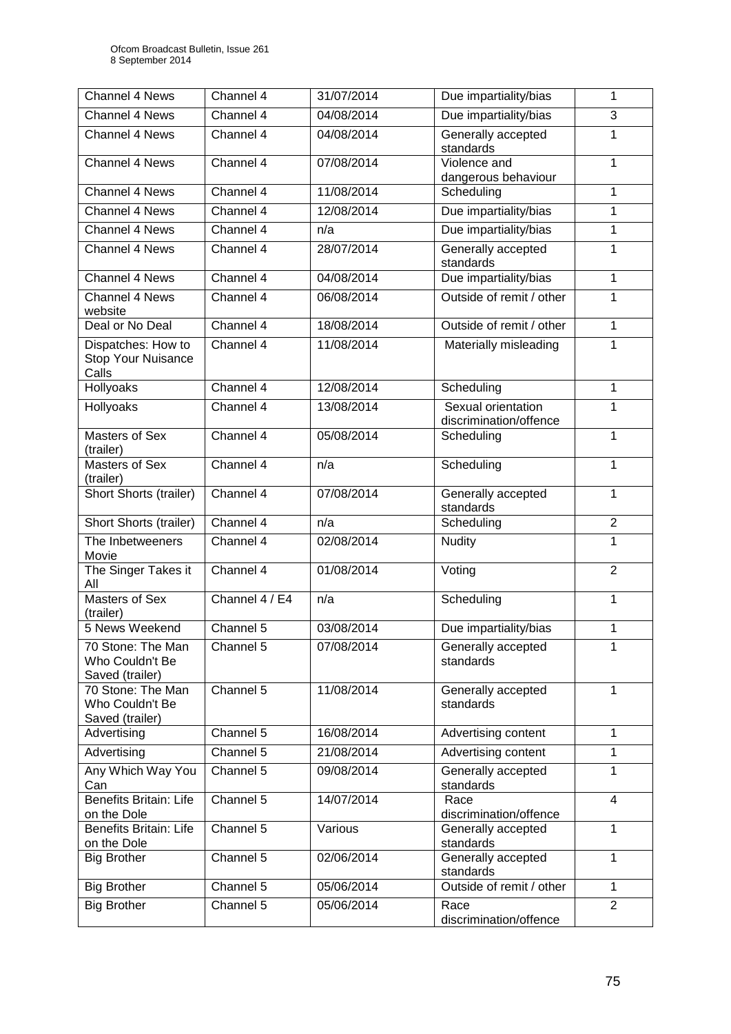| Channel 4 News | Channel 4 | 31/07/2014 | Due impartiality/bias | 1 |
|---|---|---|---|---|
| Channel 4 News | Channel 4 | 04/08/2014 | Due impartiality/bias | 3 |
| Channel 4 News | Channel 4 | 04/08/2014 | Generally accepted standards | 1 |
| Channel 4 News | Channel 4 | 07/08/2014 | Violence and dangerous behaviour | 1 |
| Channel 4 News | Channel 4 | 11/08/2014 | Scheduling | 1 |
| Channel 4 News | Channel 4 | 12/08/2014 | Due impartiality/bias | 1 |
| Channel 4 News | Channel 4 | n/a | Due impartiality/bias | 1 |
| Channel 4 News | Channel 4 | 28/07/2014 | Generally accepted standards | 1 |
| Channel 4 News | Channel 4 | 04/08/2014 | Due impartiality/bias | 1 |
| Channel 4 News website | Channel 4 | 06/08/2014 | Outside of remit / other | 1 |
| Deal or No Deal | Channel 4 | 18/08/2014 | Outside of remit / other | 1 |
| Dispatches: How to Stop Your Nuisance Calls | Channel 4 | 11/08/2014 | Materially misleading | 1 |
| Hollyoaks | Channel 4 | 12/08/2014 | Scheduling | 1 |
| Hollyoaks | Channel 4 | 13/08/2014 | Sexual orientation discrimination/offence | 1 |
| Masters of Sex (trailer) | Channel 4 | 05/08/2014 | Scheduling | 1 |
| Masters of Sex (trailer) | Channel 4 | n/a | Scheduling | 1 |
| Short Shorts (trailer) | Channel 4 | 07/08/2014 | Generally accepted standards | 1 |
| Short Shorts (trailer) | Channel 4 | n/a | Scheduling | 2 |
| The Inbetweeners Movie | Channel 4 | 02/08/2014 | Nudity | 1 |
| The Singer Takes it All | Channel 4 | 01/08/2014 | Voting | 2 |
| Masters of Sex (trailer) | Channel 4 / E4 | n/a | Scheduling | 1 |
| 5 News Weekend | Channel 5 | 03/08/2014 | Due impartiality/bias | 1 |
| 70 Stone: The Man Who Couldn't Be Saved (trailer) | Channel 5 | 07/08/2014 | Generally accepted standards | 1 |
| 70 Stone: The Man Who Couldn't Be Saved (trailer) | Channel 5 | 11/08/2014 | Generally accepted standards | 1 |
| Advertising | Channel 5 | 16/08/2014 | Advertising content | 1 |
| Advertising | Channel 5 | 21/08/2014 | Advertising content | 1 |
| Any Which Way You Can | Channel 5 | 09/08/2014 | Generally accepted standards | 1 |
| Benefits Britain: Life on the Dole | Channel 5 | 14/07/2014 | Race discrimination/offence | 4 |
| Benefits Britain: Life on the Dole | Channel 5 | Various | Generally accepted standards | 1 |
| Big Brother | Channel 5 | 02/06/2014 | Generally accepted standards | 1 |
| Big Brother | Channel 5 | 05/06/2014 | Outside of remit / other | 1 |
| Big Brother | Channel 5 | 05/06/2014 | Race discrimination/offence | 2 |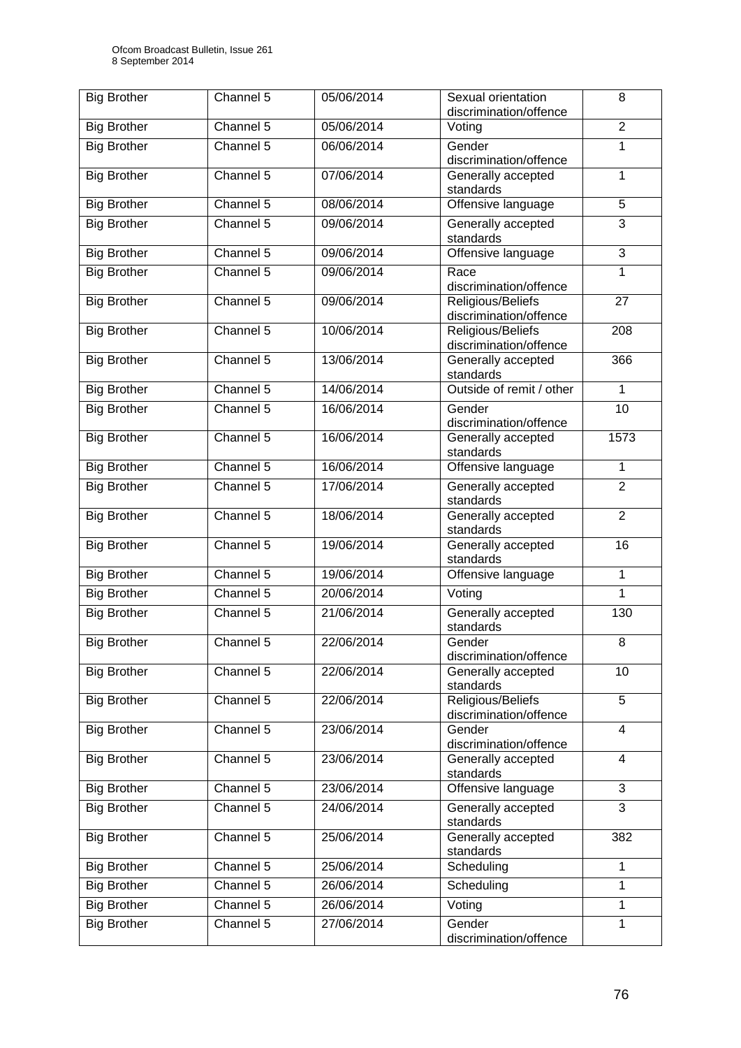| Big Brother | Channel 5 | 05/06/2014 | Sexual orientation discrimination/offence | 8 |
|---|---|---|---|---|
| Big Brother | Channel 5 | 05/06/2014 | Voting | 2 |
| Big Brother | Channel 5 | 06/06/2014 | Gender discrimination/offence | 1 |
| Big Brother | Channel 5 | 07/06/2014 | Generally accepted standards | 1 |
| Big Brother | Channel 5 | 08/06/2014 | Offensive language | 5 |
| Big Brother | Channel 5 | 09/06/2014 | Generally accepted standards | 3 |
| Big Brother | Channel 5 | 09/06/2014 | Offensive language | 3 |
| Big Brother | Channel 5 | 09/06/2014 | Race discrimination/offence | 1 |
| Big Brother | Channel 5 | 09/06/2014 | Religious/Beliefs discrimination/offence | 27 |
| Big Brother | Channel 5 | 10/06/2014 | Religious/Beliefs discrimination/offence | 208 |
| Big Brother | Channel 5 | 13/06/2014 | Generally accepted standards | 366 |
| Big Brother | Channel 5 | 14/06/2014 | Outside of remit / other | 1 |
| Big Brother | Channel 5 | 16/06/2014 | Gender discrimination/offence | 10 |
| Big Brother | Channel 5 | 16/06/2014 | Generally accepted standards | 1573 |
| Big Brother | Channel 5 | 16/06/2014 | Offensive language | 1 |
| Big Brother | Channel 5 | 17/06/2014 | Generally accepted standards | 2 |
| Big Brother | Channel 5 | 18/06/2014 | Generally accepted standards | 2 |
| Big Brother | Channel 5 | 19/06/2014 | Generally accepted standards | 16 |
| Big Brother | Channel 5 | 19/06/2014 | Offensive language | 1 |
| Big Brother | Channel 5 | 20/06/2014 | Voting | 1 |
| Big Brother | Channel 5 | 21/06/2014 | Generally accepted standards | 130 |
| Big Brother | Channel 5 | 22/06/2014 | Gender discrimination/offence | 8 |
| Big Brother | Channel 5 | 22/06/2014 | Generally accepted standards | 10 |
| Big Brother | Channel 5 | 22/06/2014 | Religious/Beliefs discrimination/offence | 5 |
| Big Brother | Channel 5 | 23/06/2014 | Gender discrimination/offence | 4 |
| Big Brother | Channel 5 | 23/06/2014 | Generally accepted standards | 4 |
| Big Brother | Channel 5 | 23/06/2014 | Offensive language | 3 |
| Big Brother | Channel 5 | 24/06/2014 | Generally accepted standards | 3 |
| Big Brother | Channel 5 | 25/06/2014 | Generally accepted standards | 382 |
| Big Brother | Channel 5 | 25/06/2014 | Scheduling | 1 |
| Big Brother | Channel 5 | 26/06/2014 | Scheduling | 1 |
| Big Brother | Channel 5 | 26/06/2014 | Voting | 1 |
| Big Brother | Channel 5 | 27/06/2014 | Gender discrimination/offence | 1 |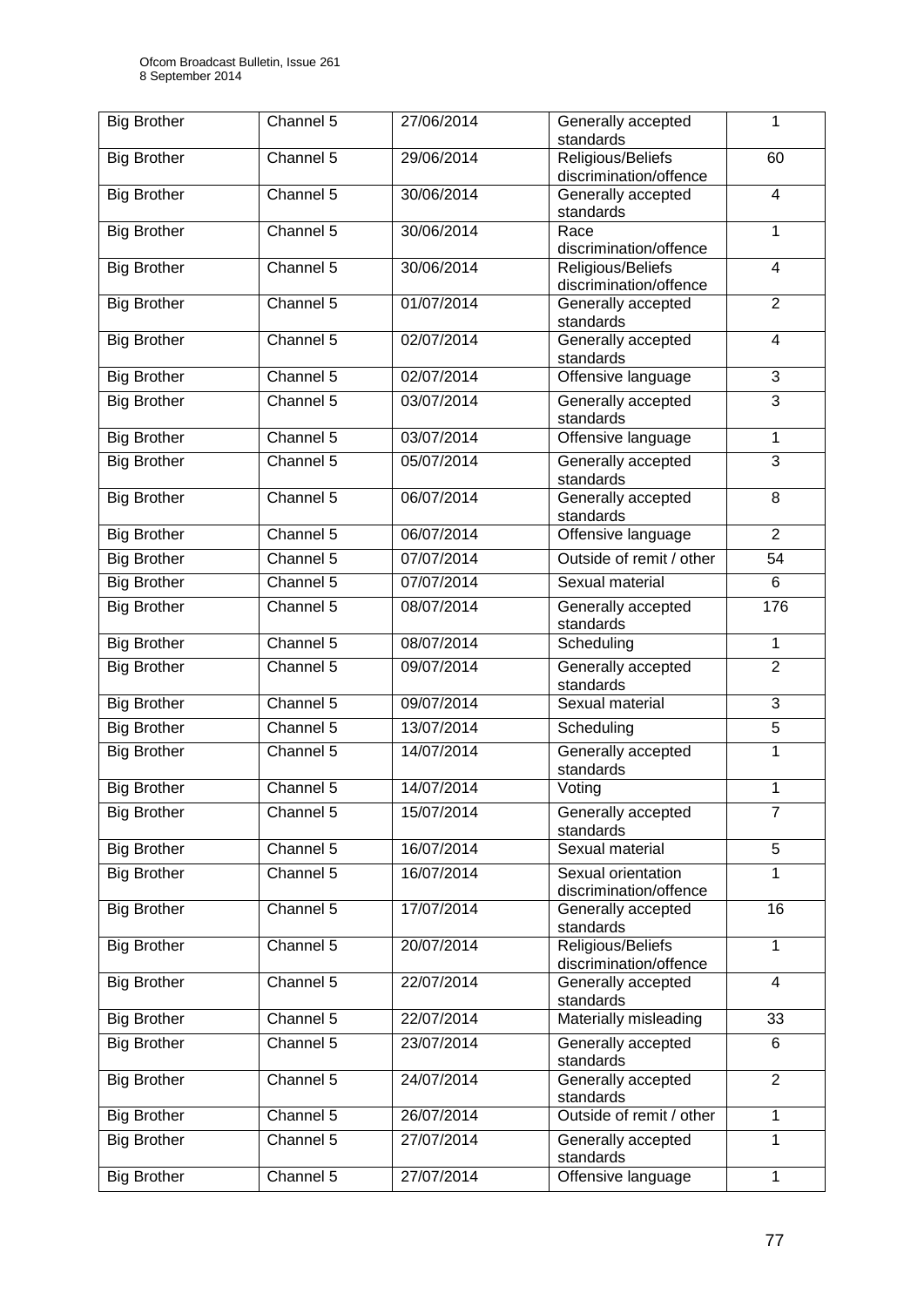| Big Brother | Channel 5 | 27/06/2014 | Generally accepted standards | 1 |
|---|---|---|---|---|
| Big Brother | Channel 5 | 29/06/2014 | Religious/Beliefs discrimination/offence | 60 |
| Big Brother | Channel 5 | 30/06/2014 | Generally accepted standards | 4 |
| Big Brother | Channel 5 | 30/06/2014 | Race discrimination/offence | 1 |
| Big Brother | Channel 5 | 30/06/2014 | Religious/Beliefs discrimination/offence | 4 |
| Big Brother | Channel 5 | 01/07/2014 | Generally accepted standards | 2 |
| Big Brother | Channel 5 | 02/07/2014 | Generally accepted standards | 4 |
| Big Brother | Channel 5 | 02/07/2014 | Offensive language | 3 |
| Big Brother | Channel 5 | 03/07/2014 | Generally accepted standards | 3 |
| Big Brother | Channel 5 | 03/07/2014 | Offensive language | 1 |
| Big Brother | Channel 5 | 05/07/2014 | Generally accepted standards | 3 |
| Big Brother | Channel 5 | 06/07/2014 | Generally accepted standards | 8 |
| Big Brother | Channel 5 | 06/07/2014 | Offensive language | 2 |
| Big Brother | Channel 5 | 07/07/2014 | Outside of remit / other | 54 |
| Big Brother | Channel 5 | 07/07/2014 | Sexual material | 6 |
| Big Brother | Channel 5 | 08/07/2014 | Generally accepted standards | 176 |
| Big Brother | Channel 5 | 08/07/2014 | Scheduling | 1 |
| Big Brother | Channel 5 | 09/07/2014 | Generally accepted standards | 2 |
| Big Brother | Channel 5 | 09/07/2014 | Sexual material | 3 |
| Big Brother | Channel 5 | 13/07/2014 | Scheduling | 5 |
| Big Brother | Channel 5 | 14/07/2014 | Generally accepted standards | 1 |
| Big Brother | Channel 5 | 14/07/2014 | Voting | 1 |
| Big Brother | Channel 5 | 15/07/2014 | Generally accepted standards | 7 |
| Big Brother | Channel 5 | 16/07/2014 | Sexual material | 5 |
| Big Brother | Channel 5 | 16/07/2014 | Sexual orientation discrimination/offence | 1 |
| Big Brother | Channel 5 | 17/07/2014 | Generally accepted standards | 16 |
| Big Brother | Channel 5 | 20/07/2014 | Religious/Beliefs discrimination/offence | 1 |
| Big Brother | Channel 5 | 22/07/2014 | Generally accepted standards | 4 |
| Big Brother | Channel 5 | 22/07/2014 | Materially misleading | 33 |
| Big Brother | Channel 5 | 23/07/2014 | Generally accepted standards | 6 |
| Big Brother | Channel 5 | 24/07/2014 | Generally accepted standards | 2 |
| Big Brother | Channel 5 | 26/07/2014 | Outside of remit / other | 1 |
| Big Brother | Channel 5 | 27/07/2014 | Generally accepted standards | 1 |
| Big Brother | Channel 5 | 27/07/2014 | Offensive language | 1 |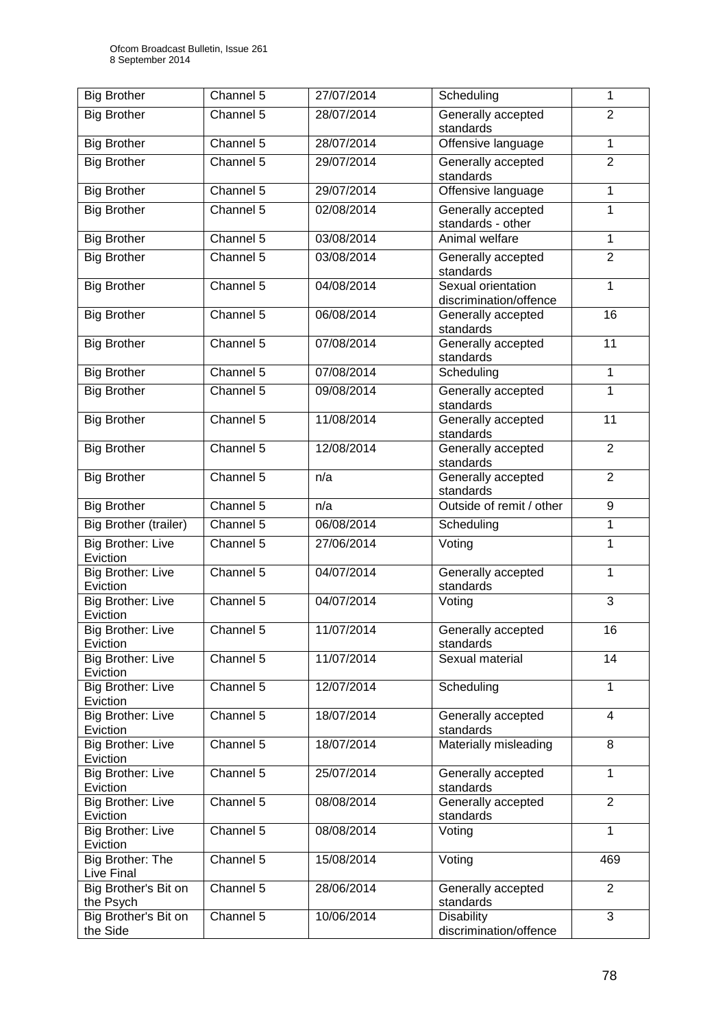| Big Brother | Channel 5 | 27/07/2014 | Scheduling | 1 |
|---|---|---|---|---|
| Big Brother | Channel 5 | 28/07/2014 | Generally accepted standards | 2 |
| Big Brother | Channel 5 | 28/07/2014 | Offensive language | 1 |
| Big Brother | Channel 5 | 29/07/2014 | Generally accepted standards | 2 |
| Big Brother | Channel 5 | 29/07/2014 | Offensive language | 1 |
| Big Brother | Channel 5 | 02/08/2014 | Generally accepted standards - other | 1 |
| Big Brother | Channel 5 | 03/08/2014 | Animal welfare | 1 |
| Big Brother | Channel 5 | 03/08/2014 | Generally accepted standards | 2 |
| Big Brother | Channel 5 | 04/08/2014 | Sexual orientation discrimination/offence | 1 |
| Big Brother | Channel 5 | 06/08/2014 | Generally accepted standards | 16 |
| Big Brother | Channel 5 | 07/08/2014 | Generally accepted standards | 11 |
| Big Brother | Channel 5 | 07/08/2014 | Scheduling | 1 |
| Big Brother | Channel 5 | 09/08/2014 | Generally accepted standards | 1 |
| Big Brother | Channel 5 | 11/08/2014 | Generally accepted standards | 11 |
| Big Brother | Channel 5 | 12/08/2014 | Generally accepted standards | 2 |
| Big Brother | Channel 5 | n/a | Generally accepted standards | 2 |
| Big Brother | Channel 5 | n/a | Outside of remit / other | 9 |
| Big Brother (trailer) | Channel 5 | 06/08/2014 | Scheduling | 1 |
| Big Brother: Live Eviction | Channel 5 | 27/06/2014 | Voting | 1 |
| Big Brother: Live Eviction | Channel 5 | 04/07/2014 | Generally accepted standards | 1 |
| Big Brother: Live Eviction | Channel 5 | 04/07/2014 | Voting | 3 |
| Big Brother: Live Eviction | Channel 5 | 11/07/2014 | Generally accepted standards | 16 |
| Big Brother: Live Eviction | Channel 5 | 11/07/2014 | Sexual material | 14 |
| Big Brother: Live Eviction | Channel 5 | 12/07/2014 | Scheduling | 1 |
| Big Brother: Live Eviction | Channel 5 | 18/07/2014 | Generally accepted standards | 4 |
| Big Brother: Live Eviction | Channel 5 | 18/07/2014 | Materially misleading | 8 |
| Big Brother: Live Eviction | Channel 5 | 25/07/2014 | Generally accepted standards | 1 |
| Big Brother: Live Eviction | Channel 5 | 08/08/2014 | Generally accepted standards | 2 |
| Big Brother: Live Eviction | Channel 5 | 08/08/2014 | Voting | 1 |
| Big Brother: The Live Final | Channel 5 | 15/08/2014 | Voting | 469 |
| Big Brother's Bit on the Psych | Channel 5 | 28/06/2014 | Generally accepted standards | 2 |
| Big Brother's Bit on the Side | Channel 5 | 10/06/2014 | Disability discrimination/offence | 3 |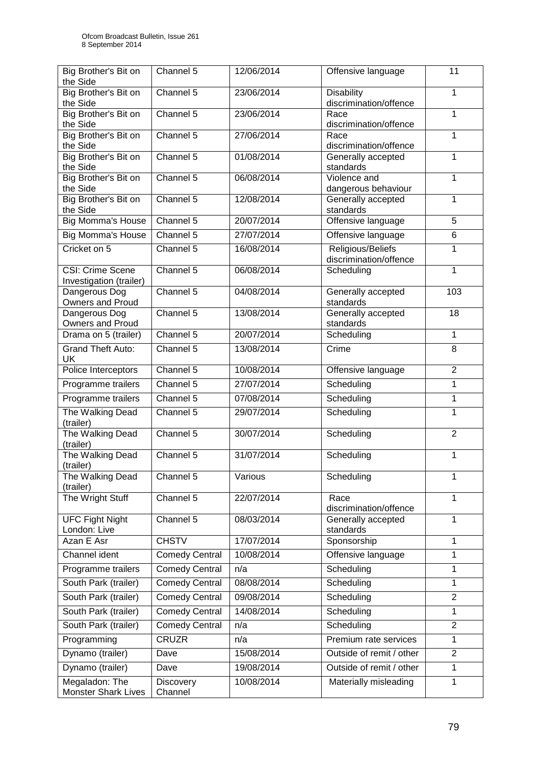| Big Brother's Bit on the Side | Channel 5 | 12/06/2014 | Offensive language | 11 |
|---|---|---|---|---|
| Big Brother's Bit on the Side | Channel 5 | 23/06/2014 | Disability discrimination/offence | 1 |
| Big Brother's Bit on the Side | Channel 5 | 23/06/2014 | Race discrimination/offence | 1 |
| Big Brother's Bit on the Side | Channel 5 | 27/06/2014 | Race discrimination/offence | 1 |
| Big Brother's Bit on the Side | Channel 5 | 01/08/2014 | Generally accepted standards | 1 |
| Big Brother's Bit on the Side | Channel 5 | 06/08/2014 | Violence and dangerous behaviour | 1 |
| Big Brother's Bit on the Side | Channel 5 | 12/08/2014 | Generally accepted standards | 1 |
| Big Momma's House | Channel 5 | 20/07/2014 | Offensive language | 5 |
| Big Momma's House | Channel 5 | 27/07/2014 | Offensive language | 6 |
| Cricket on 5 | Channel 5 | 16/08/2014 | Religious/Beliefs discrimination/offence | 1 |
| CSI: Crime Scene Investigation (trailer) | Channel 5 | 06/08/2014 | Scheduling | 1 |
| Dangerous Dog Owners and Proud | Channel 5 | 04/08/2014 | Generally accepted standards | 103 |
| Dangerous Dog Owners and Proud | Channel 5 | 13/08/2014 | Generally accepted standards | 18 |
| Drama on 5 (trailer) | Channel 5 | 20/07/2014 | Scheduling | 1 |
| Grand Theft Auto: UK | Channel 5 | 13/08/2014 | Crime | 8 |
| Police Interceptors | Channel 5 | 10/08/2014 | Offensive language | 2 |
| Programme trailers | Channel 5 | 27/07/2014 | Scheduling | 1 |
| Programme trailers | Channel 5 | 07/08/2014 | Scheduling | 1 |
| The Walking Dead (trailer) | Channel 5 | 29/07/2014 | Scheduling | 1 |
| The Walking Dead (trailer) | Channel 5 | 30/07/2014 | Scheduling | 2 |
| The Walking Dead (trailer) | Channel 5 | 31/07/2014 | Scheduling | 1 |
| The Walking Dead (trailer) | Channel 5 | Various | Scheduling | 1 |
| The Wright Stuff | Channel 5 | 22/07/2014 | Race discrimination/offence | 1 |
| UFC Fight Night London: Live | Channel 5 | 08/03/2014 | Generally accepted standards | 1 |
| Azan E Asr | CHSTV | 17/07/2014 | Sponsorship | 1 |
| Channel ident | Comedy Central | 10/08/2014 | Offensive language | 1 |
| Programme trailers | Comedy Central | n/a | Scheduling | 1 |
| South Park (trailer) | Comedy Central | 08/08/2014 | Scheduling | 1 |
| South Park (trailer) | Comedy Central | 09/08/2014 | Scheduling | 2 |
| South Park (trailer) | Comedy Central | 14/08/2014 | Scheduling | 1 |
| South Park (trailer) | Comedy Central | n/a | Scheduling | 2 |
| Programming | CRUZR | n/a | Premium rate services | 1 |
| Dynamo (trailer) | Dave | 15/08/2014 | Outside of remit / other | 2 |
| Dynamo (trailer) | Dave | 19/08/2014 | Outside of remit / other | 1 |
| Megaladon: The Monster Shark Lives | Discovery Channel | 10/08/2014 | Materially misleading | 1 |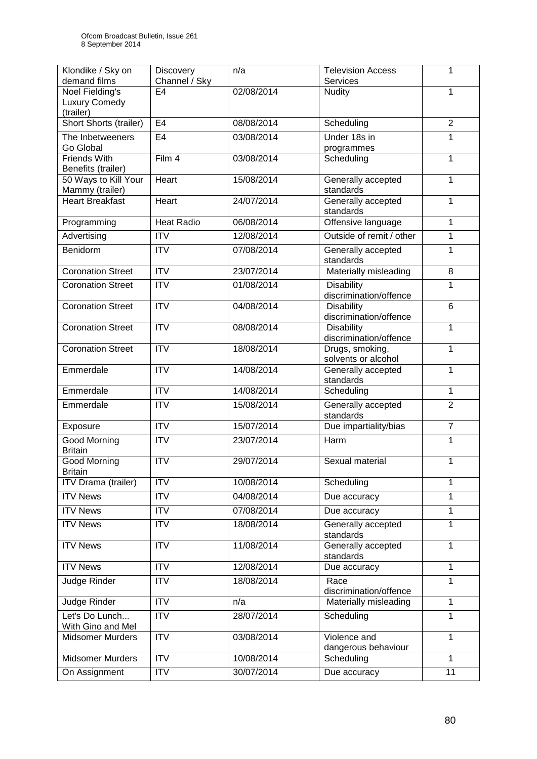| Klondike / Sky on demand films | Discovery Channel / Sky | n/a | Television Access Services | 1 |
|---|---|---|---|---|
| Noel Fielding's Luxury Comedy (trailer) | E4 | 02/08/2014 | Nudity | 1 |
| Short Shorts (trailer) | E4 | 08/08/2014 | Scheduling | 2 |
| The Inbetweeners Go Global | E4 | 03/08/2014 | Under 18s in programmes | 1 |
| Friends With Benefits (trailer) | Film 4 | 03/08/2014 | Scheduling | 1 |
| 50 Ways to Kill Your Mammy (trailer) | Heart | 15/08/2014 | Generally accepted standards | 1 |
| Heart Breakfast | Heart | 24/07/2014 | Generally accepted standards | 1 |
| Programming | Heat Radio | 06/08/2014 | Offensive language | 1 |
| Advertising | ITV | 12/08/2014 | Outside of remit / other | 1 |
| Benidorm | ITV | 07/08/2014 | Generally accepted standards | 1 |
| Coronation Street | ITV | 23/07/2014 | Materially misleading | 8 |
| Coronation Street | ITV | 01/08/2014 | Disability discrimination/offence | 1 |
| Coronation Street | ITV | 04/08/2014 | Disability discrimination/offence | 6 |
| Coronation Street | ITV | 08/08/2014 | Disability discrimination/offence | 1 |
| Coronation Street | ITV | 18/08/2014 | Drugs, smoking, solvents or alcohol | 1 |
| Emmerdale | ITV | 14/08/2014 | Generally accepted standards | 1 |
| Emmerdale | ITV | 14/08/2014 | Scheduling | 1 |
| Emmerdale | ITV | 15/08/2014 | Generally accepted standards | 2 |
| Exposure | ITV | 15/07/2014 | Due impartiality/bias | 7 |
| Good Morning Britain | ITV | 23/07/2014 | Harm | 1 |
| Good Morning Britain | ITV | 29/07/2014 | Sexual material | 1 |
| ITV Drama (trailer) | ITV | 10/08/2014 | Scheduling | 1 |
| ITV News | ITV | 04/08/2014 | Due accuracy | 1 |
| ITV News | ITV | 07/08/2014 | Due accuracy | 1 |
| ITV News | ITV | 18/08/2014 | Generally accepted standards | 1 |
| ITV News | ITV | 11/08/2014 | Generally accepted standards | 1 |
| ITV News | ITV | 12/08/2014 | Due accuracy | 1 |
| Judge Rinder | ITV | 18/08/2014 | Race discrimination/offence | 1 |
| Judge Rinder | ITV | n/a | Materially misleading | 1 |
| Let's Do Lunch... With Gino and Mel | ITV | 28/07/2014 | Scheduling | 1 |
| Midsomer Murders | ITV | 03/08/2014 | Violence and dangerous behaviour | 1 |
| Midsomer Murders | ITV | 10/08/2014 | Scheduling | 1 |
| On Assignment | ITV | 30/07/2014 | Due accuracy | 11 |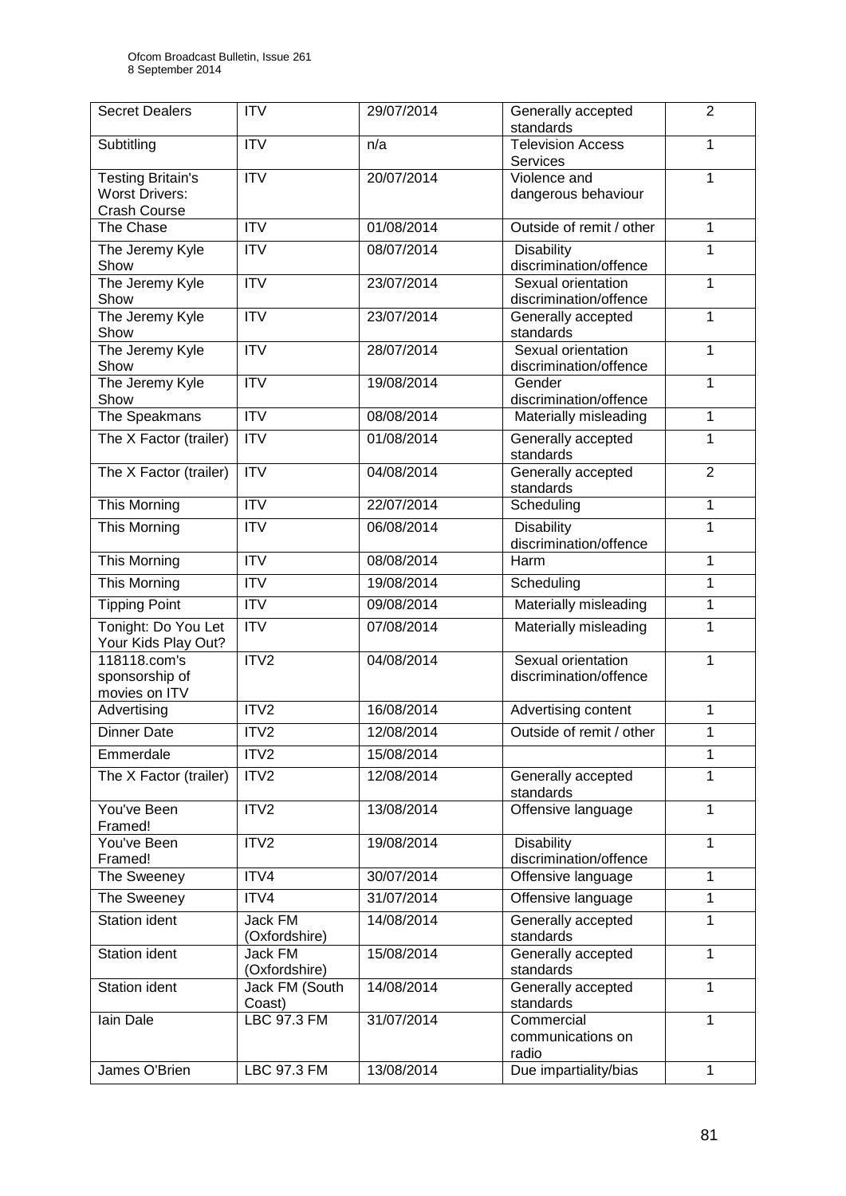| Secret Dealers | ITV | 29/07/2014 | Generally accepted standards | 2 |
|---|---|---|---|---|
| Subtitling | ITV | n/a | Television Access Services | 1 |
| Testing Britain's Worst Drivers: Crash Course | ITV | 20/07/2014 | Violence and dangerous behaviour | 1 |
| The Chase | ITV | 01/08/2014 | Outside of remit / other | 1 |
| The Jeremy Kyle Show | ITV | 08/07/2014 | Disability discrimination/offence | 1 |
| The Jeremy Kyle Show | ITV | 23/07/2014 | Sexual orientation discrimination/offence | 1 |
| The Jeremy Kyle Show | ITV | 23/07/2014 | Generally accepted standards | 1 |
| The Jeremy Kyle Show | ITV | 28/07/2014 | Sexual orientation discrimination/offence | 1 |
| The Jeremy Kyle Show | ITV | 19/08/2014 | Gender discrimination/offence | 1 |
| The Speakmans | ITV | 08/08/2014 | Materially misleading | 1 |
| The X Factor (trailer) | ITV | 01/08/2014 | Generally accepted standards | 1 |
| The X Factor (trailer) | ITV | 04/08/2014 | Generally accepted standards | 2 |
| This Morning | ITV | 22/07/2014 | Scheduling | 1 |
| This Morning | ITV | 06/08/2014 | Disability discrimination/offence | 1 |
| This Morning | ITV | 08/08/2014 | Harm | 1 |
| This Morning | ITV | 19/08/2014 | Scheduling | 1 |
| Tipping Point | ITV | 09/08/2014 | Materially misleading | 1 |
| Tonight: Do You Let Your Kids Play Out? | ITV | 07/08/2014 | Materially misleading | 1 |
| 118118.com's sponsorship of movies on ITV | ITV2 | 04/08/2014 | Sexual orientation discrimination/offence | 1 |
| Advertising | ITV2 | 16/08/2014 | Advertising content | 1 |
| Dinner Date | ITV2 | 12/08/2014 | Outside of remit / other | 1 |
| Emmerdale | ITV2 | 15/08/2014 | | 1 |
| The X Factor (trailer) | ITV2 | 12/08/2014 | Generally accepted standards | 1 |
| You've Been Framed! | ITV2 | 13/08/2014 | Offensive language | 1 |
| You've Been Framed! | ITV2 | 19/08/2014 | Disability discrimination/offence | 1 |
| The Sweeney | ITV4 | 30/07/2014 | Offensive language | 1 |
| The Sweeney | ITV4 | 31/07/2014 | Offensive language | 1 |
| Station ident | Jack FM (Oxfordshire) | 14/08/2014 | Generally accepted standards | 1 |
| Station ident | Jack FM (Oxfordshire) | 15/08/2014 | Generally accepted standards | 1 |
| Station ident | Jack FM (South Coast) | 14/08/2014 | Generally accepted standards | 1 |
| Iain Dale | LBC 97.3 FM | 31/07/2014 | Commercial communications on radio | 1 |
| James O'Brien | LBC 97.3 FM | 13/08/2014 | Due impartiality/bias | 1 |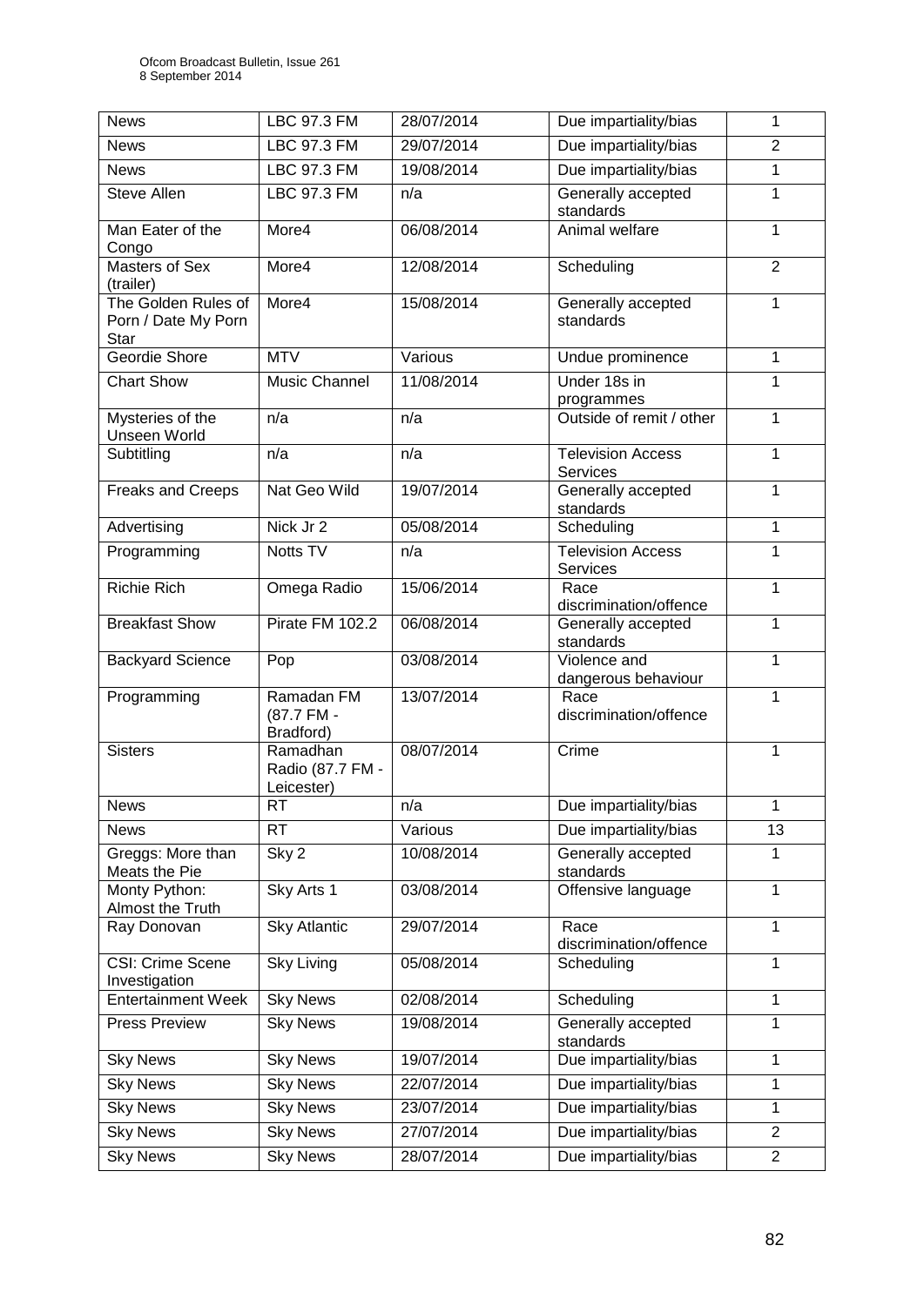| News | LBC 97.3 FM | 28/07/2014 | Due impartiality/bias | 1 |
|---|---|---|---|---|
| News | LBC 97.3 FM | 29/07/2014 | Due impartiality/bias | 2 |
| News | LBC 97.3 FM | 19/08/2014 | Due impartiality/bias | 1 |
| Steve Allen | LBC 97.3 FM | n/a | Generally accepted standards | 1 |
| Man Eater of the Congo | More4 | 06/08/2014 | Animal welfare | 1 |
| Masters of Sex (trailer) | More4 | 12/08/2014 | Scheduling | 2 |
| The Golden Rules of Porn / Date My Porn Star | More4 | 15/08/2014 | Generally accepted standards | 1 |
| Geordie Shore | MTV | Various | Undue prominence | 1 |
| Chart Show | Music Channel | 11/08/2014 | Under 18s in programmes | 1 |
| Mysteries of the Unseen World | n/a | n/a | Outside of remit / other | 1 |
| Subtitling | n/a | n/a | Television Access Services | 1 |
| Freaks and Creeps | Nat Geo Wild | 19/07/2014 | Generally accepted standards | 1 |
| Advertising | Nick Jr 2 | 05/08/2014 | Scheduling | 1 |
| Programming | Notts TV | n/a | Television Access Services | 1 |
| Richie Rich | Omega Radio | 15/06/2014 | Race discrimination/offence | 1 |
| Breakfast Show | Pirate FM 102.2 | 06/08/2014 | Generally accepted standards | 1 |
| Backyard Science | Pop | 03/08/2014 | Violence and dangerous behaviour | 1 |
| Programming | Ramadan FM (87.7 FM - Bradford) | 13/07/2014 | Race discrimination/offence | 1 |
| Sisters | Ramadhan Radio (87.7 FM - Leicester) | 08/07/2014 | Crime | 1 |
| News | RT | n/a | Due impartiality/bias | 1 |
| News | RT | Various | Due impartiality/bias | 13 |
| Greggs: More than Meats the Pie | Sky 2 | 10/08/2014 | Generally accepted standards | 1 |
| Monty Python: Almost the Truth | Sky Arts 1 | 03/08/2014 | Offensive language | 1 |
| Ray Donovan | Sky Atlantic | 29/07/2014 | Race discrimination/offence | 1 |
| CSI: Crime Scene Investigation | Sky Living | 05/08/2014 | Scheduling | 1 |
| Entertainment Week | Sky News | 02/08/2014 | Scheduling | 1 |
| Press Preview | Sky News | 19/08/2014 | Generally accepted standards | 1 |
| Sky News | Sky News | 19/07/2014 | Due impartiality/bias | 1 |
| Sky News | Sky News | 22/07/2014 | Due impartiality/bias | 1 |
| Sky News | Sky News | 23/07/2014 | Due impartiality/bias | 1 |
| Sky News | Sky News | 27/07/2014 | Due impartiality/bias | 2 |
| Sky News | Sky News | 28/07/2014 | Due impartiality/bias | 2 |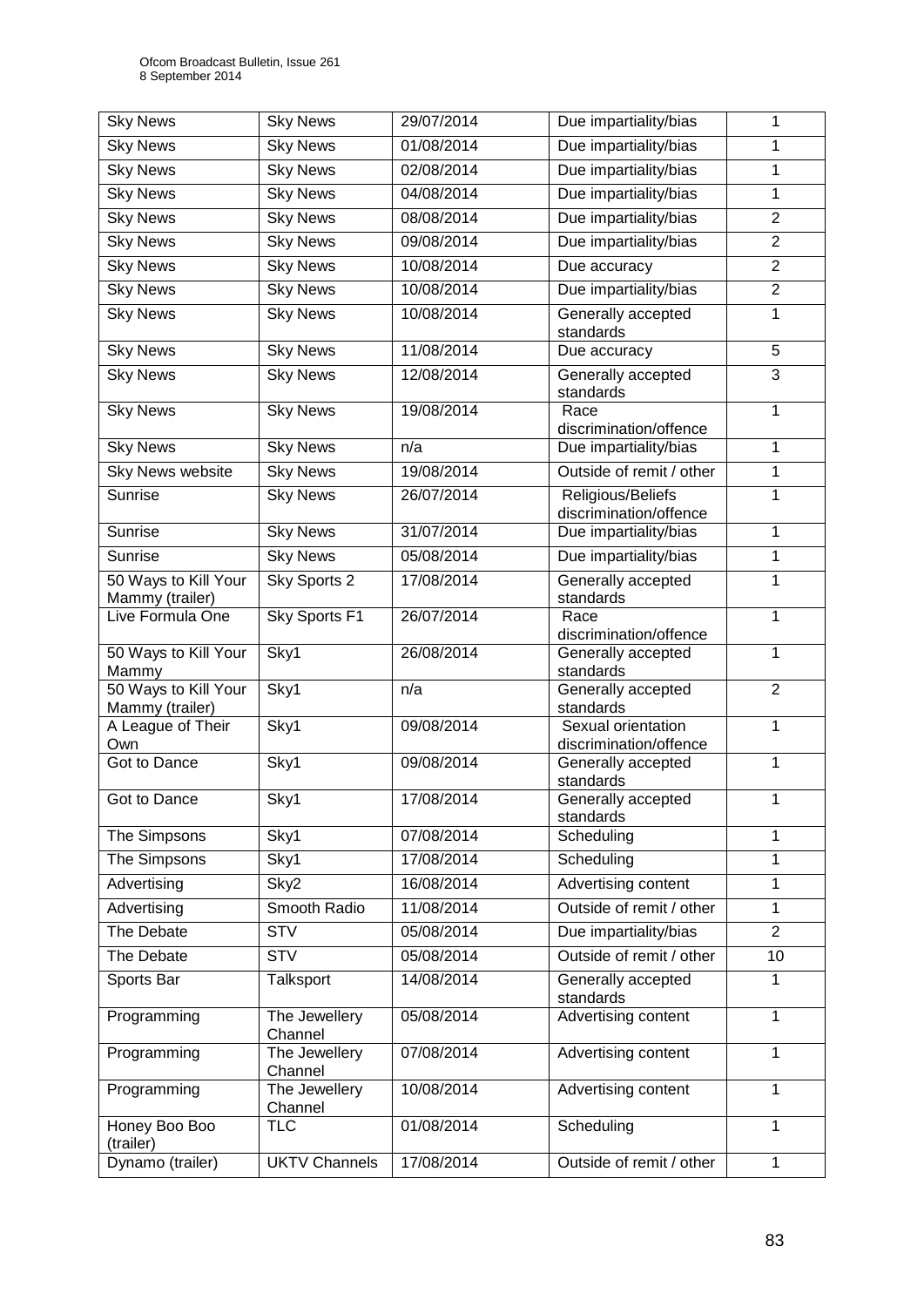| | | | | |
|---|---|---|---|---|
| Sky News | Sky News | 29/07/2014 | Due impartiality/bias | 1 |
| Sky News | Sky News | 01/08/2014 | Due impartiality/bias | 1 |
| Sky News | Sky News | 02/08/2014 | Due impartiality/bias | 1 |
| Sky News | Sky News | 04/08/2014 | Due impartiality/bias | 1 |
| Sky News | Sky News | 08/08/2014 | Due impartiality/bias | 2 |
| Sky News | Sky News | 09/08/2014 | Due impartiality/bias | 2 |
| Sky News | Sky News | 10/08/2014 | Due accuracy | 2 |
| Sky News | Sky News | 10/08/2014 | Due impartiality/bias | 2 |
| Sky News | Sky News | 10/08/2014 | Generally accepted standards | 1 |
| Sky News | Sky News | 11/08/2014 | Due accuracy | 5 |
| Sky News | Sky News | 12/08/2014 | Generally accepted standards | 3 |
| Sky News | Sky News | 19/08/2014 | Race discrimination/offence | 1 |
| Sky News | Sky News | n/a | Due impartiality/bias | 1 |
| Sky News website | Sky News | 19/08/2014 | Outside of remit / other | 1 |
| Sunrise | Sky News | 26/07/2014 | Religious/Beliefs discrimination/offence | 1 |
| Sunrise | Sky News | 31/07/2014 | Due impartiality/bias | 1 |
| Sunrise | Sky News | 05/08/2014 | Due impartiality/bias | 1 |
| 50 Ways to Kill Your Mammy (trailer) | Sky Sports 2 | 17/08/2014 | Generally accepted standards | 1 |
| Live Formula One | Sky Sports F1 | 26/07/2014 | Race discrimination/offence | 1 |
| 50 Ways to Kill Your Mammy | Sky1 | 26/08/2014 | Generally accepted standards | 1 |
| 50 Ways to Kill Your Mammy (trailer) | Sky1 | n/a | Generally accepted standards | 2 |
| A League of Their Own | Sky1 | 09/08/2014 | Sexual orientation discrimination/offence | 1 |
| Got to Dance | Sky1 | 09/08/2014 | Generally accepted standards | 1 |
| Got to Dance | Sky1 | 17/08/2014 | Generally accepted standards | 1 |
| The Simpsons | Sky1 | 07/08/2014 | Scheduling | 1 |
| The Simpsons | Sky1 | 17/08/2014 | Scheduling | 1 |
| Advertising | Sky2 | 16/08/2014 | Advertising content | 1 |
| Advertising | Smooth Radio | 11/08/2014 | Outside of remit / other | 1 |
| The Debate | STV | 05/08/2014 | Due impartiality/bias | 2 |
| The Debate | STV | 05/08/2014 | Outside of remit / other | 10 |
| Sports Bar | Talksport | 14/08/2014 | Generally accepted standards | 1 |
| Programming | The Jewellery Channel | 05/08/2014 | Advertising content | 1 |
| Programming | The Jewellery Channel | 07/08/2014 | Advertising content | 1 |
| Programming | The Jewellery Channel | 10/08/2014 | Advertising content | 1 |
| Honey Boo Boo (trailer) | TLC | 01/08/2014 | Scheduling | 1 |
| Dynamo (trailer) | UKTV Channels | 17/08/2014 | Outside of remit / other | 1 |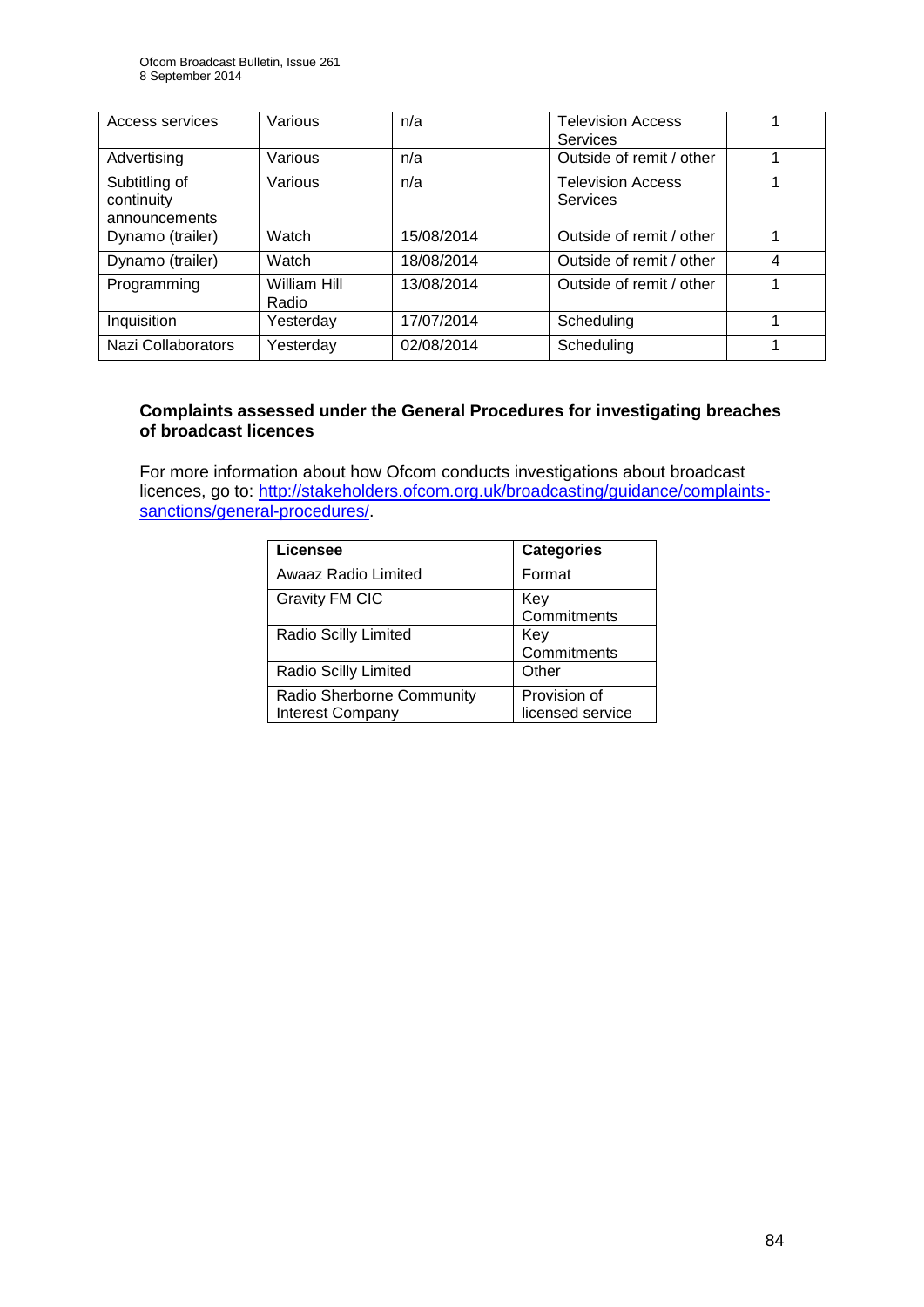| | | | | |
|---|---|---|---|---|
| Access services | Various | n/a | Television Access Services | 1 |
| Advertising | Various | n/a | Outside of remit / other | 1 |
| Subtitling of continuity announcements | Various | n/a | Television Access Services | 1 |
| Dynamo (trailer) | Watch | 15/08/2014 | Outside of remit / other | 1 |
| Dynamo (trailer) | Watch | 18/08/2014 | Outside of remit / other | 4 |
| Programming | William Hill Radio | 13/08/2014 | Outside of remit / other | 1 |
| Inquisition | Yesterday | 17/07/2014 | Scheduling | 1 |
| Nazi Collaborators | Yesterday | 02/08/2014 | Scheduling | 1 |

**Complaints assessed under the General Procedures for investigating breaches of broadcast licences**

For more information about how Ofcom conducts investigations about broadcast licences, go to: http://stakeholders.ofcom.org.uk/broadcasting/guidance/complaints-sanctions/general-procedures/.

| Licensee | Categories |
|---|---|
| Awaaz Radio Limited | Format |
| Gravity FM CIC | Key Commitments |
| Radio Scilly Limited | Key Commitments |
| Radio Scilly Limited | Other |
| Radio Sherborne Community Interest Company | Provision of licensed service |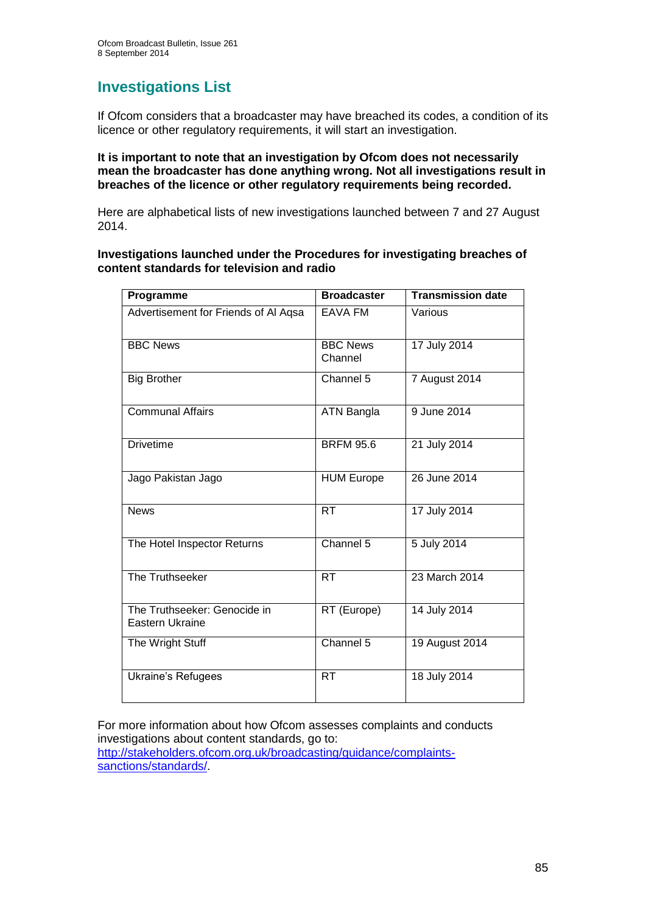## Investigations List

If Ofcom considers that a broadcaster may have breached its codes, a condition of its licence or other regulatory requirements, it will start an investigation.

**It is important to note that an investigation by Ofcom does not necessarily mean the broadcaster has done anything wrong. Not all investigations result in breaches of the licence or other regulatory requirements being recorded.**

Here are alphabetical lists of new investigations launched between 7 and 27 August 2014.

**Investigations launched under the Procedures for investigating breaches of content standards for television and radio**

| Programme | Broadcaster | Transmission date |
| --- | --- | --- |
| Advertisement for Friends of Al Aqsa | EAVA FM | Various |
| BBC News | BBC News Channel | 17 July 2014 |
| Big Brother | Channel 5 | 7 August 2014 |
| Communal Affairs | ATN Bangla | 9 June 2014 |
| Drivetime | BRFM 95.6 | 21 July 2014 |
| Jago Pakistan Jago | HUM Europe | 26 June 2014 |
| News | RT | 17 July 2014 |
| The Hotel Inspector Returns | Channel 5 | 5 July 2014 |
| The Truthseeker | RT | 23 March 2014 |
| The Truthseeker: Genocide in Eastern Ukraine | RT (Europe) | 14 July 2014 |
| The Wright Stuff | Channel 5 | 19 August 2014 |
| Ukraine's Refugees | RT | 18 July 2014 |

For more information about how Ofcom assesses complaints and conducts investigations about content standards, go to: [http://stakeholders.ofcom.org.uk/broadcasting/guidance/complaints-sanctions/standards/](http://stakeholders.ofcom.org.uk/broadcasting/guidance/complaints-sanctions/standards/).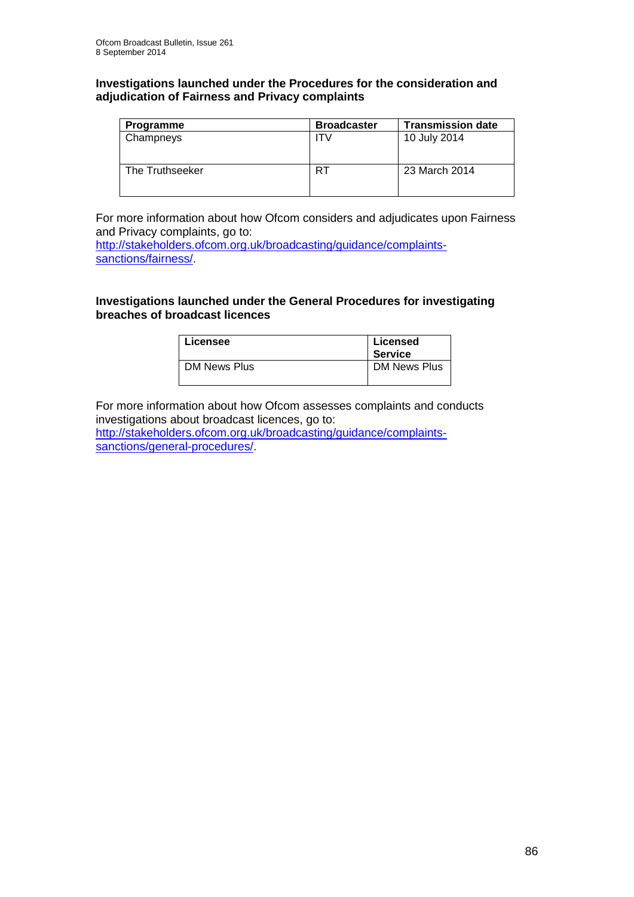**Investigations launched under the Procedures for the consideration and adjudication of Fairness and Privacy complaints**

| Programme | Broadcaster | Transmission date |
|---|---|---|
| Champneys | ITV | 10 July 2014 |
| The Truthseeker | RT | 23 March 2014 |

For more information about how Ofcom considers and adjudicates upon Fairness and Privacy complaints, go to:
[http://stakeholders.ofcom.org.uk/broadcasting/guidance/complaints-sanctions/fairness/](http://stakeholders.ofcom.org.uk/broadcasting/guidance/complaints-sanctions/fairness/).

**Investigations launched under the General Procedures for investigating breaches of broadcast licences**

| Licensee | Licensed Service |
|---|---|
| DM News Plus | DM News Plus |

For more information about how Ofcom assesses complaints and conducts investigations about broadcast licences, go to:
[http://stakeholders.ofcom.org.uk/broadcasting/guidance/complaints-sanctions/general-procedures/](http://stakeholders.ofcom.org.uk/broadcasting/guidance/complaints-sanctions/general-procedures/).